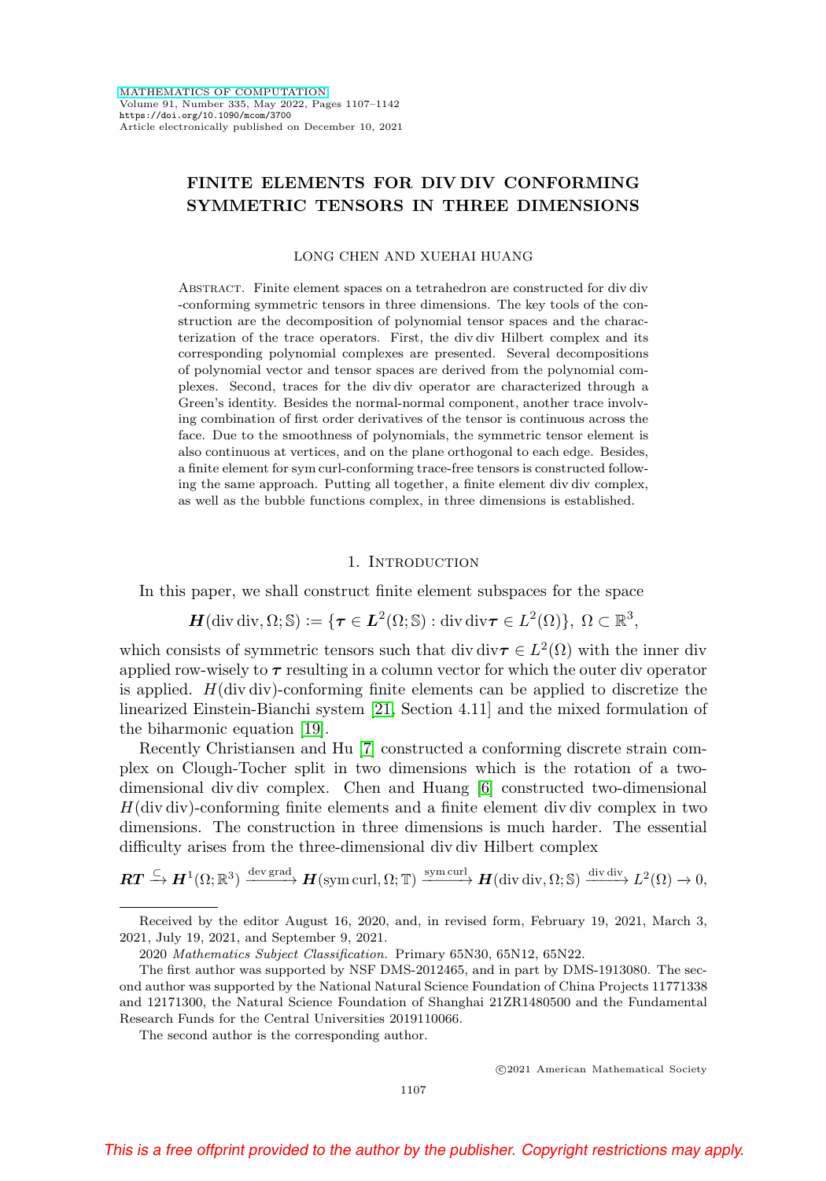# FINITE ELEMENTS FOR DIV DIV CONFORMING SYMMETRIC TENSORS IN THREE DIMENSIONS

LONG CHEN AND XUEHAI HUANG

ABSTRACT. Finite element spaces on a tetrahedron are constructed for div div -conforming symmetric tensors in three dimensions. The key tools of the construction are the decomposition of polynomial tensor spaces and the characterization of the trace operators. First, the div div Hilbert complex and its corresponding polynomial complexes are presented. Several decompositions of polynomial vector and tensor spaces are derived from the polynomial complexes. Second, traces for the div div operator are characterized through a Green's identity. Besides the normal-normal component, another trace involving combination of first order derivatives of the tensor is continuous across the face. Due to the smoothness of polynomials, the symmetric tensor element is also continuous at vertices, and on the plane orthogonal to each edge. Besides, a finite element for sym curl-conforming trace-free tensors is constructed following the same approach. Putting all together, a finite element div div complex, as well as the bubble functions complex, in three dimensions is established.

## 1. INTRODUCTION

In this paper, we shall construct finite element subspaces for the space

$$\boldsymbol{H}(\operatorname{div}\operatorname{div},\Omega;\mathbb{S}) := \{\boldsymbol{\tau}\in \boldsymbol{L}^2(\Omega;\mathbb{S}) : \operatorname{div}\operatorname{div}\boldsymbol{\tau}\in L^2(\Omega)\},\ \Omega\subset\mathbb{R}^3,$$

which consists of symmetric tensors such that $\operatorname{div}\operatorname{div}\boldsymbol{\tau}\in L^2(\Omega)$ with the inner div applied row-wisely to $\boldsymbol{\tau}$ resulting in a column vector for which the outer div operator is applied. $H(\operatorname{div}\operatorname{div})$-conforming finite elements can be applied to discretize the linearized Einstein-Bianchi system [21, Section 4.11] and the mixed formulation of the biharmonic equation [19].

Recently Christiansen and Hu [7] constructed a conforming discrete strain complex on Clough-Tocher split in two dimensions which is the rotation of a two-dimensional div div complex. Chen and Huang [6] constructed two-dimensional $H(\operatorname{div}\operatorname{div})$-conforming finite elements and a finite element div div complex in two dimensions. The construction in three dimensions is much harder. The essential difficulty arises from the three-dimensional div div Hilbert complex

$$\boldsymbol{RT}\xrightarrow{\subset}\boldsymbol{H}^1(\Omega;\mathbb{R}^3)\xrightarrow{\operatorname{dev}\operatorname{grad}}\boldsymbol{H}(\operatorname{sym}\operatorname{curl},\Omega;\mathbb{T})\xrightarrow{\operatorname{sym}\operatorname{curl}}\boldsymbol{H}(\operatorname{div}\operatorname{div},\Omega;\mathbb{S})\xrightarrow{\operatorname{div}\operatorname{div}}L^2(\Omega)\to 0,$$

Received by the editor August 16, 2020, and, in revised form, February 19, 2021, March 3, 2021, July 19, 2021, and September 9, 2021.

2020 *Mathematics Subject Classification.* Primary 65N30, 65N12, 65N22.

The first author was supported by NSF DMS-2012465, and in part by DMS-1913080. The second author was supported by the National Natural Science Foundation of China Projects 11771338 and 12171300, the Natural Science Foundation of Shanghai 21ZR1480500 and the Fundamental Research Funds for the Central Universities 2019110066.

The second author is the corresponding author.

©2021 American Mathematical Society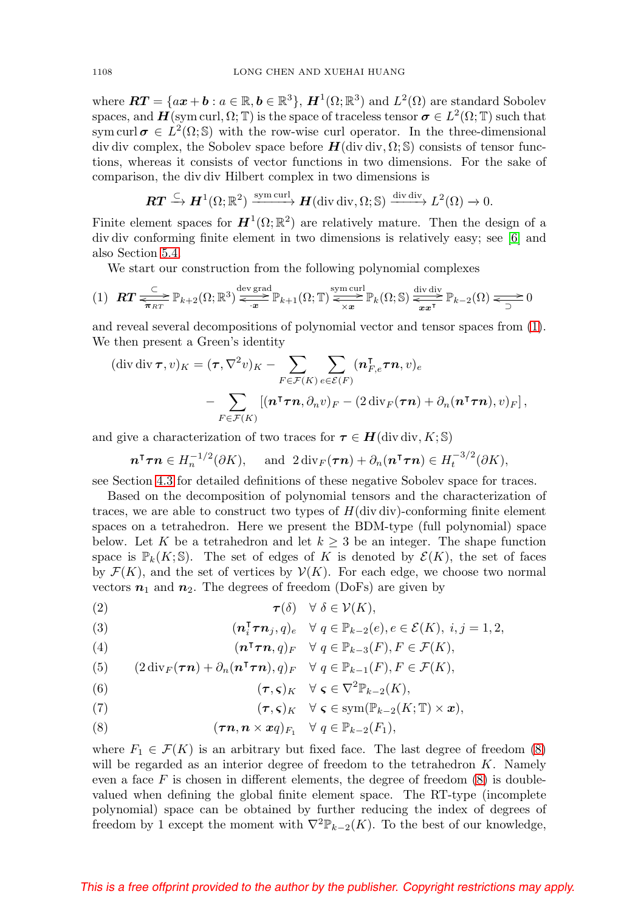where $\boldsymbol{RT} = \{a\boldsymbol{x} + \boldsymbol{b} : a \in \mathbb{R}, \boldsymbol{b} \in \mathbb{R}^3\}$, $\boldsymbol{H}^1(\Omega;\mathbb{R}^3)$ and $L^2(\Omega)$ are standard Sobolev spaces, and $\boldsymbol{H}(\operatorname{sym}\operatorname{curl},\Omega;\mathbb{T})$ is the space of traceless tensor $\boldsymbol{\sigma} \in L^2(\Omega;\mathbb{T})$ such that $\operatorname{sym}\operatorname{curl}\boldsymbol{\sigma} \in L^2(\Omega;\mathbb{S})$ with the row-wise curl operator. In the three-dimensional $\operatorname{div}\operatorname{div}$ complex, the Sobolev space before $\boldsymbol{H}(\operatorname{div}\operatorname{div},\Omega;\mathbb{S})$ consists of tensor functions, whereas it consists of vector functions in two dimensions. For the sake of comparison, the $\operatorname{div}\operatorname{div}$ Hilbert complex in two dimensions is

$$\boldsymbol{RT} \xrightarrow{\subset} \boldsymbol{H}^1(\Omega;\mathbb{R}^2) \xrightarrow{\operatorname{sym}\operatorname{curl}} \boldsymbol{H}(\operatorname{div}\operatorname{div},\Omega;\mathbb{S}) \xrightarrow{\operatorname{div}\operatorname{div}} L^2(\Omega) \to 0.$$

Finite element spaces for $\boldsymbol{H}^1(\Omega;\mathbb{R}^2)$ are relatively mature. Then the design of a $\operatorname{div}\operatorname{div}$ conforming finite element in two dimensions is relatively easy; see [6] and also Section 5.4.

We start our construction from the following polynomial complexes

$$(1)\quad \boldsymbol{RT} \underset{\boldsymbol{\pi}_{RT}}{\overset{\subset}{\rightleftarrows}} \mathbb{P}_{k+2}(\Omega;\mathbb{R}^3) \underset{\cdot\boldsymbol{x}}{\overset{\operatorname{dev}\operatorname{grad}}{\rightleftarrows}} \mathbb{P}_{k+1}(\Omega;\mathbb{T}) \underset{\times\boldsymbol{x}}{\overset{\operatorname{sym}\operatorname{curl}}{\rightleftarrows}} \mathbb{P}_{k}(\Omega;\mathbb{S}) \underset{\boldsymbol{x}\boldsymbol{x}^{\intercal}}{\overset{\operatorname{div}\operatorname{div}}{\rightleftarrows}} \mathbb{P}_{k-2}(\Omega) \underset{\supset}{\rightleftarrows} 0$$

and reveal several decompositions of polynomial vector and tensor spaces from (1). We then present a Green's identity

$$\begin{aligned}
(\operatorname{div}\operatorname{div}\boldsymbol{\tau}, v)_K = (\boldsymbol{\tau}, \nabla^2 v)_K &- \sum_{F\in\mathcal{F}(K)}\sum_{e\in\mathcal{E}(F)} (\boldsymbol{n}_{F,e}^{\intercal}\boldsymbol{\tau}\boldsymbol{n}, v)_e \\
&- \sum_{F\in\mathcal{F}(K)} \left[(\boldsymbol{n}^{\intercal}\boldsymbol{\tau}\boldsymbol{n}, \partial_n v)_F - (2\operatorname{div}_F(\boldsymbol{\tau}\boldsymbol{n}) + \partial_n(\boldsymbol{n}^{\intercal}\boldsymbol{\tau}\boldsymbol{n}), v)_F\right],
\end{aligned}$$

and give a characterization of two traces for $\boldsymbol{\tau} \in \boldsymbol{H}(\operatorname{div}\operatorname{div}, K;\mathbb{S})$

$$\boldsymbol{n}^{\intercal}\boldsymbol{\tau}\boldsymbol{n} \in H_n^{-1/2}(\partial K), \quad \text{ and } \ 2\operatorname{div}_F(\boldsymbol{\tau}\boldsymbol{n}) + \partial_n(\boldsymbol{n}^{\intercal}\boldsymbol{\tau}\boldsymbol{n}) \in H_t^{-3/2}(\partial K),$$

see Section 4.3 for detailed definitions of these negative Sobolev space for traces.

Based on the decomposition of polynomial tensors and the characterization of traces, we are able to construct two types of $H(\operatorname{div}\operatorname{div})$-conforming finite element spaces on a tetrahedron. Here we present the BDM-type (full polynomial) space below. Let $K$ be a tetrahedron and let $k \geq 3$ be an integer. The shape function space is $\mathbb{P}_k(K;\mathbb{S})$. The set of edges of $K$ is denoted by $\mathcal{E}(K)$, the set of faces by $\mathcal{F}(K)$, and the set of vertices by $\mathcal{V}(K)$. For each edge, we choose two normal vectors $\boldsymbol{n}_1$ and $\boldsymbol{n}_2$. The degrees of freedom (DoFs) are given by

$$\boldsymbol{\tau}(\delta) \quad \forall\, \delta \in \mathcal{V}(K), \tag{2}$$

$$(\boldsymbol{n}_i^{\intercal}\boldsymbol{\tau}\boldsymbol{n}_j, q)_e \quad \forall\, q \in \mathbb{P}_{k-2}(e), e \in \mathcal{E}(K),\ i,j = 1,2, \tag{3}$$

$$(\boldsymbol{n}^{\intercal}\boldsymbol{\tau}\boldsymbol{n}, q)_F \quad \forall\, q \in \mathbb{P}_{k-3}(F), F \in \mathcal{F}(K), \tag{4}$$

$$(2\operatorname{div}_F(\boldsymbol{\tau}\boldsymbol{n}) + \partial_n(\boldsymbol{n}^{\intercal}\boldsymbol{\tau}\boldsymbol{n}), q)_F \quad \forall\, q \in \mathbb{P}_{k-1}(F), F \in \mathcal{F}(K), \tag{5}$$

$$(\boldsymbol{\tau}, \boldsymbol{\varsigma})_K \quad \forall\, \boldsymbol{\varsigma} \in \nabla^2\mathbb{P}_{k-2}(K), \tag{6}$$

$$(\boldsymbol{\tau}, \boldsymbol{\varsigma})_K \quad \forall\, \boldsymbol{\varsigma} \in \operatorname{sym}(\mathbb{P}_{k-2}(K;\mathbb{T}) \times \boldsymbol{x}), \tag{7}$$

$$(\boldsymbol{\tau}\boldsymbol{n}, \boldsymbol{n} \times \boldsymbol{x} q)_{F_1} \quad \forall\, q \in \mathbb{P}_{k-2}(F_1), \tag{8}$$

where $F_1 \in \mathcal{F}(K)$ is an arbitrary but fixed face. The last degree of freedom (8) will be regarded as an interior degree of freedom to the tetrahedron $K$. Namely even a face $F$ is chosen in different elements, the degree of freedom (8) is double-valued when defining the global finite element space. The RT-type (incomplete polynomial) space can be obtained by further reducing the index of degrees of freedom by 1 except the moment with $\nabla^2\mathbb{P}_{k-2}(K)$. To the best of our knowledge,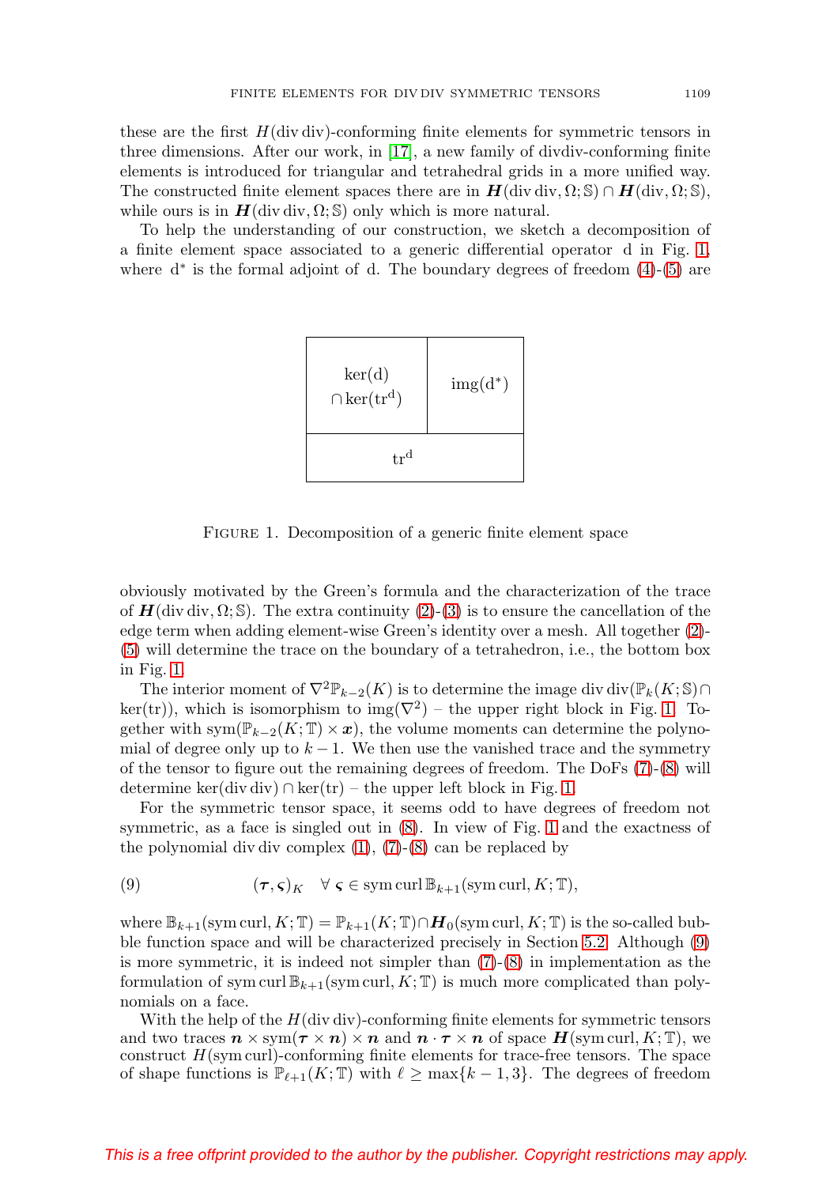these are the first $H(\operatorname{div}\operatorname{div})$-conforming finite elements for symmetric tensors in three dimensions. After our work, in [17], a new family of divdiv-conforming finite elements is introduced for triangular and tetrahedral grids in a more unified way. The constructed finite element spaces there are in $\boldsymbol{H}(\operatorname{div}\operatorname{div},\Omega;\mathbb{S})\cap\boldsymbol{H}(\operatorname{div},\Omega;\mathbb{S})$, while ours is in $\boldsymbol{H}(\operatorname{div}\operatorname{div},\Omega;\mathbb{S})$ only which is more natural.

To help the understanding of our construction, we sketch a decomposition of a finite element space associated to a generic differential operator d in Fig. 1, where $\mathrm{d}^*$ is the formal adjoint of d. The boundary degrees of freedom (4)-(5) are

| $\ker(\mathrm{d})\cap\ker(\mathrm{tr}^{\mathrm{d}})$ | $\mathrm{img}(\mathrm{d}^*)$ |
| --- | --- |
| $\mathrm{tr}^{\mathrm{d}}$ | |

FIGURE 1. Decomposition of a generic finite element space

obviously motivated by the Green's formula and the characterization of the trace of $\boldsymbol{H}(\operatorname{div}\operatorname{div},\Omega;\mathbb{S})$. The extra continuity (2)-(3) is to ensure the cancellation of the edge term when adding element-wise Green's identity over a mesh. All together (2)-(5) will determine the trace on the boundary of a tetrahedron, i.e., the bottom box in Fig. 1.

The interior moment of $\nabla^2\mathbb{P}_{k-2}(K)$ is to determine the image $\operatorname{div}\operatorname{div}(\mathbb{P}_k(K;\mathbb{S})\cap\ker(\mathrm{tr}))$, which is isomorphism to $\mathrm{img}(\nabla^2)$ – the upper right block in Fig. 1. Together with $\operatorname{sym}(\mathbb{P}_{k-2}(K;\mathbb{T})\times\boldsymbol{x})$, the volume moments can determine the polynomial of degree only up to $k-1$. We then use the vanished trace and the symmetry of the tensor to figure out the remaining degrees of freedom. The DoFs (7)-(8) will determine $\ker(\operatorname{div}\operatorname{div})\cap\ker(\mathrm{tr})$ – the upper left block in Fig. 1.

For the symmetric tensor space, it seems odd to have degrees of freedom not symmetric, as a face is singled out in (8). In view of Fig. 1 and the exactness of the polynomial div div complex (1), (7)-(8) can be replaced by

$$(\boldsymbol{\tau},\boldsymbol{\varsigma})_K \quad \forall\, \boldsymbol{\varsigma}\in\operatorname{sym}\operatorname{curl}\mathbb{B}_{k+1}(\operatorname{sym}\operatorname{curl},K;\mathbb{T}), \tag{9}$$

where $\mathbb{B}_{k+1}(\operatorname{sym}\operatorname{curl},K;\mathbb{T})=\mathbb{P}_{k+1}(K;\mathbb{T})\cap\boldsymbol{H}_0(\operatorname{sym}\operatorname{curl},K;\mathbb{T})$ is the so-called bubble function space and will be characterized precisely in Section 5.2. Although (9) is more symmetric, it is indeed not simpler than (7)-(8) in implementation as the formulation of $\operatorname{sym}\operatorname{curl}\mathbb{B}_{k+1}(\operatorname{sym}\operatorname{curl},K;\mathbb{T})$ is much more complicated than polynomials on a face.

With the help of the $H(\operatorname{div}\operatorname{div})$-conforming finite elements for symmetric tensors and two traces $\boldsymbol{n}\times\operatorname{sym}(\boldsymbol{\tau}\times\boldsymbol{n})\times\boldsymbol{n}$ and $\boldsymbol{n}\cdot\boldsymbol{\tau}\times\boldsymbol{n}$ of space $\boldsymbol{H}(\operatorname{sym}\operatorname{curl},K;\mathbb{T})$, we construct $H(\operatorname{sym}\operatorname{curl})$-conforming finite elements for trace-free tensors. The space of shape functions is $\mathbb{P}_{\ell+1}(K;\mathbb{T})$ with $\ell\geq\max\{k-1,3\}$. The degrees of freedom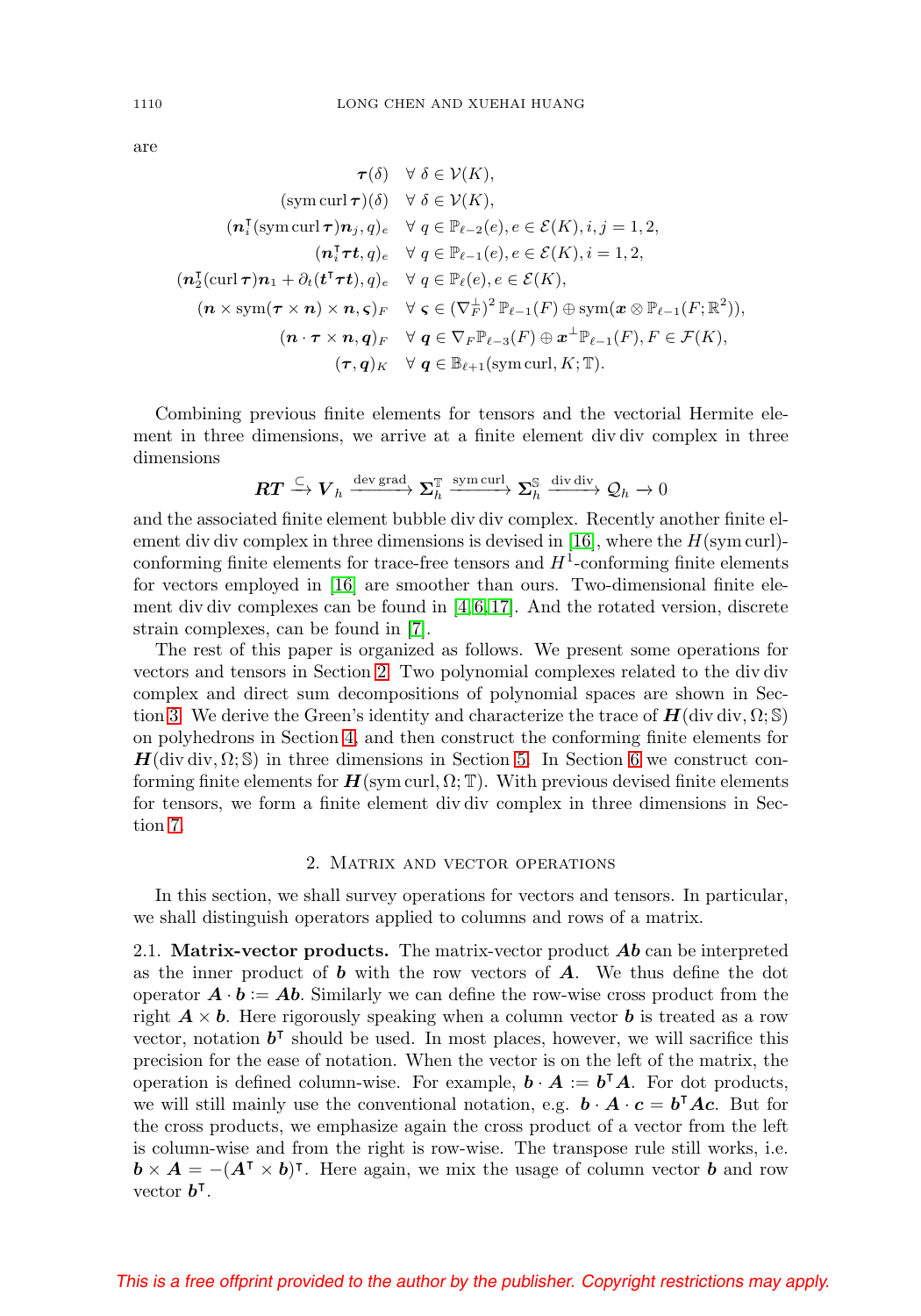are

$$
\begin{aligned}
\boldsymbol{\tau}(\delta) &\quad \forall\, \delta \in \mathcal{V}(K),\\
(\operatorname{sym}\operatorname{curl}\boldsymbol{\tau})(\delta) &\quad \forall\, \delta \in \mathcal{V}(K),\\
(\boldsymbol{n}_i^{\intercal}(\operatorname{sym}\operatorname{curl}\boldsymbol{\tau})\boldsymbol{n}_j, q)_e &\quad \forall\, q \in \mathbb{P}_{\ell-2}(e), e \in \mathcal{E}(K), i,j=1,2,\\
(\boldsymbol{n}_i^{\intercal}\boldsymbol{\tau}\boldsymbol{t}, q)_e &\quad \forall\, q \in \mathbb{P}_{\ell-1}(e), e \in \mathcal{E}(K), i=1,2,\\
(\boldsymbol{n}_2^{\intercal}(\operatorname{curl}\boldsymbol{\tau})\boldsymbol{n}_1 + \partial_t(\boldsymbol{t}^{\intercal}\boldsymbol{\tau}\boldsymbol{t}), q)_e &\quad \forall\, q \in \mathbb{P}_{\ell}(e), e \in \mathcal{E}(K),\\
(\boldsymbol{n}\times\operatorname{sym}(\boldsymbol{\tau}\times\boldsymbol{n})\times\boldsymbol{n}, \boldsymbol{\varsigma})_F &\quad \forall\, \boldsymbol{\varsigma} \in (\nabla_F^{\perp})^2\,\mathbb{P}_{\ell-1}(F) \oplus \operatorname{sym}(\boldsymbol{x}\otimes\mathbb{P}_{\ell-1}(F;\mathbb{R}^2)),\\
(\boldsymbol{n}\cdot\boldsymbol{\tau}\times\boldsymbol{n}, \boldsymbol{q})_F &\quad \forall\, \boldsymbol{q} \in \nabla_F\mathbb{P}_{\ell-3}(F) \oplus \boldsymbol{x}^{\perp}\mathbb{P}_{\ell-1}(F), F \in \mathcal{F}(K),\\
(\boldsymbol{\tau}, \boldsymbol{q})_K &\quad \forall\, \boldsymbol{q} \in \mathbb{B}_{\ell+1}(\operatorname{sym}\operatorname{curl}, K;\mathbb{T}).
\end{aligned}
$$

Combining previous finite elements for tensors and the vectorial Hermite element in three dimensions, we arrive at a finite element div div complex in three dimensions

$$\boldsymbol{RT} \xrightarrow{\subseteq} \boldsymbol{V}_h \xrightarrow{\operatorname{dev}\operatorname{grad}} \boldsymbol{\Sigma}_h^{\mathbb{T}} \xrightarrow{\operatorname{sym}\operatorname{curl}} \boldsymbol{\Sigma}_h^{\mathbb{S}} \xrightarrow{\operatorname{div}\operatorname{div}} \mathcal{Q}_h \to 0$$

and the associated finite element bubble div div complex. Recently another finite element div div complex in three dimensions is devised in [16], where the $H(\operatorname{sym}\operatorname{curl})$-conforming finite elements for trace-free tensors and $H^1$-conforming finite elements for vectors employed in [16] are smoother than ours. Two-dimensional finite element div div complexes can be found in [4,6,17]. And the rotated version, discrete strain complexes, can be found in [7].

The rest of this paper is organized as follows. We present some operations for vectors and tensors in Section 2. Two polynomial complexes related to the div div complex and direct sum decompositions of polynomial spaces are shown in Section 3. We derive the Green's identity and characterize the trace of $\boldsymbol{H}(\operatorname{div}\operatorname{div},\Omega;\mathbb{S})$ on polyhedrons in Section 4, and then construct the conforming finite elements for $\boldsymbol{H}(\operatorname{div}\operatorname{div},\Omega;\mathbb{S})$ in three dimensions in Section 5. In Section 6 we construct conforming finite elements for $\boldsymbol{H}(\operatorname{sym}\operatorname{curl},\Omega;\mathbb{T})$. With previous devised finite elements for tensors, we form a finite element div div complex in three dimensions in Section 7.

## 2. Matrix and vector operations

In this section, we shall survey operations for vectors and tensors. In particular, we shall distinguish operators applied to columns and rows of a matrix.

**2.1. Matrix-vector products.** The matrix-vector product $\boldsymbol{A}\boldsymbol{b}$ can be interpreted as the inner product of $\boldsymbol{b}$ with the row vectors of $\boldsymbol{A}$. We thus define the dot operator $\boldsymbol{A}\cdot\boldsymbol{b} := \boldsymbol{A}\boldsymbol{b}$. Similarly we can define the row-wise cross product from the right $\boldsymbol{A}\times\boldsymbol{b}$. Here rigorously speaking when a column vector $\boldsymbol{b}$ is treated as a row vector, notation $\boldsymbol{b}^{\intercal}$ should be used. In most places, however, we will sacrifice this precision for the ease of notation. When the vector is on the left of the matrix, the operation is defined column-wise. For example, $\boldsymbol{b}\cdot\boldsymbol{A} := \boldsymbol{b}^{\intercal}\boldsymbol{A}$. For dot products, we will still mainly use the conventional notation, e.g. $\boldsymbol{b}\cdot\boldsymbol{A}\cdot\boldsymbol{c} = \boldsymbol{b}^{\intercal}\boldsymbol{A}\boldsymbol{c}$. But for the cross products, we emphasize again the cross product of a vector from the left is column-wise and from the right is row-wise. The transpose rule still works, i.e. $\boldsymbol{b}\times\boldsymbol{A} = -(\boldsymbol{A}^{\intercal}\times\boldsymbol{b})^{\intercal}$. Here again, we mix the usage of column vector $\boldsymbol{b}$ and row vector $\boldsymbol{b}^{\intercal}$.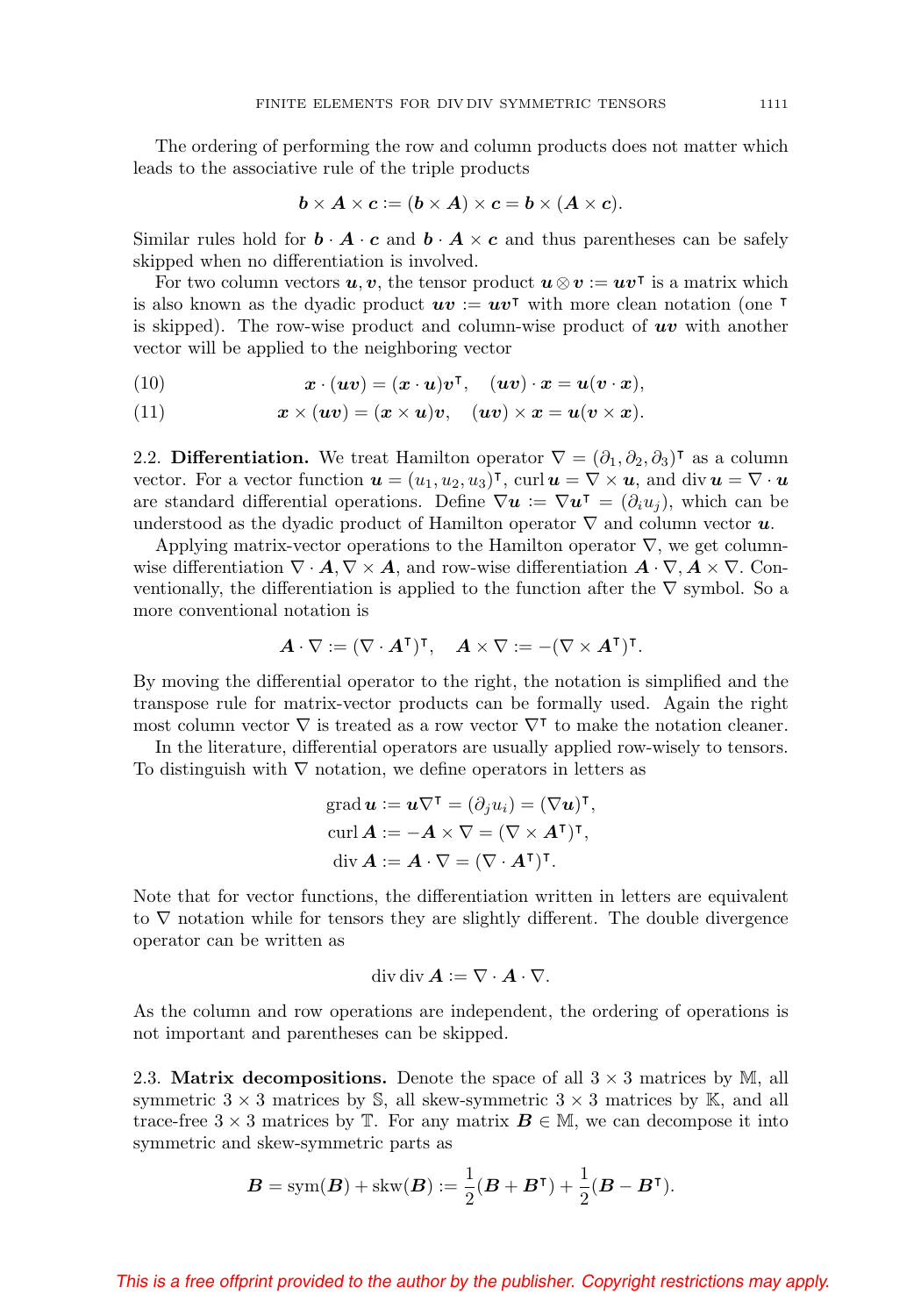The ordering of performing the row and column products does not matter which leads to the associative rule of the triple products

$$\boldsymbol{b} \times \boldsymbol{A} \times \boldsymbol{c} := (\boldsymbol{b} \times \boldsymbol{A}) \times \boldsymbol{c} = \boldsymbol{b} \times (\boldsymbol{A} \times \boldsymbol{c}).$$

Similar rules hold for $\boldsymbol{b} \cdot \boldsymbol{A} \cdot \boldsymbol{c}$ and $\boldsymbol{b} \cdot \boldsymbol{A} \times \boldsymbol{c}$ and thus parentheses can be safely skipped when no differentiation is involved.

For two column vectors $\boldsymbol{u}, \boldsymbol{v}$, the tensor product $\boldsymbol{u} \otimes \boldsymbol{v} := \boldsymbol{u}\boldsymbol{v}^{\intercal}$ is a matrix which is also known as the dyadic product $\boldsymbol{u}\boldsymbol{v} := \boldsymbol{u}\boldsymbol{v}^{\intercal}$ with more clean notation (one $^{\intercal}$ is skipped). The row-wise product and column-wise product of $\boldsymbol{u}\boldsymbol{v}$ with another vector will be applied to the neighboring vector

$$\boldsymbol{x} \cdot (\boldsymbol{u}\boldsymbol{v}) = (\boldsymbol{x} \cdot \boldsymbol{u})\boldsymbol{v}^{\intercal}, \quad (\boldsymbol{u}\boldsymbol{v}) \cdot \boldsymbol{x} = \boldsymbol{u}(\boldsymbol{v} \cdot \boldsymbol{x}), \tag{10}$$

$$\boldsymbol{x} \times (\boldsymbol{u}\boldsymbol{v}) = (\boldsymbol{x} \times \boldsymbol{u})\boldsymbol{v}, \quad (\boldsymbol{u}\boldsymbol{v}) \times \boldsymbol{x} = \boldsymbol{u}(\boldsymbol{v} \times \boldsymbol{x}). \tag{11}$$

2.2. **Differentiation.** We treat Hamilton operator $\nabla = (\partial_1, \partial_2, \partial_3)^{\intercal}$ as a column vector. For a vector function $\boldsymbol{u} = (u_1, u_2, u_3)^{\intercal}$, $\operatorname{curl} \boldsymbol{u} = \nabla \times \boldsymbol{u}$, and $\operatorname{div} \boldsymbol{u} = \nabla \cdot \boldsymbol{u}$ are standard differential operations. Define $\nabla \boldsymbol{u} := \nabla \boldsymbol{u}^{\intercal} = (\partial_i u_j)$, which can be understood as the dyadic product of Hamilton operator $\nabla$ and column vector $\boldsymbol{u}$.

Applying matrix-vector operations to the Hamilton operator $\nabla$, we get column-wise differentiation $\nabla \cdot \boldsymbol{A}, \nabla \times \boldsymbol{A}$, and row-wise differentiation $\boldsymbol{A} \cdot \nabla, \boldsymbol{A} \times \nabla$. Conventionally, the differentiation is applied to the function after the $\nabla$ symbol. So a more conventional notation is

$$\boldsymbol{A} \cdot \nabla := (\nabla \cdot \boldsymbol{A}^{\intercal})^{\intercal}, \quad \boldsymbol{A} \times \nabla := -(\nabla \times \boldsymbol{A}^{\intercal})^{\intercal}.$$

By moving the differential operator to the right, the notation is simplified and the transpose rule for matrix-vector products can be formally used. Again the right most column vector $\nabla$ is treated as a row vector $\nabla^{\intercal}$ to make the notation cleaner.

In the literature, differential operators are usually applied row-wisely to tensors. To distinguish with $\nabla$ notation, we define operators in letters as

$$\begin{aligned}
\operatorname{grad} \boldsymbol{u} &:= \boldsymbol{u}\nabla^{\intercal} = (\partial_j u_i) = (\nabla \boldsymbol{u})^{\intercal}, \\
\operatorname{curl} \boldsymbol{A} &:= -\boldsymbol{A} \times \nabla = (\nabla \times \boldsymbol{A}^{\intercal})^{\intercal}, \\
\operatorname{div} \boldsymbol{A} &:= \boldsymbol{A} \cdot \nabla = (\nabla \cdot \boldsymbol{A}^{\intercal})^{\intercal}.
\end{aligned}$$

Note that for vector functions, the differentiation written in letters are equivalent to $\nabla$ notation while for tensors they are slightly different. The double divergence operator can be written as

$$\operatorname{div} \operatorname{div} \boldsymbol{A} := \nabla \cdot \boldsymbol{A} \cdot \nabla.$$

As the column and row operations are independent, the ordering of operations is not important and parentheses can be skipped.

2.3. **Matrix decompositions.** Denote the space of all $3 \times 3$ matrices by $\mathbb{M}$, all symmetric $3 \times 3$ matrices by $\mathbb{S}$, all skew-symmetric $3 \times 3$ matrices by $\mathbb{K}$, and all trace-free $3 \times 3$ matrices by $\mathbb{T}$. For any matrix $\boldsymbol{B} \in \mathbb{M}$, we can decompose it into symmetric and skew-symmetric parts as

$$\boldsymbol{B} = \operatorname{sym}(\boldsymbol{B}) + \operatorname{skw}(\boldsymbol{B}) := \frac{1}{2}(\boldsymbol{B} + \boldsymbol{B}^{\intercal}) + \frac{1}{2}(\boldsymbol{B} - \boldsymbol{B}^{\intercal}).$$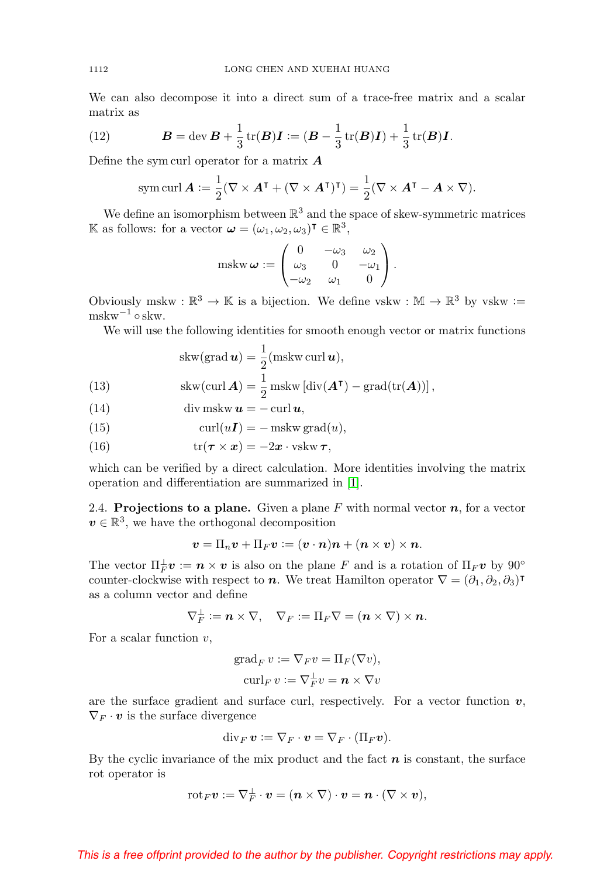We can also decompose it into a direct sum of a trace-free matrix and a scalar matrix as

$$
\boldsymbol{B} = \operatorname{dev} \boldsymbol{B} + \frac{1}{3}\operatorname{tr}(\boldsymbol{B})\boldsymbol{I} := (\boldsymbol{B} - \frac{1}{3}\operatorname{tr}(\boldsymbol{B})\boldsymbol{I}) + \frac{1}{3}\operatorname{tr}(\boldsymbol{B})\boldsymbol{I}. \tag{12}
$$

Define the sym curl operator for a matrix $\boldsymbol{A}$

$$
\operatorname{sym}\operatorname{curl} \boldsymbol{A} := \frac{1}{2}(\nabla \times \boldsymbol{A}^{\intercal} + (\nabla \times \boldsymbol{A}^{\intercal})^{\intercal}) = \frac{1}{2}(\nabla \times \boldsymbol{A}^{\intercal} - \boldsymbol{A} \times \nabla).
$$

We define an isomorphism between $\mathbb{R}^3$ and the space of skew-symmetric matrices $\mathbb{K}$ as follows: for a vector $\boldsymbol{\omega} = (\omega_1, \omega_2, \omega_3)^{\intercal} \in \mathbb{R}^3$,

$$
\operatorname{mskw} \boldsymbol{\omega} := \begin{pmatrix} 0 & -\omega_3 & \omega_2 \\ \omega_3 & 0 & -\omega_1 \\ -\omega_2 & \omega_1 & 0 \end{pmatrix}.
$$

Obviously $\operatorname{mskw} : \mathbb{R}^3 \to \mathbb{K}$ is a bijection. We define $\operatorname{vskw} : \mathbb{M} \to \mathbb{R}^3$ by $\operatorname{vskw} := \operatorname{mskw}^{-1} \circ \operatorname{skw}$.

We will use the following identities for smooth enough vector or matrix functions

$$
\operatorname{skw}(\operatorname{grad} \boldsymbol{u}) = \frac{1}{2}(\operatorname{mskw} \operatorname{curl} \boldsymbol{u}),
$$

$$
\operatorname{skw}(\operatorname{curl} \boldsymbol{A}) = \frac{1}{2}\operatorname{mskw}\left[\operatorname{div}(\boldsymbol{A}^{\intercal}) - \operatorname{grad}(\operatorname{tr}(\boldsymbol{A}))\right], \tag{13}
$$

$$
\operatorname{div} \operatorname{mskw} \boldsymbol{u} = -\operatorname{curl} \boldsymbol{u}, \tag{14}
$$

$$
\operatorname{curl}(u\boldsymbol{I}) = -\operatorname{mskw} \operatorname{grad}(u), \tag{15}
$$

$$
\operatorname{tr}(\boldsymbol{\tau} \times \boldsymbol{x}) = -2\boldsymbol{x} \cdot \operatorname{vskw} \boldsymbol{\tau}, \tag{16}
$$

which can be verified by a direct calculation. More identities involving the matrix operation and differentiation are summarized in [1].

2.4. **Projections to a plane.** Given a plane $F$ with normal vector $\boldsymbol{n}$, for a vector $\boldsymbol{v} \in \mathbb{R}^3$, we have the orthogonal decomposition

$$
\boldsymbol{v} = \Pi_n \boldsymbol{v} + \Pi_F \boldsymbol{v} := (\boldsymbol{v} \cdot \boldsymbol{n})\boldsymbol{n} + (\boldsymbol{n} \times \boldsymbol{v}) \times \boldsymbol{n}.
$$

The vector $\Pi_F^{\perp} \boldsymbol{v} := \boldsymbol{n} \times \boldsymbol{v}$ is also on the plane $F$ and is a rotation of $\Pi_F \boldsymbol{v}$ by $90^{\circ}$ counter-clockwise with respect to $\boldsymbol{n}$. We treat Hamilton operator $\nabla = (\partial_1, \partial_2, \partial_3)^{\intercal}$ as a column vector and define

$$
\nabla_F^{\perp} := \boldsymbol{n} \times \nabla, \quad \nabla_F := \Pi_F \nabla = (\boldsymbol{n} \times \nabla) \times \boldsymbol{n}.
$$

For a scalar function $v$,

$$
\operatorname{grad}_F v := \nabla_F v = \Pi_F(\nabla v),
$$

$$
\operatorname{curl}_F v := \nabla_F^{\perp} v = \boldsymbol{n} \times \nabla v
$$

are the surface gradient and surface curl, respectively. For a vector function $\boldsymbol{v}$, $\nabla_F \cdot \boldsymbol{v}$ is the surface divergence

$$
\operatorname{div}_F \boldsymbol{v} := \nabla_F \cdot \boldsymbol{v} = \nabla_F \cdot (\Pi_F \boldsymbol{v}).
$$

By the cyclic invariance of the mix product and the fact $\boldsymbol{n}$ is constant, the surface rot operator is

$$
\operatorname{rot}_F \boldsymbol{v} := \nabla_F^{\perp} \cdot \boldsymbol{v} = (\boldsymbol{n} \times \nabla) \cdot \boldsymbol{v} = \boldsymbol{n} \cdot (\nabla \times \boldsymbol{v}),
$$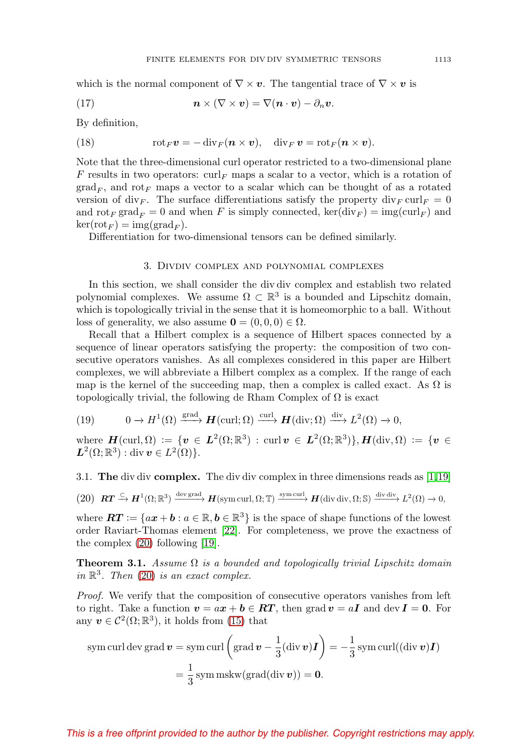which is the normal component of $\nabla \times \boldsymbol{v}$. The tangential trace of $\nabla \times \boldsymbol{v}$ is

$$
\boldsymbol{n} \times (\nabla \times \boldsymbol{v}) = \nabla(\boldsymbol{n} \cdot \boldsymbol{v}) - \partial_n \boldsymbol{v}. \tag{17}
$$

By definition,

$$
\operatorname{rot}_F \boldsymbol{v} = -\operatorname{div}_F(\boldsymbol{n} \times \boldsymbol{v}), \quad \operatorname{div}_F \boldsymbol{v} = \operatorname{rot}_F(\boldsymbol{n} \times \boldsymbol{v}). \tag{18}
$$

Note that the three-dimensional curl operator restricted to a two-dimensional plane $F$ results in two operators: $\operatorname{curl}_F$ maps a scalar to a vector, which is a rotation of $\operatorname{grad}_F$, and $\operatorname{rot}_F$ maps a vector to a scalar which can be thought of as a rotated version of $\operatorname{div}_F$. The surface differentiations satisfy the property $\operatorname{div}_F \operatorname{curl}_F = 0$ and $\operatorname{rot}_F \operatorname{grad}_F = 0$ and when $F$ is simply connected, $\ker(\operatorname{div}_F) = \operatorname{img}(\operatorname{curl}_F)$ and $\ker(\operatorname{rot}_F) = \operatorname{img}(\operatorname{grad}_F)$.

Differentiation for two-dimensional tensors can be defined similarly.

## 3. Divdiv complex and polynomial complexes

In this section, we shall consider the div div complex and establish two related polynomial complexes. We assume $\Omega \subset \mathbb{R}^3$ is a bounded and Lipschitz domain, which is topologically trivial in the sense that it is homeomorphic to a ball. Without loss of generality, we also assume $\mathbf{0} = (0,0,0) \in \Omega$.

Recall that a Hilbert complex is a sequence of Hilbert spaces connected by a sequence of linear operators satisfying the property: the composition of two consecutive operators vanishes. As all complexes considered in this paper are Hilbert complexes, we will abbreviate a Hilbert complex as a complex. If the range of each map is the kernel of the succeeding map, then a complex is called exact. As $\Omega$ is topologically trivial, the following de Rham Complex of $\Omega$ is exact

$$
0 \to H^1(\Omega) \xrightarrow{\operatorname{grad}} \boldsymbol{H}(\operatorname{curl};\Omega) \xrightarrow{\operatorname{curl}} \boldsymbol{H}(\operatorname{div};\Omega) \xrightarrow{\operatorname{div}} L^2(\Omega) \to 0, \tag{19}
$$

where $\boldsymbol{H}(\operatorname{curl},\Omega) := \{\boldsymbol{v} \in \boldsymbol{L}^2(\Omega;\mathbb{R}^3) : \operatorname{curl}\boldsymbol{v} \in \boldsymbol{L}^2(\Omega;\mathbb{R}^3)\}$, $\boldsymbol{H}(\operatorname{div},\Omega) := \{\boldsymbol{v} \in \boldsymbol{L}^2(\Omega;\mathbb{R}^3) : \operatorname{div}\boldsymbol{v} \in L^2(\Omega)\}$.

### 3.1. The div div complex.

The div div complex in three dimensions reads as [1,19]

$$
\boldsymbol{RT} \xrightarrow{\subset} \boldsymbol{H}^1(\Omega;\mathbb{R}^3) \xrightarrow{\operatorname{dev}\operatorname{grad}} \boldsymbol{H}(\operatorname{sym}\operatorname{curl},\Omega;\mathbb{T}) \xrightarrow{\operatorname{sym}\operatorname{curl}} \boldsymbol{H}(\operatorname{div}\operatorname{div},\Omega;\mathbb{S}) \xrightarrow{\operatorname{div}\operatorname{div}} L^2(\Omega) \to 0, \tag{20}
$$

where $\boldsymbol{RT} := \{a\boldsymbol{x} + \boldsymbol{b} : a \in \mathbb{R}, \boldsymbol{b} \in \mathbb{R}^3\}$ is the space of shape functions of the lowest order Raviart-Thomas element [22]. For completeness, we prove the exactness of the complex (20) following [19].

**Theorem 3.1.** *Assume $\Omega$ is a bounded and topologically trivial Lipschitz domain in $\mathbb{R}^3$. Then (20) is an exact complex.*

*Proof.* We verify that the composition of consecutive operators vanishes from left to right. Take a function $\boldsymbol{v} = a\boldsymbol{x} + \boldsymbol{b} \in \boldsymbol{RT}$, then $\operatorname{grad}\boldsymbol{v} = a\boldsymbol{I}$ and $\operatorname{dev}\boldsymbol{I} = \mathbf{0}$. For any $\boldsymbol{v} \in \mathcal{C}^2(\Omega;\mathbb{R}^3)$, it holds from (15) that

$$
\begin{aligned}
\operatorname{sym}\operatorname{curl}\operatorname{dev}\operatorname{grad}\boldsymbol{v} &= \operatorname{sym}\operatorname{curl}\left(\operatorname{grad}\boldsymbol{v} - \frac{1}{3}(\operatorname{div}\boldsymbol{v})\boldsymbol{I}\right) = -\frac{1}{3}\operatorname{sym}\operatorname{curl}((\operatorname{div}\boldsymbol{v})\boldsymbol{I}) \\
&= \frac{1}{3}\operatorname{sym}\operatorname{mskw}(\operatorname{grad}(\operatorname{div}\boldsymbol{v})) = \mathbf{0}.
\end{aligned}
$$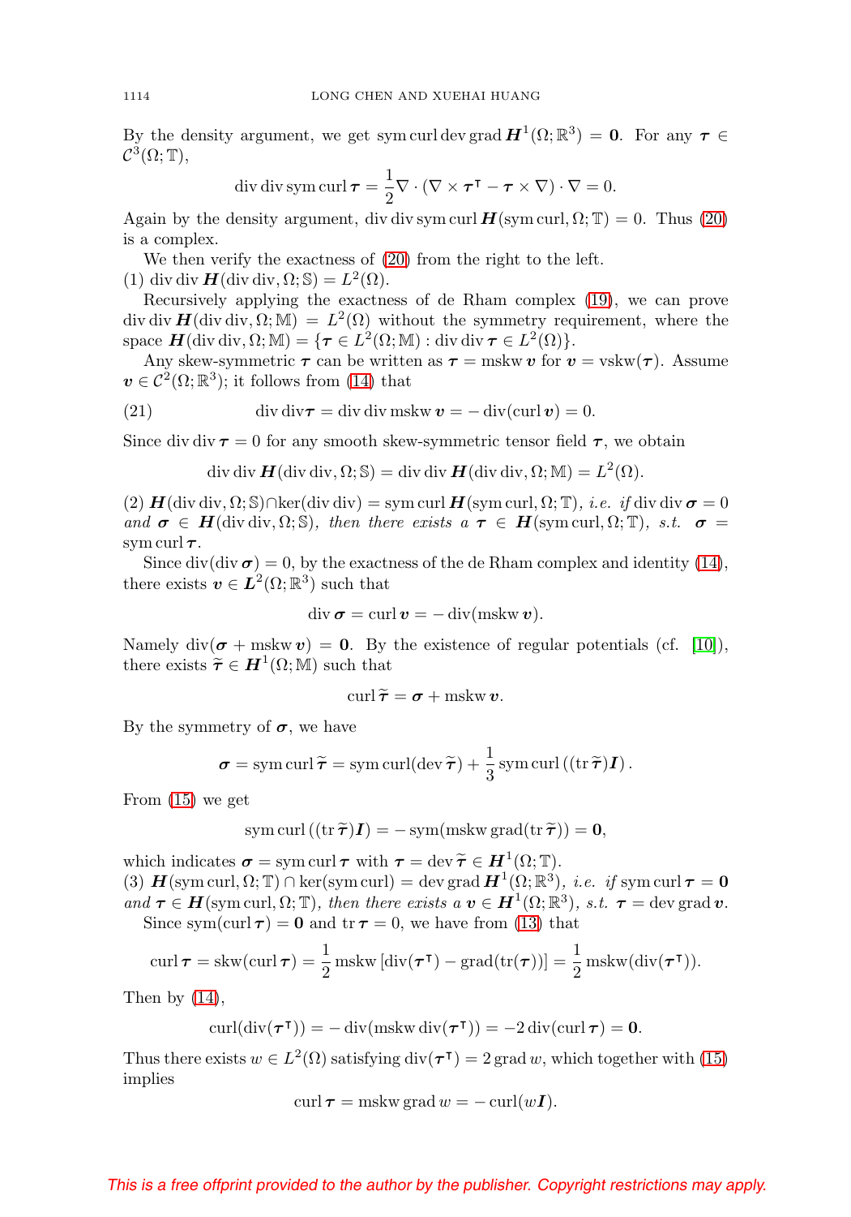By the density argument, we get $\operatorname{sym}\operatorname{curl}\operatorname{dev}\operatorname{grad}\boldsymbol{H}^1(\Omega;\mathbb{R}^3) = \mathbf{0}$. For any $\boldsymbol{\tau} \in \mathcal{C}^3(\Omega;\mathbb{T})$,

$$\operatorname{div}\operatorname{div}\operatorname{sym}\operatorname{curl}\boldsymbol{\tau} = \frac{1}{2}\nabla\cdot(\nabla\times\boldsymbol{\tau}^{\intercal} - \boldsymbol{\tau}\times\nabla)\cdot\nabla = 0.$$

Again by the density argument, $\operatorname{div}\operatorname{div}\operatorname{sym}\operatorname{curl}\boldsymbol{H}(\operatorname{sym}\operatorname{curl},\Omega;\mathbb{T}) = 0$. Thus (20) is a complex.

We then verify the exactness of (20) from the right to the left.

(1) $\operatorname{div}\operatorname{div}\boldsymbol{H}(\operatorname{div}\operatorname{div},\Omega;\mathbb{S}) = L^2(\Omega)$.

Recursively applying the exactness of de Rham complex (19), we can prove $\operatorname{div}\operatorname{div}\boldsymbol{H}(\operatorname{div}\operatorname{div},\Omega;\mathbb{M}) = L^2(\Omega)$ without the symmetry requirement, where the space $\boldsymbol{H}(\operatorname{div}\operatorname{div},\Omega;\mathbb{M}) = \{\boldsymbol{\tau}\in L^2(\Omega;\mathbb{M}) : \operatorname{div}\operatorname{div}\boldsymbol{\tau}\in L^2(\Omega)\}$.

Any skew-symmetric $\boldsymbol{\tau}$ can be written as $\boldsymbol{\tau} = \operatorname{mskw}\boldsymbol{v}$ for $\boldsymbol{v} = \operatorname{vskw}(\boldsymbol{\tau})$. Assume $\boldsymbol{v}\in\mathcal{C}^2(\Omega;\mathbb{R}^3)$; it follows from (14) that

$$\operatorname{div}\operatorname{div}\boldsymbol{\tau} = \operatorname{div}\operatorname{div}\operatorname{mskw}\boldsymbol{v} = -\operatorname{div}(\operatorname{curl}\boldsymbol{v}) = 0. \tag{21}$$

Since $\operatorname{div}\operatorname{div}\boldsymbol{\tau} = 0$ for any smooth skew-symmetric tensor field $\boldsymbol{\tau}$, we obtain

$$\operatorname{div}\operatorname{div}\boldsymbol{H}(\operatorname{div}\operatorname{div},\Omega;\mathbb{S}) = \operatorname{div}\operatorname{div}\boldsymbol{H}(\operatorname{div}\operatorname{div},\Omega;\mathbb{M}) = L^2(\Omega).$$

(2) $\boldsymbol{H}(\operatorname{div}\operatorname{div},\Omega;\mathbb{S})\cap\ker(\operatorname{div}\operatorname{div}) = \operatorname{sym}\operatorname{curl}\boldsymbol{H}(\operatorname{sym}\operatorname{curl},\Omega;\mathbb{T})$*, i.e. if* $\operatorname{div}\operatorname{div}\boldsymbol{\sigma} = 0$ *and* $\boldsymbol{\sigma}\in\boldsymbol{H}(\operatorname{div}\operatorname{div},\Omega;\mathbb{S})$*, then there exists a* $\boldsymbol{\tau}\in\boldsymbol{H}(\operatorname{sym}\operatorname{curl},\Omega;\mathbb{T})$*, s.t.* $\boldsymbol{\sigma} = \operatorname{sym}\operatorname{curl}\boldsymbol{\tau}$.

Since $\operatorname{div}(\operatorname{div}\boldsymbol{\sigma}) = 0$, by the exactness of the de Rham complex and identity (14), there exists $\boldsymbol{v}\in\boldsymbol{L}^2(\Omega;\mathbb{R}^3)$ such that

$$\operatorname{div}\boldsymbol{\sigma} = \operatorname{curl}\boldsymbol{v} = -\operatorname{div}(\operatorname{mskw}\boldsymbol{v}).$$

Namely $\operatorname{div}(\boldsymbol{\sigma} + \operatorname{mskw}\boldsymbol{v}) = \mathbf{0}$. By the existence of regular potentials (cf. [10]), there exists $\widetilde{\boldsymbol{\tau}}\in\boldsymbol{H}^1(\Omega;\mathbb{M})$ such that

$$\operatorname{curl}\widetilde{\boldsymbol{\tau}} = \boldsymbol{\sigma} + \operatorname{mskw}\boldsymbol{v}.$$

By the symmetry of $\boldsymbol{\sigma}$, we have

$$\boldsymbol{\sigma} = \operatorname{sym}\operatorname{curl}\widetilde{\boldsymbol{\tau}} = \operatorname{sym}\operatorname{curl}(\operatorname{dev}\widetilde{\boldsymbol{\tau}}) + \frac{1}{3}\operatorname{sym}\operatorname{curl}\left((\operatorname{tr}\widetilde{\boldsymbol{\tau}})\boldsymbol{I}\right).$$

From (15) we get

$$\operatorname{sym}\operatorname{curl}\left((\operatorname{tr}\widetilde{\boldsymbol{\tau}})\boldsymbol{I}\right) = -\operatorname{sym}(\operatorname{mskw}\operatorname{grad}(\operatorname{tr}\widetilde{\boldsymbol{\tau}})) = \mathbf{0},$$

which indicates $\boldsymbol{\sigma} = \operatorname{sym}\operatorname{curl}\boldsymbol{\tau}$ with $\boldsymbol{\tau} = \operatorname{dev}\widetilde{\boldsymbol{\tau}}\in\boldsymbol{H}^1(\Omega;\mathbb{T})$.

(3) $\boldsymbol{H}(\operatorname{sym}\operatorname{curl},\Omega;\mathbb{T})\cap\ker(\operatorname{sym}\operatorname{curl}) = \operatorname{dev}\operatorname{grad}\boldsymbol{H}^1(\Omega;\mathbb{R}^3)$*, i.e. if* $\operatorname{sym}\operatorname{curl}\boldsymbol{\tau} = \mathbf{0}$ *and* $\boldsymbol{\tau}\in\boldsymbol{H}(\operatorname{sym}\operatorname{curl},\Omega;\mathbb{T})$*, then there exists a* $\boldsymbol{v}\in\boldsymbol{H}^1(\Omega;\mathbb{R}^3)$*, s.t.* $\boldsymbol{\tau} = \operatorname{dev}\operatorname{grad}\boldsymbol{v}$.

Since $\operatorname{sym}(\operatorname{curl}\boldsymbol{\tau}) = \mathbf{0}$ and $\operatorname{tr}\boldsymbol{\tau} = 0$, we have from (13) that

$$\operatorname{curl}\boldsymbol{\tau} = \operatorname{skw}(\operatorname{curl}\boldsymbol{\tau}) = \frac{1}{2}\operatorname{mskw}\left[\operatorname{div}(\boldsymbol{\tau}^{\intercal}) - \operatorname{grad}(\operatorname{tr}(\boldsymbol{\tau}))\right] = \frac{1}{2}\operatorname{mskw}(\operatorname{div}(\boldsymbol{\tau}^{\intercal})).$$

Then by (14),

$$\operatorname{curl}(\operatorname{div}(\boldsymbol{\tau}^{\intercal})) = -\operatorname{div}(\operatorname{mskw}\operatorname{div}(\boldsymbol{\tau}^{\intercal})) = -2\operatorname{div}(\operatorname{curl}\boldsymbol{\tau}) = \mathbf{0}.$$

Thus there exists $w\in L^2(\Omega)$ satisfying $\operatorname{div}(\boldsymbol{\tau}^{\intercal}) = 2\operatorname{grad}w$, which together with (15) implies

$$\operatorname{curl}\boldsymbol{\tau} = \operatorname{mskw}\operatorname{grad}w = -\operatorname{curl}(w\boldsymbol{I}).$$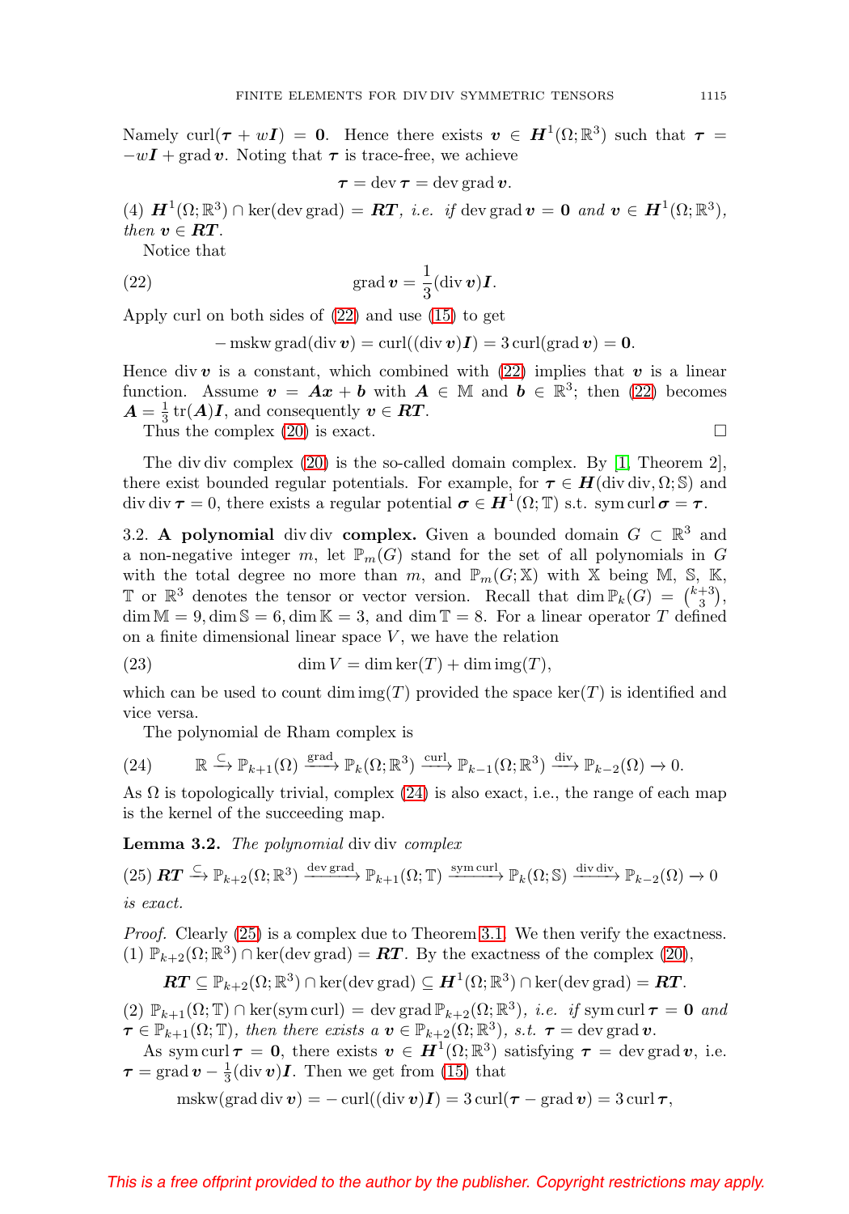Namely $\operatorname{curl}(\boldsymbol{\tau} + w\boldsymbol{I}) = \boldsymbol{0}$. Hence there exists $\boldsymbol{v} \in \boldsymbol{H}^1(\Omega;\mathbb{R}^3)$ such that $\boldsymbol{\tau} = -w\boldsymbol{I} + \operatorname{grad}\boldsymbol{v}$. Noting that $\boldsymbol{\tau}$ is trace-free, we achieve

$$\boldsymbol{\tau} = \operatorname{dev}\boldsymbol{\tau} = \operatorname{dev}\operatorname{grad}\boldsymbol{v}.$$

(4) $\boldsymbol{H}^1(\Omega;\mathbb{R}^3) \cap \ker(\operatorname{dev}\operatorname{grad}) = \boldsymbol{RT}$, *i.e. if* $\operatorname{dev}\operatorname{grad}\boldsymbol{v} = \boldsymbol{0}$ *and* $\boldsymbol{v} \in \boldsymbol{H}^1(\Omega;\mathbb{R}^3)$, *then* $\boldsymbol{v} \in \boldsymbol{RT}$.

Notice that

$$\operatorname{grad}\boldsymbol{v} = \frac{1}{3}(\operatorname{div}\boldsymbol{v})\boldsymbol{I}. \tag{22}$$

Apply curl on both sides of (22) and use (15) to get

$$-\operatorname{mskw}\operatorname{grad}(\operatorname{div}\boldsymbol{v}) = \operatorname{curl}((\operatorname{div}\boldsymbol{v})\boldsymbol{I}) = 3\operatorname{curl}(\operatorname{grad}\boldsymbol{v}) = \boldsymbol{0}.$$

Hence $\operatorname{div}\boldsymbol{v}$ is a constant, which combined with (22) implies that $\boldsymbol{v}$ is a linear function. Assume $\boldsymbol{v} = \boldsymbol{A}\boldsymbol{x} + \boldsymbol{b}$ with $\boldsymbol{A} \in \mathbb{M}$ and $\boldsymbol{b} \in \mathbb{R}^3$; then (22) becomes $\boldsymbol{A} = \frac{1}{3}\operatorname{tr}(\boldsymbol{A})\boldsymbol{I}$, and consequently $\boldsymbol{v} \in \boldsymbol{RT}$.

Thus the complex (20) is exact. $\square$

The $\operatorname{div}\operatorname{div}$ complex (20) is the so-called domain complex. By [1, Theorem 2], there exist bounded regular potentials. For example, for $\boldsymbol{\tau} \in \boldsymbol{H}(\operatorname{div}\operatorname{div},\Omega;\mathbb{S})$ and $\operatorname{div}\operatorname{div}\boldsymbol{\tau} = 0$, there exists a regular potential $\boldsymbol{\sigma} \in \boldsymbol{H}^1(\Omega;\mathbb{T})$ s.t. $\operatorname{sym}\operatorname{curl}\boldsymbol{\sigma} = \boldsymbol{\tau}$.

### 3.2. A polynomial $\operatorname{div}\operatorname{div}$ complex.

Given a bounded domain $G \subset \mathbb{R}^3$ and a non-negative integer $m$, let $\mathbb{P}_m(G)$ stand for the set of all polynomials in $G$ with the total degree no more than $m$, and $\mathbb{P}_m(G;\mathbb{X})$ with $\mathbb{X}$ being $\mathbb{M}$, $\mathbb{S}$, $\mathbb{K}$, $\mathbb{T}$ or $\mathbb{R}^3$ denotes the tensor or vector version. Recall that $\dim\mathbb{P}_k(G) = \binom{k+3}{3}$, $\dim\mathbb{M} = 9, \dim\mathbb{S} = 6, \dim\mathbb{K} = 3$, and $\dim\mathbb{T} = 8$. For a linear operator $T$ defined on a finite dimensional linear space $V$, we have the relation

$$\dim V = \dim\ker(T) + \dim\operatorname{img}(T), \tag{23}$$

which can be used to count $\dim\operatorname{img}(T)$ provided the space $\ker(T)$ is identified and vice versa.

The polynomial de Rham complex is

$$\mathbb{R} \xrightarrow{\subset} \mathbb{P}_{k+1}(\Omega) \xrightarrow{\operatorname{grad}} \mathbb{P}_k(\Omega;\mathbb{R}^3) \xrightarrow{\operatorname{curl}} \mathbb{P}_{k-1}(\Omega;\mathbb{R}^3) \xrightarrow{\operatorname{div}} \mathbb{P}_{k-2}(\Omega) \to 0. \tag{24}$$

As $\Omega$ is topologically trivial, complex (24) is also exact, i.e., the range of each map is the kernel of the succeeding map.

**Lemma 3.2.** *The polynomial* $\operatorname{div}\operatorname{div}$ *complex*

$$\boldsymbol{RT} \xrightarrow{\subset} \mathbb{P}_{k+2}(\Omega;\mathbb{R}^3) \xrightarrow{\operatorname{dev}\operatorname{grad}} \mathbb{P}_{k+1}(\Omega;\mathbb{T}) \xrightarrow{\operatorname{sym}\operatorname{curl}} \mathbb{P}_k(\Omega;\mathbb{S}) \xrightarrow{\operatorname{div}\operatorname{div}} \mathbb{P}_{k-2}(\Omega) \to 0 \tag{25}$$

*is exact.*

*Proof.* Clearly (25) is a complex due to Theorem 3.1. We then verify the exactness.

(1) $\mathbb{P}_{k+2}(\Omega;\mathbb{R}^3) \cap \ker(\operatorname{dev}\operatorname{grad}) = \boldsymbol{RT}$. By the exactness of the complex (20),

$$\boldsymbol{RT} \subseteq \mathbb{P}_{k+2}(\Omega;\mathbb{R}^3) \cap \ker(\operatorname{dev}\operatorname{grad}) \subseteq \boldsymbol{H}^1(\Omega;\mathbb{R}^3) \cap \ker(\operatorname{dev}\operatorname{grad}) = \boldsymbol{RT}.$$

(2) $\mathbb{P}_{k+1}(\Omega;\mathbb{T}) \cap \ker(\operatorname{sym}\operatorname{curl}) = \operatorname{dev}\operatorname{grad}\mathbb{P}_{k+2}(\Omega;\mathbb{R}^3)$, *i.e. if* $\operatorname{sym}\operatorname{curl}\boldsymbol{\tau} = \boldsymbol{0}$ *and* $\boldsymbol{\tau} \in \mathbb{P}_{k+1}(\Omega;\mathbb{T})$, *then there exists a* $\boldsymbol{v} \in \mathbb{P}_{k+2}(\Omega;\mathbb{R}^3)$, *s.t.* $\boldsymbol{\tau} = \operatorname{dev}\operatorname{grad}\boldsymbol{v}$.

As $\operatorname{sym}\operatorname{curl}\boldsymbol{\tau} = \boldsymbol{0}$, there exists $\boldsymbol{v} \in \boldsymbol{H}^1(\Omega;\mathbb{R}^3)$ satisfying $\boldsymbol{\tau} = \operatorname{dev}\operatorname{grad}\boldsymbol{v}$, i.e. $\boldsymbol{\tau} = \operatorname{grad}\boldsymbol{v} - \frac{1}{3}(\operatorname{div}\boldsymbol{v})\boldsymbol{I}$. Then we get from (15) that

$$\operatorname{mskw}(\operatorname{grad}\operatorname{div}\boldsymbol{v}) = -\operatorname{curl}((\operatorname{div}\boldsymbol{v})\boldsymbol{I}) = 3\operatorname{curl}(\boldsymbol{\tau} - \operatorname{grad}\boldsymbol{v}) = 3\operatorname{curl}\boldsymbol{\tau},$$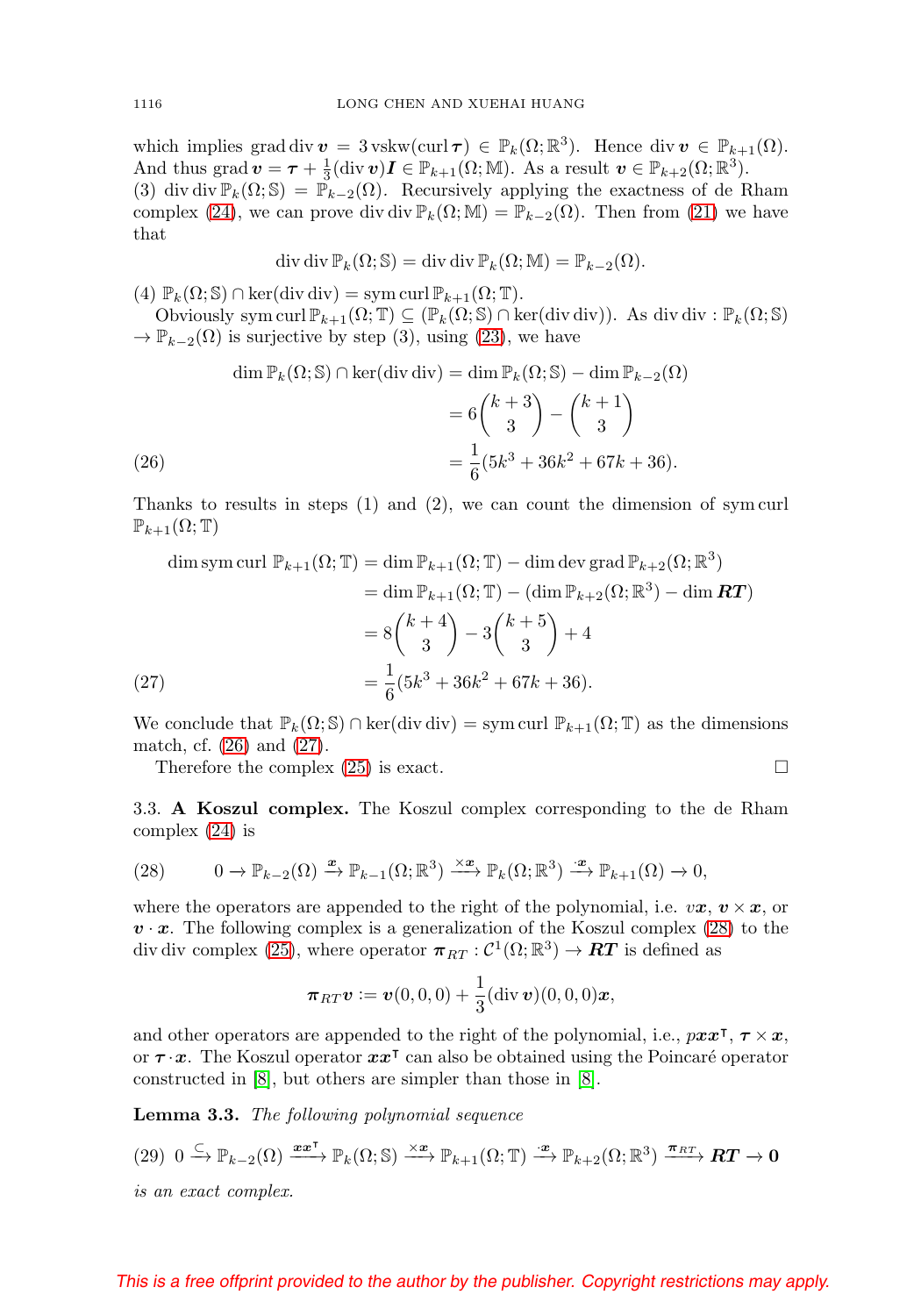which implies $\operatorname{grad}\operatorname{div}\boldsymbol{v} = 3\operatorname{vskw}(\operatorname{curl}\boldsymbol{\tau}) \in \mathbb{P}_k(\Omega;\mathbb{R}^3)$. Hence $\operatorname{div}\boldsymbol{v} \in \mathbb{P}_{k+1}(\Omega)$. And thus $\operatorname{grad}\boldsymbol{v} = \boldsymbol{\tau} + \frac{1}{3}(\operatorname{div}\boldsymbol{v})\boldsymbol{I} \in \mathbb{P}_{k+1}(\Omega;\mathbb{M})$. As a result $\boldsymbol{v} \in \mathbb{P}_{k+2}(\Omega;\mathbb{R}^3)$.

(3) $\operatorname{div}\operatorname{div}\mathbb{P}_k(\Omega;\mathbb{S}) = \mathbb{P}_{k-2}(\Omega)$. Recursively applying the exactness of de Rham complex (24), we can prove $\operatorname{div}\operatorname{div}\mathbb{P}_k(\Omega;\mathbb{M}) = \mathbb{P}_{k-2}(\Omega)$. Then from (21) we have that

$$\operatorname{div}\operatorname{div}\mathbb{P}_k(\Omega;\mathbb{S}) = \operatorname{div}\operatorname{div}\mathbb{P}_k(\Omega;\mathbb{M}) = \mathbb{P}_{k-2}(\Omega).$$

(4) $\mathbb{P}_k(\Omega;\mathbb{S}) \cap \ker(\operatorname{div}\operatorname{div}) = \operatorname{sym}\operatorname{curl}\mathbb{P}_{k+1}(\Omega;\mathbb{T})$.

Obviously $\operatorname{sym}\operatorname{curl}\mathbb{P}_{k+1}(\Omega;\mathbb{T}) \subseteq (\mathbb{P}_k(\Omega;\mathbb{S}) \cap \ker(\operatorname{div}\operatorname{div}))$. As $\operatorname{div}\operatorname{div} : \mathbb{P}_k(\Omega;\mathbb{S}) \to \mathbb{P}_{k-2}(\Omega)$ is surjective by step (3), using (23), we have

$$\begin{aligned}
\dim \mathbb{P}_k(\Omega;\mathbb{S}) \cap \ker(\operatorname{div}\operatorname{div}) &= \dim \mathbb{P}_k(\Omega;\mathbb{S}) - \dim \mathbb{P}_{k-2}(\Omega) \\
&= 6\binom{k+3}{3} - \binom{k+1}{3} \\
&= \frac{1}{6}(5k^3 + 36k^2 + 67k + 36).
\end{aligned} \tag{26}$$

Thanks to results in steps (1) and (2), we can count the dimension of $\operatorname{sym}\operatorname{curl}\mathbb{P}_{k+1}(\Omega;\mathbb{T})$

$$\begin{aligned}
\dim \operatorname{sym}\operatorname{curl}\,\mathbb{P}_{k+1}(\Omega;\mathbb{T}) &= \dim \mathbb{P}_{k+1}(\Omega;\mathbb{T}) - \dim \operatorname{dev}\operatorname{grad}\mathbb{P}_{k+2}(\Omega;\mathbb{R}^3) \\
&= \dim \mathbb{P}_{k+1}(\Omega;\mathbb{T}) - (\dim \mathbb{P}_{k+2}(\Omega;\mathbb{R}^3) - \dim \boldsymbol{RT}) \\
&= 8\binom{k+4}{3} - 3\binom{k+5}{3} + 4 \\
&= \frac{1}{6}(5k^3 + 36k^2 + 67k + 36).
\end{aligned} \tag{27}$$

We conclude that $\mathbb{P}_k(\Omega;\mathbb{S}) \cap \ker(\operatorname{div}\operatorname{div}) = \operatorname{sym}\operatorname{curl}\,\mathbb{P}_{k+1}(\Omega;\mathbb{T})$ as the dimensions match, cf. (26) and (27).

Therefore the complex (25) is exact. $\square$

3.3. **A Koszul complex.** The Koszul complex corresponding to the de Rham complex (24) is

$$0 \to \mathbb{P}_{k-2}(\Omega) \xrightarrow{\boldsymbol{x}} \mathbb{P}_{k-1}(\Omega;\mathbb{R}^3) \xrightarrow{\times\boldsymbol{x}} \mathbb{P}_k(\Omega;\mathbb{R}^3) \xrightarrow{\cdot\boldsymbol{x}} \mathbb{P}_{k+1}(\Omega) \to 0, \tag{28}$$

where the operators are appended to the right of the polynomial, i.e. $v\boldsymbol{x}$, $\boldsymbol{v}\times\boldsymbol{x}$, or $\boldsymbol{v}\cdot\boldsymbol{x}$. The following complex is a generalization of the Koszul complex (28) to the $\operatorname{div}\operatorname{div}$ complex (25), where operator $\boldsymbol{\pi}_{RT} : \mathcal{C}^1(\Omega;\mathbb{R}^3) \to \boldsymbol{RT}$ is defined as

$$\boldsymbol{\pi}_{RT}\boldsymbol{v} := \boldsymbol{v}(0,0,0) + \frac{1}{3}(\operatorname{div}\boldsymbol{v})(0,0,0)\boldsymbol{x},$$

and other operators are appended to the right of the polynomial, i.e., $p\boldsymbol{x}\boldsymbol{x}^{\intercal}$, $\boldsymbol{\tau}\times\boldsymbol{x}$, or $\boldsymbol{\tau}\cdot\boldsymbol{x}$. The Koszul operator $\boldsymbol{x}\boldsymbol{x}^{\intercal}$ can also be obtained using the Poincaré operator constructed in [8], but others are simpler than those in [8].

**Lemma 3.3.** *The following polynomial sequence*

$$0 \xrightarrow{\subset} \mathbb{P}_{k-2}(\Omega) \xrightarrow{\boldsymbol{x}\boldsymbol{x}^{\intercal}} \mathbb{P}_k(\Omega;\mathbb{S}) \xrightarrow{\times\boldsymbol{x}} \mathbb{P}_{k+1}(\Omega;\mathbb{T}) \xrightarrow{\cdot\boldsymbol{x}} \mathbb{P}_{k+2}(\Omega;\mathbb{R}^3) \xrightarrow{\boldsymbol{\pi}_{RT}} \boldsymbol{RT} \to \boldsymbol{0} \tag{29}$$

*is an exact complex.*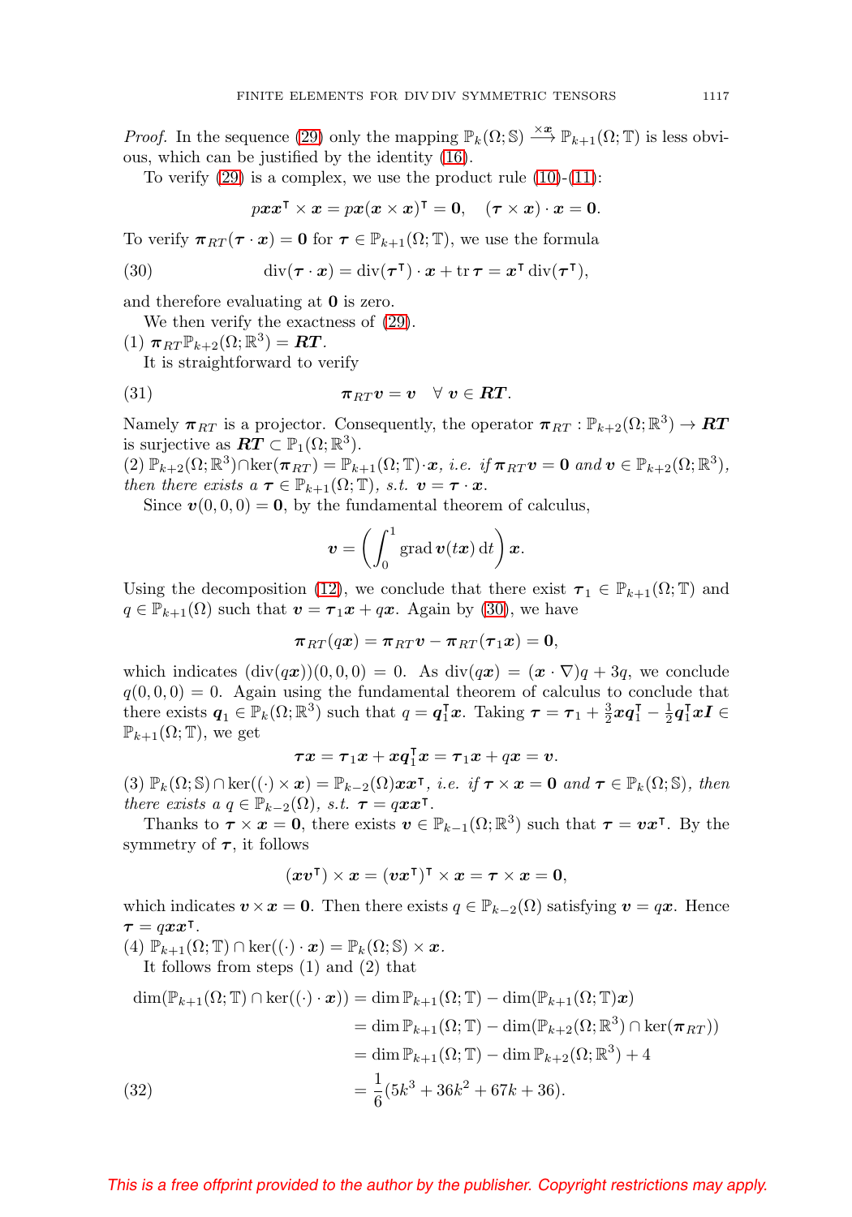*Proof.* In the sequence (29) only the mapping $\mathbb{P}_k(\Omega;\mathbb{S}) \xrightarrow{\times \boldsymbol{x}} \mathbb{P}_{k+1}(\Omega;\mathbb{T})$ is less obvious, which can be justified by the identity (16).

To verify (29) is a complex, we use the product rule (10)-(11):

$$p\boldsymbol{x}\boldsymbol{x}^{\intercal} \times \boldsymbol{x} = p\boldsymbol{x}(\boldsymbol{x}\times\boldsymbol{x})^{\intercal} = \boldsymbol{0}, \quad (\boldsymbol{\tau}\times\boldsymbol{x})\cdot\boldsymbol{x} = \boldsymbol{0}.$$

To verify $\boldsymbol{\pi}_{RT}(\boldsymbol{\tau}\cdot\boldsymbol{x}) = \boldsymbol{0}$ for $\boldsymbol{\tau}\in\mathbb{P}_{k+1}(\Omega;\mathbb{T})$, we use the formula

$$\operatorname{div}(\boldsymbol{\tau}\cdot\boldsymbol{x}) = \operatorname{div}(\boldsymbol{\tau}^{\intercal})\cdot\boldsymbol{x} + \operatorname{tr}\boldsymbol{\tau} = \boldsymbol{x}^{\intercal}\operatorname{div}(\boldsymbol{\tau}^{\intercal}), \tag{30}$$

and therefore evaluating at $\boldsymbol{0}$ is zero.

We then verify the exactness of (29).

(1) $\boldsymbol{\pi}_{RT}\mathbb{P}_{k+2}(\Omega;\mathbb{R}^3) = \boldsymbol{RT}$.

It is straightforward to verify

$$\boldsymbol{\pi}_{RT}\boldsymbol{v} = \boldsymbol{v} \quad \forall\ \boldsymbol{v}\in\boldsymbol{RT}. \tag{31}$$

Namely $\boldsymbol{\pi}_{RT}$ is a projector. Consequently, the operator $\boldsymbol{\pi}_{RT}:\mathbb{P}_{k+2}(\Omega;\mathbb{R}^3)\to\boldsymbol{RT}$ is surjective as $\boldsymbol{RT}\subset\mathbb{P}_1(\Omega;\mathbb{R}^3)$.

(2) $\mathbb{P}_{k+2}(\Omega;\mathbb{R}^3)\cap\ker(\boldsymbol{\pi}_{RT}) = \mathbb{P}_{k+1}(\Omega;\mathbb{T})\cdot\boldsymbol{x}$, *i.e. if* $\boldsymbol{\pi}_{RT}\boldsymbol{v} = \boldsymbol{0}$ *and* $\boldsymbol{v}\in\mathbb{P}_{k+2}(\Omega;\mathbb{R}^3)$*, then there exists a* $\boldsymbol{\tau}\in\mathbb{P}_{k+1}(\Omega;\mathbb{T})$*, s.t.* $\boldsymbol{v} = \boldsymbol{\tau}\cdot\boldsymbol{x}$.

Since $\boldsymbol{v}(0,0,0) = \boldsymbol{0}$, by the fundamental theorem of calculus,

$$\boldsymbol{v} = \left(\int_0^1 \operatorname{grad}\boldsymbol{v}(t\boldsymbol{x})\,\mathrm{d}t\right)\boldsymbol{x}.$$

Using the decomposition (12), we conclude that there exist $\boldsymbol{\tau}_1\in\mathbb{P}_{k+1}(\Omega;\mathbb{T})$ and $q\in\mathbb{P}_{k+1}(\Omega)$ such that $\boldsymbol{v} = \boldsymbol{\tau}_1\boldsymbol{x} + q\boldsymbol{x}$. Again by (30), we have

$$\boldsymbol{\pi}_{RT}(q\boldsymbol{x}) = \boldsymbol{\pi}_{RT}\boldsymbol{v} - \boldsymbol{\pi}_{RT}(\boldsymbol{\tau}_1\boldsymbol{x}) = \boldsymbol{0},$$

which indicates $(\operatorname{div}(q\boldsymbol{x}))(0,0,0) = 0$. As $\operatorname{div}(q\boldsymbol{x}) = (\boldsymbol{x}\cdot\nabla)q + 3q$, we conclude $q(0,0,0) = 0$. Again using the fundamental theorem of calculus to conclude that there exists $\boldsymbol{q}_1\in\mathbb{P}_k(\Omega;\mathbb{R}^3)$ such that $q = \boldsymbol{q}_1^{\intercal}\boldsymbol{x}$. Taking $\boldsymbol{\tau} = \boldsymbol{\tau}_1 + \frac{3}{2}\boldsymbol{x}\boldsymbol{q}_1^{\intercal} - \frac{1}{2}\boldsymbol{q}_1^{\intercal}\boldsymbol{x}\boldsymbol{I}\in\mathbb{P}_{k+1}(\Omega;\mathbb{T})$, we get

$$\boldsymbol{\tau}\boldsymbol{x} = \boldsymbol{\tau}_1\boldsymbol{x} + \boldsymbol{x}\boldsymbol{q}_1^{\intercal}\boldsymbol{x} = \boldsymbol{\tau}_1\boldsymbol{x} + q\boldsymbol{x} = \boldsymbol{v}.$$

(3) $\mathbb{P}_k(\Omega;\mathbb{S})\cap\ker((\cdot)\times\boldsymbol{x}) = \mathbb{P}_{k-2}(\Omega)\boldsymbol{x}\boldsymbol{x}^{\intercal}$, *i.e. if* $\boldsymbol{\tau}\times\boldsymbol{x} = \boldsymbol{0}$ *and* $\boldsymbol{\tau}\in\mathbb{P}_k(\Omega;\mathbb{S})$*, then there exists a* $q\in\mathbb{P}_{k-2}(\Omega)$*, s.t.* $\boldsymbol{\tau} = q\boldsymbol{x}\boldsymbol{x}^{\intercal}$.

Thanks to $\boldsymbol{\tau}\times\boldsymbol{x} = \boldsymbol{0}$, there exists $\boldsymbol{v}\in\mathbb{P}_{k-1}(\Omega;\mathbb{R}^3)$ such that $\boldsymbol{\tau} = \boldsymbol{v}\boldsymbol{x}^{\intercal}$. By the symmetry of $\boldsymbol{\tau}$, it follows

$$(\boldsymbol{x}\boldsymbol{v}^{\intercal})\times\boldsymbol{x} = (\boldsymbol{v}\boldsymbol{x}^{\intercal})^{\intercal}\times\boldsymbol{x} = \boldsymbol{\tau}\times\boldsymbol{x} = \boldsymbol{0},$$

which indicates $\boldsymbol{v}\times\boldsymbol{x} = \boldsymbol{0}$. Then there exists $q\in\mathbb{P}_{k-2}(\Omega)$ satisfying $\boldsymbol{v} = q\boldsymbol{x}$. Hence $\boldsymbol{\tau} = q\boldsymbol{x}\boldsymbol{x}^{\intercal}$.

(4) $\mathbb{P}_{k+1}(\Omega;\mathbb{T})\cap\ker((\cdot)\cdot\boldsymbol{x}) = \mathbb{P}_k(\Omega;\mathbb{S})\times\boldsymbol{x}$.

It follows from steps (1) and (2) that

$$\begin{aligned}
\dim(\mathbb{P}_{k+1}(\Omega;\mathbb{T})\cap\ker((\cdot)\cdot\boldsymbol{x})) &= \dim\mathbb{P}_{k+1}(\Omega;\mathbb{T}) - \dim(\mathbb{P}_{k+1}(\Omega;\mathbb{T})\boldsymbol{x})\\
&= \dim\mathbb{P}_{k+1}(\Omega;\mathbb{T}) - \dim(\mathbb{P}_{k+2}(\Omega;\mathbb{R}^3)\cap\ker(\boldsymbol{\pi}_{RT}))\\
&= \dim\mathbb{P}_{k+1}(\Omega;\mathbb{T}) - \dim\mathbb{P}_{k+2}(\Omega;\mathbb{R}^3) + 4\\
&= \frac{1}{6}(5k^3 + 36k^2 + 67k + 36).
\end{aligned} \tag{32}$$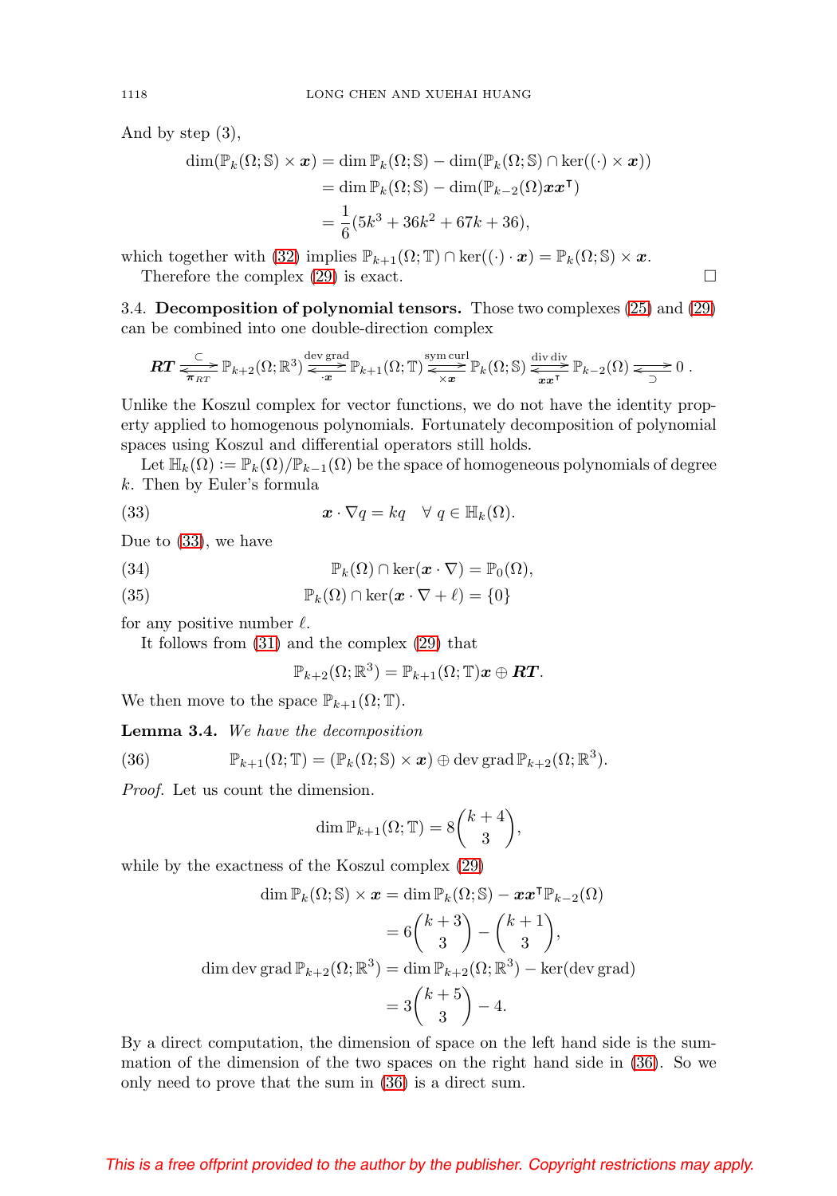And by step (3),

$$
\begin{aligned}
\dim(\mathbb{P}_k(\Omega;\mathbb{S})\times \boldsymbol{x}) &= \dim \mathbb{P}_k(\Omega;\mathbb{S}) - \dim(\mathbb{P}_k(\Omega;\mathbb{S})\cap \ker((\cdot)\times \boldsymbol{x}))\\
&= \dim \mathbb{P}_k(\Omega;\mathbb{S}) - \dim(\mathbb{P}_{k-2}(\Omega)\boldsymbol{x}\boldsymbol{x}^{\intercal})\\
&= \frac{1}{6}(5k^3+36k^2+67k+36),
\end{aligned}
$$

which together with (32) implies $\mathbb{P}_{k+1}(\Omega;\mathbb{T})\cap \ker((\cdot)\cdot \boldsymbol{x}) = \mathbb{P}_k(\Omega;\mathbb{S})\times \boldsymbol{x}$.

Therefore the complex (29) is exact. $\square$

3.4. **Decomposition of polynomial tensors.** Those two complexes (25) and (29) can be combined into one double-direction complex

$$
\boldsymbol{RT} \underset{\boldsymbol{\pi}_{RT}}{\overset{\subset}{\rightleftarrows}} \mathbb{P}_{k+2}(\Omega;\mathbb{R}^3) \underset{\cdot \boldsymbol{x}}{\overset{\operatorname{dev}\operatorname{grad}}{\rightleftarrows}} \mathbb{P}_{k+1}(\Omega;\mathbb{T}) \underset{\times \boldsymbol{x}}{\overset{\operatorname{sym}\operatorname{curl}}{\rightleftarrows}} \mathbb{P}_k(\Omega;\mathbb{S}) \underset{\boldsymbol{x}\boldsymbol{x}^{\intercal}}{\overset{\operatorname{div}\operatorname{div}}{\rightleftarrows}} \mathbb{P}_{k-2}(\Omega) \underset{\supset}{\rightleftarrows} 0\,.
$$

Unlike the Koszul complex for vector functions, we do not have the identity property applied to homogenous polynomials. Fortunately decomposition of polynomial spaces using Koszul and differential operators still holds.

Let $\mathbb{H}_k(\Omega) := \mathbb{P}_k(\Omega)/\mathbb{P}_{k-1}(\Omega)$ be the space of homogeneous polynomials of degree $k$. Then by Euler's formula

$$
\boldsymbol{x}\cdot\nabla q = kq \quad \forall\, q\in \mathbb{H}_k(\Omega). \tag{33}
$$

Due to (33), we have

$$
\mathbb{P}_k(\Omega)\cap \ker(\boldsymbol{x}\cdot\nabla) = \mathbb{P}_0(\Omega), \tag{34}
$$

$$
\mathbb{P}_k(\Omega)\cap \ker(\boldsymbol{x}\cdot\nabla + \ell) = \{0\} \tag{35}
$$

for any positive number $\ell$.

It follows from (31) and the complex (29) that

$$
\mathbb{P}_{k+2}(\Omega;\mathbb{R}^3) = \mathbb{P}_{k+1}(\Omega;\mathbb{T})\boldsymbol{x} \oplus \boldsymbol{RT}.
$$

We then move to the space $\mathbb{P}_{k+1}(\Omega;\mathbb{T})$.

**Lemma 3.4.** *We have the decomposition*

$$
\mathbb{P}_{k+1}(\Omega;\mathbb{T}) = (\mathbb{P}_k(\Omega;\mathbb{S})\times \boldsymbol{x}) \oplus \operatorname{dev}\operatorname{grad}\mathbb{P}_{k+2}(\Omega;\mathbb{R}^3). \tag{36}
$$

*Proof.* Let us count the dimension.

$$
\dim \mathbb{P}_{k+1}(\Omega;\mathbb{T}) = 8\binom{k+4}{3},
$$

while by the exactness of the Koszul complex (29)

$$
\begin{aligned}
\dim \mathbb{P}_k(\Omega;\mathbb{S})\times \boldsymbol{x} &= \dim \mathbb{P}_k(\Omega;\mathbb{S}) - \boldsymbol{x}\boldsymbol{x}^{\intercal}\mathbb{P}_{k-2}(\Omega)\\
&= 6\binom{k+3}{3} - \binom{k+1}{3},\\
\dim \operatorname{dev}\operatorname{grad}\mathbb{P}_{k+2}(\Omega;\mathbb{R}^3) &= \dim \mathbb{P}_{k+2}(\Omega;\mathbb{R}^3) - \ker(\operatorname{dev}\operatorname{grad})\\
&= 3\binom{k+5}{3} - 4.
\end{aligned}
$$

By a direct computation, the dimension of space on the left hand side is the summation of the dimension of the two spaces on the right hand side in (36). So we only need to prove that the sum in (36) is a direct sum.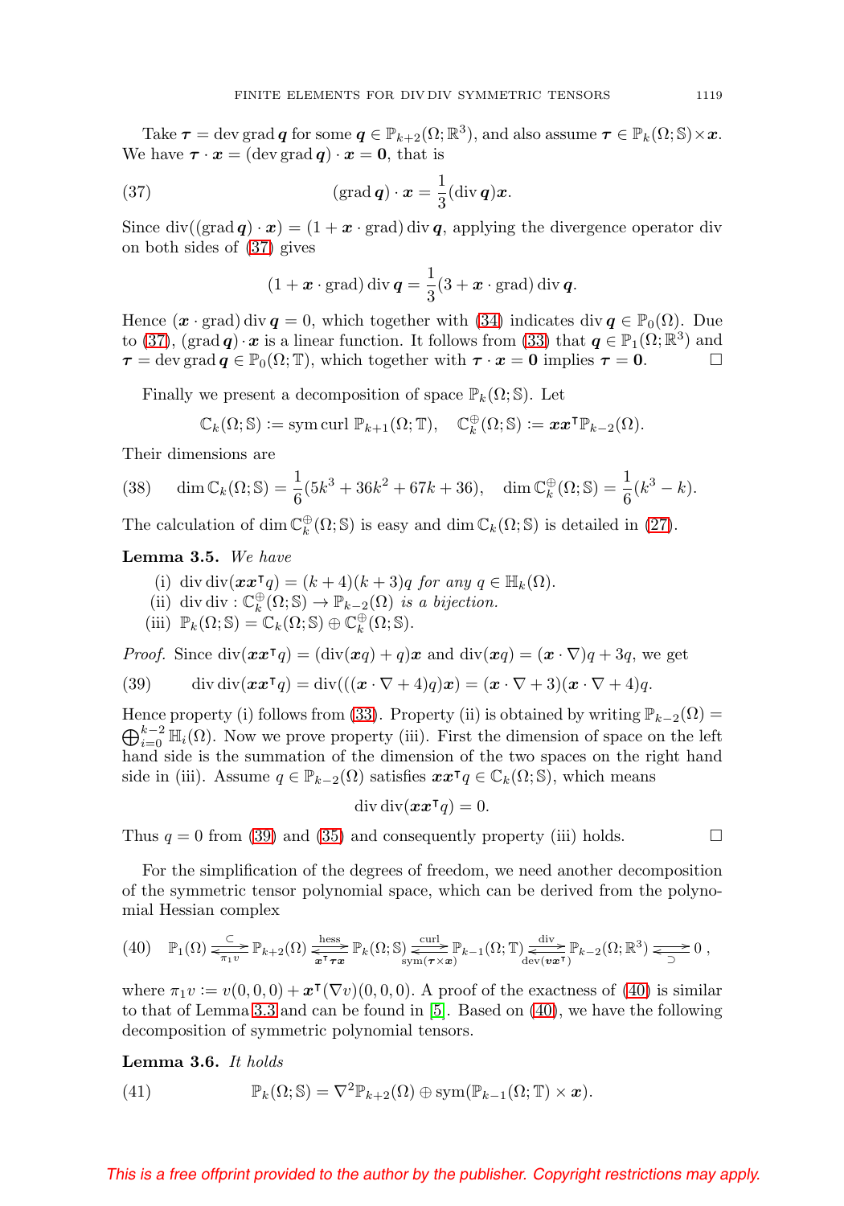Take $\boldsymbol{\tau} = \operatorname{dev}\operatorname{grad}\boldsymbol{q}$ for some $\boldsymbol{q} \in \mathbb{P}_{k+2}(\Omega;\mathbb{R}^3)$, and also assume $\boldsymbol{\tau} \in \mathbb{P}_k(\Omega;\mathbb{S})\times\boldsymbol{x}$. We have $\boldsymbol{\tau}\cdot\boldsymbol{x} = (\operatorname{dev}\operatorname{grad}\boldsymbol{q})\cdot\boldsymbol{x} = \boldsymbol{0}$, that is

$$
(\operatorname{grad}\boldsymbol{q})\cdot\boldsymbol{x} = \frac{1}{3}(\operatorname{div}\boldsymbol{q})\boldsymbol{x}. \tag{37}
$$

Since $\operatorname{div}((\operatorname{grad}\boldsymbol{q})\cdot\boldsymbol{x}) = (1+\boldsymbol{x}\cdot\operatorname{grad})\operatorname{div}\boldsymbol{q}$, applying the divergence operator div on both sides of (37) gives

$$
(1+\boldsymbol{x}\cdot\operatorname{grad})\operatorname{div}\boldsymbol{q} = \frac{1}{3}(3+\boldsymbol{x}\cdot\operatorname{grad})\operatorname{div}\boldsymbol{q}.
$$

Hence $(\boldsymbol{x}\cdot\operatorname{grad})\operatorname{div}\boldsymbol{q} = 0$, which together with (34) indicates $\operatorname{div}\boldsymbol{q}\in\mathbb{P}_0(\Omega)$. Due to (37), $(\operatorname{grad}\boldsymbol{q})\cdot\boldsymbol{x}$ is a linear function. It follows from (33) that $\boldsymbol{q}\in\mathbb{P}_1(\Omega;\mathbb{R}^3)$ and $\boldsymbol{\tau} = \operatorname{dev}\operatorname{grad}\boldsymbol{q}\in\mathbb{P}_0(\Omega;\mathbb{T})$, which together with $\boldsymbol{\tau}\cdot\boldsymbol{x} = \boldsymbol{0}$ implies $\boldsymbol{\tau} = \boldsymbol{0}$. □

Finally we present a decomposition of space $\mathbb{P}_k(\Omega;\mathbb{S})$. Let

$$
\mathbb{C}_k(\Omega;\mathbb{S}) := \operatorname{sym}\operatorname{curl}\,\mathbb{P}_{k+1}(\Omega;\mathbb{T}),\quad \mathbb{C}_k^{\oplus}(\Omega;\mathbb{S}) := \boldsymbol{x}\boldsymbol{x}^{\intercal}\mathbb{P}_{k-2}(\Omega).
$$

Their dimensions are

$$
\dim\mathbb{C}_k(\Omega;\mathbb{S}) = \frac{1}{6}(5k^3+36k^2+67k+36),\quad \dim\mathbb{C}_k^{\oplus}(\Omega;\mathbb{S}) = \frac{1}{6}(k^3-k). \tag{38}
$$

The calculation of $\dim\mathbb{C}_k^{\oplus}(\Omega;\mathbb{S})$ is easy and $\dim\mathbb{C}_k(\Omega;\mathbb{S})$ is detailed in (27).

**Lemma 3.5.** *We have*

(i) $\operatorname{div}\operatorname{div}(\boldsymbol{x}\boldsymbol{x}^{\intercal}q) = (k+4)(k+3)q$ *for any* $q\in\mathbb{H}_k(\Omega)$.
(ii) $\operatorname{div}\operatorname{div}: \mathbb{C}_k^{\oplus}(\Omega;\mathbb{S})\to\mathbb{P}_{k-2}(\Omega)$ *is a bijection.*
(iii) $\mathbb{P}_k(\Omega;\mathbb{S}) = \mathbb{C}_k(\Omega;\mathbb{S})\oplus\mathbb{C}_k^{\oplus}(\Omega;\mathbb{S})$.

*Proof.* Since $\operatorname{div}(\boldsymbol{x}\boldsymbol{x}^{\intercal}q) = (\operatorname{div}(\boldsymbol{x}q)+q)\boldsymbol{x}$ and $\operatorname{div}(\boldsymbol{x}q) = (\boldsymbol{x}\cdot\nabla)q + 3q$, we get

$$
\operatorname{div}\operatorname{div}(\boldsymbol{x}\boldsymbol{x}^{\intercal}q) = \operatorname{div}(((\boldsymbol{x}\cdot\nabla+4)q)\boldsymbol{x}) = (\boldsymbol{x}\cdot\nabla+3)(\boldsymbol{x}\cdot\nabla+4)q. \tag{39}
$$

Hence property (i) follows from (33). Property (ii) is obtained by writing $\mathbb{P}_{k-2}(\Omega) = \bigoplus_{i=0}^{k-2}\mathbb{H}_i(\Omega)$. Now we prove property (iii). First the dimension of space on the left hand side is the summation of the dimension of the two spaces on the right hand side in (iii). Assume $q\in\mathbb{P}_{k-2}(\Omega)$ satisfies $\boldsymbol{x}\boldsymbol{x}^{\intercal}q\in\mathbb{C}_k(\Omega;\mathbb{S})$, which means

$$
\operatorname{div}\operatorname{div}(\boldsymbol{x}\boldsymbol{x}^{\intercal}q) = 0.
$$

Thus $q=0$ from (39) and (35) and consequently property (iii) holds. □

For the simplification of the degrees of freedom, we need another decomposition of the symmetric tensor polynomial space, which can be derived from the polynomial Hessian complex

$$
\mathbb{P}_1(\Omega)\underset{\pi_1 v}{\overset{\subset}{\rightleftarrows}}\mathbb{P}_{k+2}(\Omega)\underset{\boldsymbol{x}^{\intercal}\boldsymbol{\tau}\boldsymbol{x}}{\overset{\text{hess}}{\rightleftarrows}}\mathbb{P}_k(\Omega;\mathbb{S})\underset{\operatorname{sym}(\boldsymbol{\tau}\times\boldsymbol{x})}{\overset{\text{curl}}{\rightleftarrows}}\mathbb{P}_{k-1}(\Omega;\mathbb{T})\underset{\operatorname{dev}(\boldsymbol{v}\boldsymbol{x}^{\intercal})}{\overset{\text{div}}{\rightleftarrows}}\mathbb{P}_{k-2}(\Omega;\mathbb{R}^3)\underset{\supset}{\rightleftarrows}0\,, \tag{40}
$$

where $\pi_1 v := v(0,0,0) + \boldsymbol{x}^{\intercal}(\nabla v)(0,0,0)$. A proof of the exactness of (40) is similar to that of Lemma 3.3 and can be found in [5]. Based on (40), we have the following decomposition of symmetric polynomial tensors.

**Lemma 3.6.** *It holds*

$$
\mathbb{P}_k(\Omega;\mathbb{S}) = \nabla^2\mathbb{P}_{k+2}(\Omega)\oplus\operatorname{sym}(\mathbb{P}_{k-1}(\Omega;\mathbb{T})\times\boldsymbol{x}). \tag{41}
$$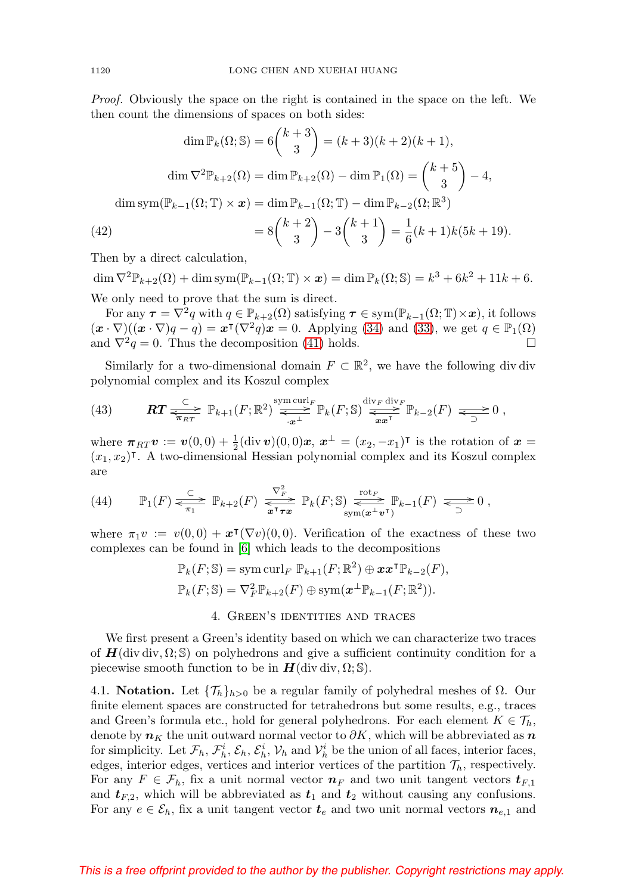*Proof.* Obviously the space on the right is contained in the space on the left. We then count the dimensions of spaces on both sides:

$$\dim \mathbb{P}_k(\Omega;\mathbb{S}) = 6\binom{k+3}{3} = (k+3)(k+2)(k+1),$$

$$\dim \nabla^2\mathbb{P}_{k+2}(\Omega) = \dim \mathbb{P}_{k+2}(\Omega) - \dim \mathbb{P}_1(\Omega) = \binom{k+5}{3} - 4,$$

$$\dim \operatorname{sym}(\mathbb{P}_{k-1}(\Omega;\mathbb{T})\times \boldsymbol{x}) = \dim \mathbb{P}_{k-1}(\Omega;\mathbb{T}) - \dim \mathbb{P}_{k-2}(\Omega;\mathbb{R}^3)$$

$$= 8\binom{k+2}{3} - 3\binom{k+1}{3} = \frac{1}{6}(k+1)k(5k+19). \tag{42}$$

Then by a direct calculation,

$$\dim \nabla^2\mathbb{P}_{k+2}(\Omega) + \dim \operatorname{sym}(\mathbb{P}_{k-1}(\Omega;\mathbb{T})\times \boldsymbol{x}) = \dim \mathbb{P}_k(\Omega;\mathbb{S}) = k^3+6k^2+11k+6.$$

We only need to prove that the sum is direct.

For any $\boldsymbol{\tau} = \nabla^2 q$ with $q\in\mathbb{P}_{k+2}(\Omega)$ satisfying $\boldsymbol{\tau}\in \operatorname{sym}(\mathbb{P}_{k-1}(\Omega;\mathbb{T})\times\boldsymbol{x})$, it follows $(\boldsymbol{x}\cdot\nabla)((\boldsymbol{x}\cdot\nabla)q - q) = \boldsymbol{x}^{\intercal}(\nabla^2 q)\boldsymbol{x} = 0$. Applying (34) and (33), we get $q\in\mathbb{P}_1(\Omega)$ and $\nabla^2 q = 0$. Thus the decomposition (41) holds. $\square$

Similarly for a two-dimensional domain $F\subset\mathbb{R}^2$, we have the following div div polynomial complex and its Koszul complex

$$\boldsymbol{RT} \underset{\boldsymbol{\pi}_{RT}}{\overset{\subset}{\rightleftarrows}} \mathbb{P}_{k+1}(F;\mathbb{R}^2) \underset{\cdot\boldsymbol{x}^{\perp}}{\overset{\operatorname{sym}\operatorname{curl}_F}{\rightleftarrows}} \mathbb{P}_k(F;\mathbb{S}) \underset{\boldsymbol{x}\boldsymbol{x}^{\intercal}}{\overset{\operatorname{div}_F\operatorname{div}_F}{\rightleftarrows}} \mathbb{P}_{k-2}(F) \underset{\supset}{\rightleftarrows} 0\,, \tag{43}$$

where $\boldsymbol{\pi}_{RT}\boldsymbol{v} := \boldsymbol{v}(0,0) + \frac{1}{2}(\operatorname{div}\boldsymbol{v})(0,0)\boldsymbol{x}$, $\boldsymbol{x}^{\perp} = (x_2,-x_1)^{\intercal}$ is the rotation of $\boldsymbol{x} = (x_1,x_2)^{\intercal}$. A two-dimensional Hessian polynomial complex and its Koszul complex are

$$\mathbb{P}_1(F) \underset{\pi_1}{\overset{\subset}{\rightleftarrows}} \mathbb{P}_{k+2}(F) \underset{\boldsymbol{x}^{\intercal}\boldsymbol{\tau}\boldsymbol{x}}{\overset{\nabla_F^2}{\rightleftarrows}} \mathbb{P}_k(F;\mathbb{S}) \underset{\operatorname{sym}(\boldsymbol{x}^{\perp}\boldsymbol{v}^{\intercal})}{\overset{\operatorname{rot}_F}{\rightleftarrows}} \mathbb{P}_{k-1}(F) \underset{\supset}{\rightleftarrows} 0\,, \tag{44}$$

where $\pi_1 v := v(0,0) + \boldsymbol{x}^{\intercal}(\nabla v)(0,0)$. Verification of the exactness of these two complexes can be found in [6] which leads to the decompositions

$$\mathbb{P}_k(F;\mathbb{S}) = \operatorname{sym}\operatorname{curl}_F\,\mathbb{P}_{k+1}(F;\mathbb{R}^2) \oplus \boldsymbol{x}\boldsymbol{x}^{\intercal}\mathbb{P}_{k-2}(F),$$
$$\mathbb{P}_k(F;\mathbb{S}) = \nabla_F^2\mathbb{P}_{k+2}(F) \oplus \operatorname{sym}(\boldsymbol{x}^{\perp}\mathbb{P}_{k-1}(F;\mathbb{R}^2)).$$

## 4. Green's identities and traces

We first present a Green's identity based on which we can characterize two traces of $\boldsymbol{H}(\operatorname{div}\operatorname{div},\Omega;\mathbb{S})$ on polyhedrons and give a sufficient continuity condition for a piecewise smooth function to be in $\boldsymbol{H}(\operatorname{div}\operatorname{div},\Omega;\mathbb{S})$.

4.1. **Notation.** Let $\{\mathcal{T}_h\}_{h>0}$ be a regular family of polyhedral meshes of $\Omega$. Our finite element spaces are constructed for tetrahedrons but some results, e.g., traces and Green's formula etc., hold for general polyhedrons. For each element $K\in\mathcal{T}_h$, denote by $\boldsymbol{n}_K$ the unit outward normal vector to $\partial K$, which will be abbreviated as $\boldsymbol{n}$ for simplicity. Let $\mathcal{F}_h$, $\mathcal{F}_h^i$, $\mathcal{E}_h$, $\mathcal{E}_h^i$, $\mathcal{V}_h$ and $\mathcal{V}_h^i$ be the union of all faces, interior faces, edges, interior edges, vertices and interior vertices of the partition $\mathcal{T}_h$, respectively. For any $F\in\mathcal{F}_h$, fix a unit normal vector $\boldsymbol{n}_F$ and two unit tangent vectors $\boldsymbol{t}_{F,1}$ and $\boldsymbol{t}_{F,2}$, which will be abbreviated as $\boldsymbol{t}_1$ and $\boldsymbol{t}_2$ without causing any confusions. For any $e\in\mathcal{E}_h$, fix a unit tangent vector $\boldsymbol{t}_e$ and two unit normal vectors $\boldsymbol{n}_{e,1}$ and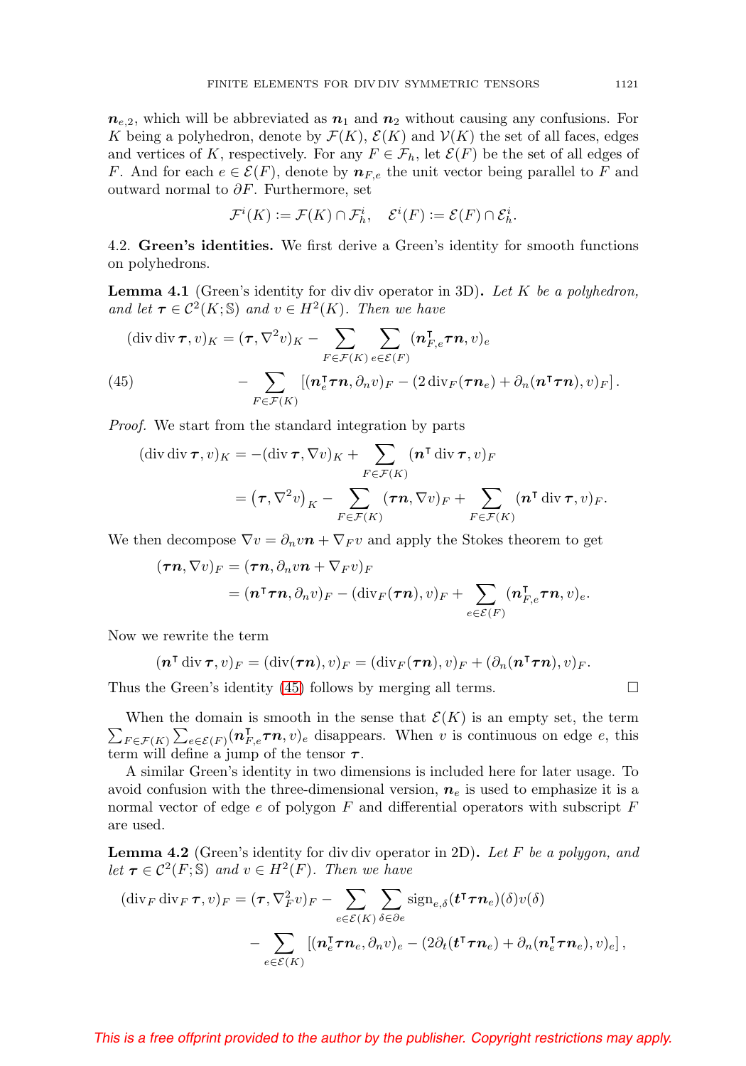$\boldsymbol{n}_{e,2}$, which will be abbreviated as $\boldsymbol{n}_1$ and $\boldsymbol{n}_2$ without causing any confusions. For $K$ being a polyhedron, denote by $\mathcal{F}(K)$, $\mathcal{E}(K)$ and $\mathcal{V}(K)$ the set of all faces, edges and vertices of $K$, respectively. For any $F \in \mathcal{F}_h$, let $\mathcal{E}(F)$ be the set of all edges of $F$. And for each $e \in \mathcal{E}(F)$, denote by $\boldsymbol{n}_{F,e}$ the unit vector being parallel to $F$ and outward normal to $\partial F$. Furthermore, set

$$\mathcal{F}^i(K) := \mathcal{F}(K) \cap \mathcal{F}_h^i, \quad \mathcal{E}^i(F) := \mathcal{E}(F) \cap \mathcal{E}_h^i.$$

4.2. **Green's identities.** We first derive a Green's identity for smooth functions on polyhedrons.

**Lemma 4.1** (Green's identity for div div operator in 3D)**.** *Let $K$ be a polyhedron, and let $\boldsymbol{\tau} \in \mathcal{C}^2(K; \mathbb{S})$ and $v \in H^2(K)$. Then we have*

$$
\begin{aligned}
(\operatorname{div}\operatorname{div}\boldsymbol{\tau}, v)_K &= (\boldsymbol{\tau}, \nabla^2 v)_K - \sum_{F\in\mathcal{F}(K)}\sum_{e\in\mathcal{E}(F)}(\boldsymbol{n}_{F,e}^{\intercal}\boldsymbol{\tau}\boldsymbol{n}, v)_e \\
&\quad - \sum_{F\in\mathcal{F}(K)}\left[(\boldsymbol{n}_e^{\intercal}\boldsymbol{\tau}\boldsymbol{n}, \partial_n v)_F - (2\operatorname{div}_F(\boldsymbol{\tau}\boldsymbol{n}_e) + \partial_n(\boldsymbol{n}^{\intercal}\boldsymbol{\tau}\boldsymbol{n}), v)_F\right].
\end{aligned} \tag{45}
$$

*Proof.* We start from the standard integration by parts

$$
\begin{aligned}
(\operatorname{div}\operatorname{div}\boldsymbol{\tau}, v)_K &= -(\operatorname{div}\boldsymbol{\tau}, \nabla v)_K + \sum_{F\in\mathcal{F}(K)}(\boldsymbol{n}^{\intercal}\operatorname{div}\boldsymbol{\tau}, v)_F \\
&= \left(\boldsymbol{\tau}, \nabla^2 v\right)_K - \sum_{F\in\mathcal{F}(K)}(\boldsymbol{\tau}\boldsymbol{n}, \nabla v)_F + \sum_{F\in\mathcal{F}(K)}(\boldsymbol{n}^{\intercal}\operatorname{div}\boldsymbol{\tau}, v)_F.
\end{aligned}
$$

We then decompose $\nabla v = \partial_n v \boldsymbol{n} + \nabla_F v$ and apply the Stokes theorem to get

$$
\begin{aligned}
(\boldsymbol{\tau}\boldsymbol{n}, \nabla v)_F &= (\boldsymbol{\tau}\boldsymbol{n}, \partial_n v\boldsymbol{n} + \nabla_F v)_F \\
&= (\boldsymbol{n}^{\intercal}\boldsymbol{\tau}\boldsymbol{n}, \partial_n v)_F - (\operatorname{div}_F(\boldsymbol{\tau}\boldsymbol{n}), v)_F + \sum_{e\in\mathcal{E}(F)}(\boldsymbol{n}_{F,e}^{\intercal}\boldsymbol{\tau}\boldsymbol{n}, v)_e.
\end{aligned}
$$

Now we rewrite the term

$$(\boldsymbol{n}^{\intercal}\operatorname{div}\boldsymbol{\tau}, v)_F = (\operatorname{div}(\boldsymbol{\tau}\boldsymbol{n}), v)_F = (\operatorname{div}_F(\boldsymbol{\tau}\boldsymbol{n}), v)_F + (\partial_n(\boldsymbol{n}^{\intercal}\boldsymbol{\tau}\boldsymbol{n}), v)_F.$$

Thus the Green's identity (45) follows by merging all terms. $\square$

When the domain is smooth in the sense that $\mathcal{E}(K)$ is an empty set, the term $\sum_{F\in\mathcal{F}(K)}\sum_{e\in\mathcal{E}(F)}(\boldsymbol{n}_{F,e}^{\intercal}\boldsymbol{\tau}\boldsymbol{n}, v)_e$ disappears. When $v$ is continuous on edge $e$, this term will define a jump of the tensor $\boldsymbol{\tau}$.

A similar Green's identity in two dimensions is included here for later usage. To avoid confusion with the three-dimensional version, $\boldsymbol{n}_e$ is used to emphasize it is a normal vector of edge $e$ of polygon $F$ and differential operators with subscript $F$ are used.

**Lemma 4.2** (Green's identity for div div operator in 2D)**.** *Let $F$ be a polygon, and let $\boldsymbol{\tau} \in \mathcal{C}^2(F; \mathbb{S})$ and $v \in H^2(F)$. Then we have*

$$
\begin{aligned}
(\operatorname{div}_F\operatorname{div}_F\boldsymbol{\tau}, v)_F &= (\boldsymbol{\tau}, \nabla_F^2 v)_F - \sum_{e\in\mathcal{E}(K)}\sum_{\delta\in\partial e}\operatorname{sign}_{e,\delta}(\boldsymbol{t}^{\intercal}\boldsymbol{\tau}\boldsymbol{n}_e)(\delta)v(\delta) \\
&\quad - \sum_{e\in\mathcal{E}(K)}\left[(\boldsymbol{n}_e^{\intercal}\boldsymbol{\tau}\boldsymbol{n}_e, \partial_n v)_e - (2\partial_t(\boldsymbol{t}^{\intercal}\boldsymbol{\tau}\boldsymbol{n}_e) + \partial_n(\boldsymbol{n}_e^{\intercal}\boldsymbol{\tau}\boldsymbol{n}_e), v)_e\right],
\end{aligned}
$$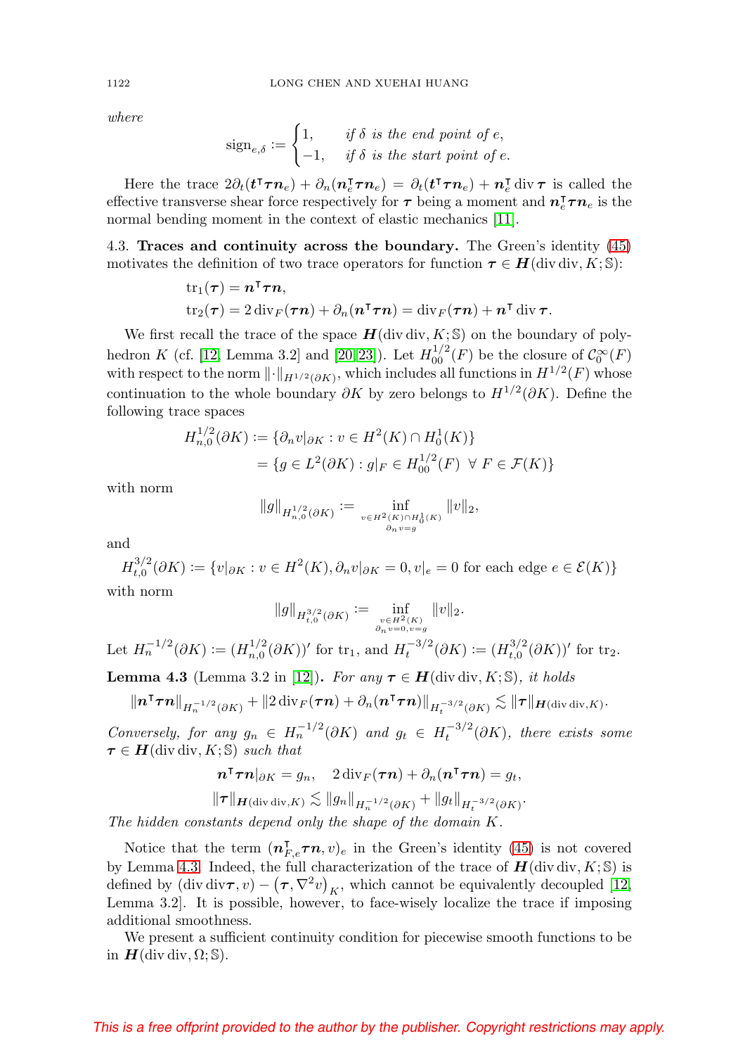*where*

$$\text{sign}_{e,\delta} := \begin{cases} 1, & \textit{if } \delta \textit{ is the end point of } e, \\ -1, & \textit{if } \delta \textit{ is the start point of } e. \end{cases}$$

Here the trace $2\partial_t(\boldsymbol{t}^\intercal \boldsymbol{\tau} \boldsymbol{n}_e) + \partial_n(\boldsymbol{n}_e^\intercal \boldsymbol{\tau} \boldsymbol{n}_e) = \partial_t(\boldsymbol{t}^\intercal \boldsymbol{\tau} \boldsymbol{n}_e) + \boldsymbol{n}_e^\intercal \operatorname{div} \boldsymbol{\tau}$ is called the effective transverse shear force respectively for $\boldsymbol{\tau}$ being a moment and $\boldsymbol{n}_e^\intercal \boldsymbol{\tau} \boldsymbol{n}_e$ is the normal bending moment in the context of elastic mechanics [11].

**4.3. Traces and continuity across the boundary.** The Green's identity (45) motivates the definition of two trace operators for function $\boldsymbol{\tau} \in \boldsymbol{H}(\operatorname{div}\operatorname{div}, K; \mathbb{S})$:

$$\begin{aligned} \operatorname{tr}_1(\boldsymbol{\tau}) &= \boldsymbol{n}^\intercal \boldsymbol{\tau} \boldsymbol{n}, \\ \operatorname{tr}_2(\boldsymbol{\tau}) &= 2 \operatorname{div}_F(\boldsymbol{\tau} \boldsymbol{n}) + \partial_n(\boldsymbol{n}^\intercal \boldsymbol{\tau} \boldsymbol{n}) = \operatorname{div}_F(\boldsymbol{\tau} \boldsymbol{n}) + \boldsymbol{n}^\intercal \operatorname{div} \boldsymbol{\tau}. \end{aligned}$$

We first recall the trace of the space $\boldsymbol{H}(\operatorname{div}\operatorname{div}, K; \mathbb{S})$ on the boundary of polyhedron $K$ (cf. [12, Lemma 3.2] and [20, 23]). Let $H_{00}^{1/2}(F)$ be the closure of $\mathcal{C}_0^\infty(F)$ with respect to the norm $\|\cdot\|_{H^{1/2}(\partial K)}$, which includes all functions in $H^{1/2}(F)$ whose continuation to the whole boundary $\partial K$ by zero belongs to $H^{1/2}(\partial K)$. Define the following trace spaces

$$\begin{aligned} H_{n,0}^{1/2}(\partial K) &:= \{\partial_n v|_{\partial K} : v \in H^2(K) \cap H_0^1(K)\} \\ &= \{g \in L^2(\partial K) : g|_F \in H_{00}^{1/2}(F) \ \ \forall\, F \in \mathcal{F}(K)\} \end{aligned}$$

with norm

$$\|g\|_{H_{n,0}^{1/2}(\partial K)} := \inf_{\substack{v \in H^2(K) \cap H_0^1(K) \\ \partial_n v = g}} \|v\|_2,$$

and

$$H_{t,0}^{3/2}(\partial K) := \{v|_{\partial K} : v \in H^2(K), \partial_n v|_{\partial K} = 0, v|_e = 0 \text{ for each edge } e \in \mathcal{E}(K)\}$$

with norm

$$\|g\|_{H_{t,0}^{3/2}(\partial K)} := \inf_{\substack{v \in H^2(K) \\ \partial_n v = 0, v = g}} \|v\|_2.$$

Let $H_n^{-1/2}(\partial K) := (H_{n,0}^{1/2}(\partial K))'$ for $\operatorname{tr}_1$, and $H_t^{-3/2}(\partial K) := (H_{t,0}^{3/2}(\partial K))'$ for $\operatorname{tr}_2$.

**Lemma 4.3** (Lemma 3.2 in [12])**.** *For any $\boldsymbol{\tau} \in \boldsymbol{H}(\operatorname{div}\operatorname{div}, K; \mathbb{S})$, it holds*

$$\|\boldsymbol{n}^\intercal \boldsymbol{\tau} \boldsymbol{n}\|_{H_n^{-1/2}(\partial K)} + \|2 \operatorname{div}_F(\boldsymbol{\tau} \boldsymbol{n}) + \partial_n(\boldsymbol{n}^\intercal \boldsymbol{\tau} \boldsymbol{n})\|_{H_t^{-3/2}(\partial K)} \lesssim \|\boldsymbol{\tau}\|_{\boldsymbol{H}(\operatorname{div}\operatorname{div}, K)}.$$

*Conversely, for any $g_n \in H_n^{-1/2}(\partial K)$ and $g_t \in H_t^{-3/2}(\partial K)$, there exists some $\boldsymbol{\tau} \in \boldsymbol{H}(\operatorname{div}\operatorname{div}, K; \mathbb{S})$ such that*

$$\begin{gathered} \boldsymbol{n}^\intercal \boldsymbol{\tau} \boldsymbol{n}|_{\partial K} = g_n, \quad 2 \operatorname{div}_F(\boldsymbol{\tau} \boldsymbol{n}) + \partial_n(\boldsymbol{n}^\intercal \boldsymbol{\tau} \boldsymbol{n}) = g_t, \\ \|\boldsymbol{\tau}\|_{\boldsymbol{H}(\operatorname{div}\operatorname{div}, K)} \lesssim \|g_n\|_{H_n^{-1/2}(\partial K)} + \|g_t\|_{H_t^{-3/2}(\partial K)}. \end{gathered}$$

*The hidden constants depend only the shape of the domain $K$.*

Notice that the term $(\boldsymbol{n}_{F,e}^\intercal \boldsymbol{\tau} \boldsymbol{n}, v)_e$ in the Green's identity (45) is not covered by Lemma 4.3. Indeed, the full characterization of the trace of $\boldsymbol{H}(\operatorname{div}\operatorname{div}, K; \mathbb{S})$ is defined by $(\operatorname{div}\operatorname{div}\boldsymbol{\tau}, v) - (\boldsymbol{\tau}, \nabla^2 v)_K$, which cannot be equivalently decoupled [12, Lemma 3.2]. It is possible, however, to face-wisely localize the trace if imposing additional smoothness.

We present a sufficient continuity condition for piecewise smooth functions to be in $\boldsymbol{H}(\operatorname{div}\operatorname{div}, \Omega; \mathbb{S})$.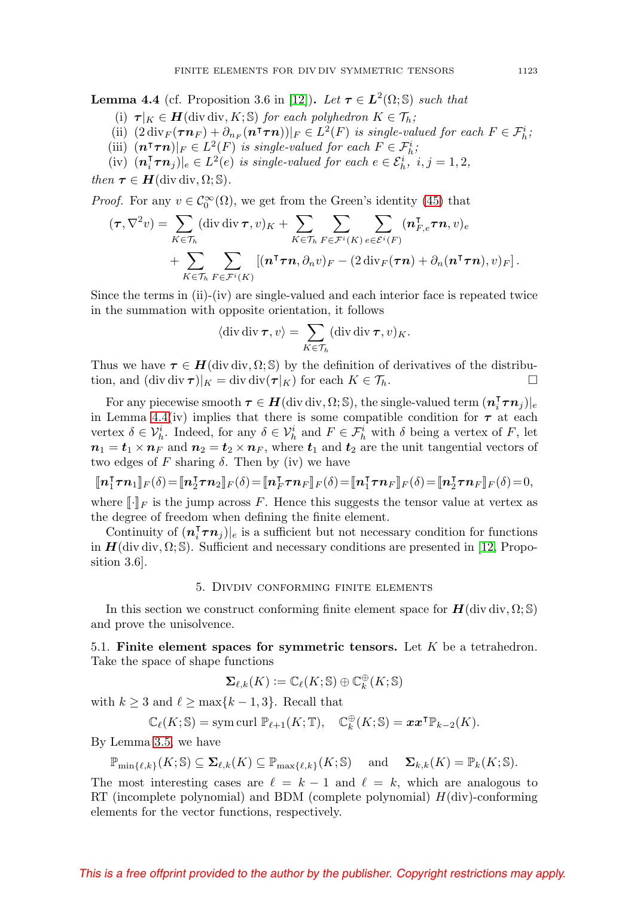**Lemma 4.4** (cf. Proposition 3.6 in [12]). *Let* $\boldsymbol{\tau} \in \boldsymbol{L}^2(\Omega;\mathbb{S})$ *such that*

(i) $\boldsymbol{\tau}|_K \in \boldsymbol{H}(\operatorname{div}\operatorname{div}, K;\mathbb{S})$ *for each polyhedron* $K \in \mathcal{T}_h$*;*

(ii) $(2\operatorname{div}_F(\boldsymbol{\tau}\boldsymbol{n}_F) + \partial_{n_F}(\boldsymbol{n}^\intercal\boldsymbol{\tau}\boldsymbol{n}))|_F \in L^2(F)$ *is single-valued for each* $F \in \mathcal{F}_h^i$*;*

(iii) $(\boldsymbol{n}^\intercal\boldsymbol{\tau}\boldsymbol{n})|_F \in L^2(F)$ *is single-valued for each* $F \in \mathcal{F}_h^i$*;*

(iv) $(\boldsymbol{n}_i^\intercal\boldsymbol{\tau}\boldsymbol{n}_j)|_e \in L^2(e)$ *is single-valued for each* $e \in \mathcal{E}_h^i$*,* $i,j = 1,2$*,*

*then* $\boldsymbol{\tau} \in \boldsymbol{H}(\operatorname{div}\operatorname{div},\Omega;\mathbb{S})$.

*Proof.* For any $v \in \mathcal{C}_0^\infty(\Omega)$, we get from the Green's identity (45) that

$$
\begin{aligned}
(\boldsymbol{\tau}, \nabla^2 v) = & \sum_{K\in\mathcal{T}_h} (\operatorname{div}\operatorname{div}\boldsymbol{\tau}, v)_K + \sum_{K\in\mathcal{T}_h}\sum_{F\in\mathcal{F}^i(K)}\sum_{e\in\mathcal{E}^i(F)} (\boldsymbol{n}_{F,e}^\intercal\boldsymbol{\tau}\boldsymbol{n}, v)_e \\
& + \sum_{K\in\mathcal{T}_h}\sum_{F\in\mathcal{F}^i(K)} \left[(\boldsymbol{n}^\intercal\boldsymbol{\tau}\boldsymbol{n}, \partial_n v)_F - (2\operatorname{div}_F(\boldsymbol{\tau}\boldsymbol{n}) + \partial_n(\boldsymbol{n}^\intercal\boldsymbol{\tau}\boldsymbol{n}), v)_F\right].
\end{aligned}
$$

Since the terms in (ii)-(iv) are single-valued and each interior face is repeated twice in the summation with opposite orientation, it follows

$$
\langle \operatorname{div}\operatorname{div}\boldsymbol{\tau}, v\rangle = \sum_{K\in\mathcal{T}_h} (\operatorname{div}\operatorname{div}\boldsymbol{\tau}, v)_K.
$$

Thus we have $\boldsymbol{\tau} \in \boldsymbol{H}(\operatorname{div}\operatorname{div},\Omega;\mathbb{S})$ by the definition of derivatives of the distribution, and $(\operatorname{div}\operatorname{div}\boldsymbol{\tau})|_K = \operatorname{div}\operatorname{div}(\boldsymbol{\tau}|_K)$ for each $K \in \mathcal{T}_h$. $\square$

For any piecewise smooth $\boldsymbol{\tau} \in \boldsymbol{H}(\operatorname{div}\operatorname{div},\Omega;\mathbb{S})$, the single-valued term $(\boldsymbol{n}_i^\intercal\boldsymbol{\tau}\boldsymbol{n}_j)|_e$ in Lemma 4.4(iv) implies that there is some compatible condition for $\boldsymbol{\tau}$ at each vertex $\delta \in \mathcal{V}_h^i$. Indeed, for any $\delta \in \mathcal{V}_h^i$ and $F \in \mathcal{F}_h^i$ with $\delta$ being a vertex of $F$, let $\boldsymbol{n}_1 = \boldsymbol{t}_1 \times \boldsymbol{n}_F$ and $\boldsymbol{n}_2 = \boldsymbol{t}_2 \times \boldsymbol{n}_F$, where $\boldsymbol{t}_1$ and $\boldsymbol{t}_2$ are the unit tangential vectors of two edges of $F$ sharing $\delta$. Then by (iv) we have

$$
[\![\boldsymbol{n}_1^\intercal\boldsymbol{\tau}\boldsymbol{n}_1]\!]_F(\delta) = [\![\boldsymbol{n}_2^\intercal\boldsymbol{\tau}\boldsymbol{n}_2]\!]_F(\delta) = [\![\boldsymbol{n}_F^\intercal\boldsymbol{\tau}\boldsymbol{n}_F]\!]_F(\delta) = [\![\boldsymbol{n}_1^\intercal\boldsymbol{\tau}\boldsymbol{n}_F]\!]_F(\delta) = [\![\boldsymbol{n}_2^\intercal\boldsymbol{\tau}\boldsymbol{n}_F]\!]_F(\delta) = 0,
$$

where $[\![\cdot]\!]_F$ is the jump across $F$. Hence this suggests the tensor value at vertex as the degree of freedom when defining the finite element.

Continuity of $(\boldsymbol{n}_i^\intercal\boldsymbol{\tau}\boldsymbol{n}_j)|_e$ is a sufficient but not necessary condition for functions in $\boldsymbol{H}(\operatorname{div}\operatorname{div},\Omega;\mathbb{S})$. Sufficient and necessary conditions are presented in [12, Proposition 3.6].

## 5. Divdiv conforming finite elements

In this section we construct conforming finite element space for $\boldsymbol{H}(\operatorname{div}\operatorname{div},\Omega;\mathbb{S})$ and prove the unisolvence.

### 5.1. Finite element spaces for symmetric tensors.

Let $K$ be a tetrahedron. Take the space of shape functions

$$
\boldsymbol{\Sigma}_{\ell,k}(K) := \mathbb{C}_\ell(K;\mathbb{S}) \oplus \mathbb{C}_k^\oplus(K;\mathbb{S})
$$

with $k \geq 3$ and $\ell \geq \max\{k-1, 3\}$. Recall that

$$
\mathbb{C}_\ell(K;\mathbb{S}) = \operatorname{sym}\operatorname{curl}\mathbb{P}_{\ell+1}(K;\mathbb{T}), \quad \mathbb{C}_k^\oplus(K;\mathbb{S}) = \boldsymbol{x}\boldsymbol{x}^\intercal\mathbb{P}_{k-2}(K).
$$

By Lemma 3.5, we have

$$
\mathbb{P}_{\min\{\ell,k\}}(K;\mathbb{S}) \subseteq \boldsymbol{\Sigma}_{\ell,k}(K) \subseteq \mathbb{P}_{\max\{\ell,k\}}(K;\mathbb{S}) \quad \text{and} \quad \boldsymbol{\Sigma}_{k,k}(K) = \mathbb{P}_k(K;\mathbb{S}).
$$

The most interesting cases are $\ell = k-1$ and $\ell = k$, which are analogous to RT (incomplete polynomial) and BDM (complete polynomial) $H(\operatorname{div})$-conforming elements for the vector functions, respectively.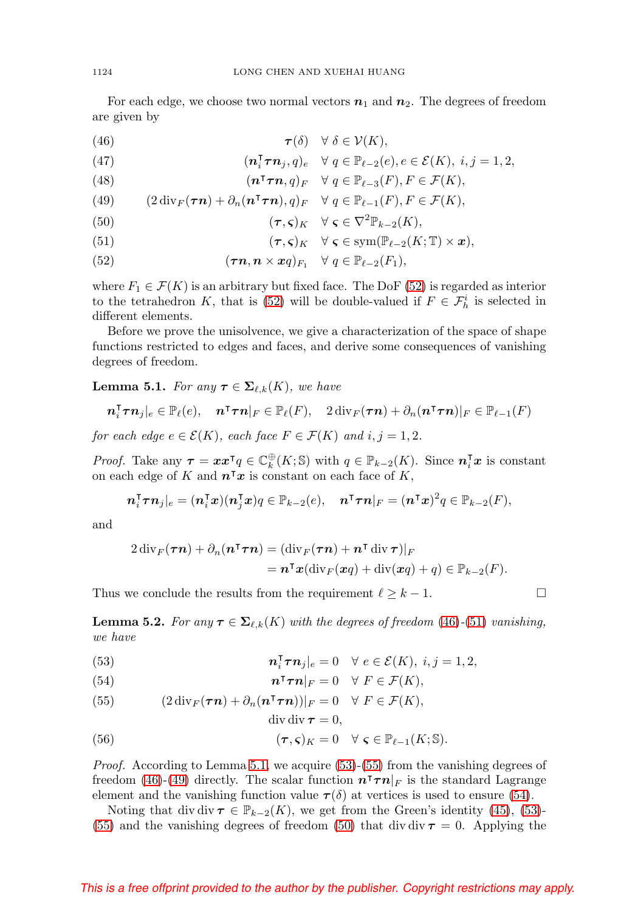For each edge, we choose two normal vectors $\boldsymbol{n}_1$ and $\boldsymbol{n}_2$. The degrees of freedom are given by

$$\boldsymbol{\tau}(\delta) \quad \forall\, \delta \in \mathcal{V}(K), \tag{46}$$

$$(\boldsymbol{n}_i^{\intercal}\boldsymbol{\tau}\boldsymbol{n}_j, q)_e \quad \forall\, q \in \mathbb{P}_{\ell-2}(e), e \in \mathcal{E}(K),\ i,j=1,2, \tag{47}$$

$$(\boldsymbol{n}^{\intercal}\boldsymbol{\tau}\boldsymbol{n}, q)_F \quad \forall\, q \in \mathbb{P}_{\ell-3}(F), F \in \mathcal{F}(K), \tag{48}$$

$$(2\operatorname{div}_F(\boldsymbol{\tau}\boldsymbol{n}) + \partial_n(\boldsymbol{n}^{\intercal}\boldsymbol{\tau}\boldsymbol{n}), q)_F \quad \forall\, q \in \mathbb{P}_{\ell-1}(F), F \in \mathcal{F}(K), \tag{49}$$

$$(\boldsymbol{\tau}, \boldsymbol{\varsigma})_K \quad \forall\, \boldsymbol{\varsigma} \in \nabla^2\mathbb{P}_{k-2}(K), \tag{50}$$

$$(\boldsymbol{\tau}, \boldsymbol{\varsigma})_K \quad \forall\, \boldsymbol{\varsigma} \in \operatorname{sym}(\mathbb{P}_{\ell-2}(K;\mathbb{T}) \times \boldsymbol{x}), \tag{51}$$

$$(\boldsymbol{\tau}\boldsymbol{n}, \boldsymbol{n}\times\boldsymbol{x}q)_{F_1} \quad \forall\, q \in \mathbb{P}_{\ell-2}(F_1), \tag{52}$$

where $F_1 \in \mathcal{F}(K)$ is an arbitrary but fixed face. The DoF (52) is regarded as interior to the tetrahedron $K$, that is (52) will be double-valued if $F \in \mathcal{F}_h^i$ is selected in different elements.

Before we prove the unisolvence, we give a characterization of the space of shape functions restricted to edges and faces, and derive some consequences of vanishing degrees of freedom.

**Lemma 5.1.** *For any $\boldsymbol{\tau} \in \boldsymbol{\Sigma}_{\ell,k}(K)$, we have*

$$\boldsymbol{n}_i^{\intercal}\boldsymbol{\tau}\boldsymbol{n}_j|_e \in \mathbb{P}_\ell(e), \quad \boldsymbol{n}^{\intercal}\boldsymbol{\tau}\boldsymbol{n}|_F \in \mathbb{P}_\ell(F), \quad 2\operatorname{div}_F(\boldsymbol{\tau}\boldsymbol{n}) + \partial_n(\boldsymbol{n}^{\intercal}\boldsymbol{\tau}\boldsymbol{n})|_F \in \mathbb{P}_{\ell-1}(F)$$

*for each edge $e \in \mathcal{E}(K)$, each face $F \in \mathcal{F}(K)$ and $i,j = 1,2$.*

*Proof.* Take any $\boldsymbol{\tau} = \boldsymbol{x}\boldsymbol{x}^{\intercal}q \in \mathbb{C}_k^{\oplus}(K;\mathbb{S})$ with $q \in \mathbb{P}_{k-2}(K)$. Since $\boldsymbol{n}_i^{\intercal}\boldsymbol{x}$ is constant on each edge of $K$ and $\boldsymbol{n}^{\intercal}\boldsymbol{x}$ is constant on each face of $K$,

$$\boldsymbol{n}_i^{\intercal}\boldsymbol{\tau}\boldsymbol{n}_j|_e = (\boldsymbol{n}_i^{\intercal}\boldsymbol{x})(\boldsymbol{n}_j^{\intercal}\boldsymbol{x})q \in \mathbb{P}_{k-2}(e), \quad \boldsymbol{n}^{\intercal}\boldsymbol{\tau}\boldsymbol{n}|_F = (\boldsymbol{n}^{\intercal}\boldsymbol{x})^2 q \in \mathbb{P}_{k-2}(F),$$

and

$$\begin{aligned} 2\operatorname{div}_F(\boldsymbol{\tau}\boldsymbol{n}) + \partial_n(\boldsymbol{n}^{\intercal}\boldsymbol{\tau}\boldsymbol{n}) &= (\operatorname{div}_F(\boldsymbol{\tau}\boldsymbol{n}) + \boldsymbol{n}^{\intercal}\operatorname{div}\boldsymbol{\tau})|_F \\ &= \boldsymbol{n}^{\intercal}\boldsymbol{x}(\operatorname{div}_F(\boldsymbol{x}q) + \operatorname{div}(\boldsymbol{x}q) + q) \in \mathbb{P}_{k-2}(F). \end{aligned}$$

Thus we conclude the results from the requirement $\ell \geq k-1$. $\square$

**Lemma 5.2.** *For any $\boldsymbol{\tau} \in \boldsymbol{\Sigma}_{\ell,k}(K)$ with the degrees of freedom (46)-(51) vanishing, we have*

$$\boldsymbol{n}_i^{\intercal}\boldsymbol{\tau}\boldsymbol{n}_j|_e = 0 \quad \forall\, e \in \mathcal{E}(K),\ i,j=1,2, \tag{53}$$

$$\boldsymbol{n}^{\intercal}\boldsymbol{\tau}\boldsymbol{n}|_F = 0 \quad \forall\, F \in \mathcal{F}(K), \tag{54}$$

$$(2\operatorname{div}_F(\boldsymbol{\tau}\boldsymbol{n}) + \partial_n(\boldsymbol{n}^{\intercal}\boldsymbol{\tau}\boldsymbol{n}))|_F = 0 \quad \forall\, F \in \mathcal{F}(K), \tag{55}$$

$$\operatorname{div}\operatorname{div}\boldsymbol{\tau} = 0,$$

$$(\boldsymbol{\tau}, \boldsymbol{\varsigma})_K = 0 \quad \forall\, \boldsymbol{\varsigma} \in \mathbb{P}_{\ell-1}(K;\mathbb{S}). \tag{56}$$

*Proof.* According to Lemma 5.1, we acquire (53)-(55) from the vanishing degrees of freedom (46)-(49) directly. The scalar function $\boldsymbol{n}^{\intercal}\boldsymbol{\tau}\boldsymbol{n}|_F$ is the standard Lagrange element and the vanishing function value $\boldsymbol{\tau}(\delta)$ at vertices is used to ensure (54).

Noting that $\operatorname{div}\operatorname{div}\boldsymbol{\tau} \in \mathbb{P}_{k-2}(K)$, we get from the Green's identity (45), (53)-(55) and the vanishing degrees of freedom (50) that $\operatorname{div}\operatorname{div}\boldsymbol{\tau} = 0$. Applying the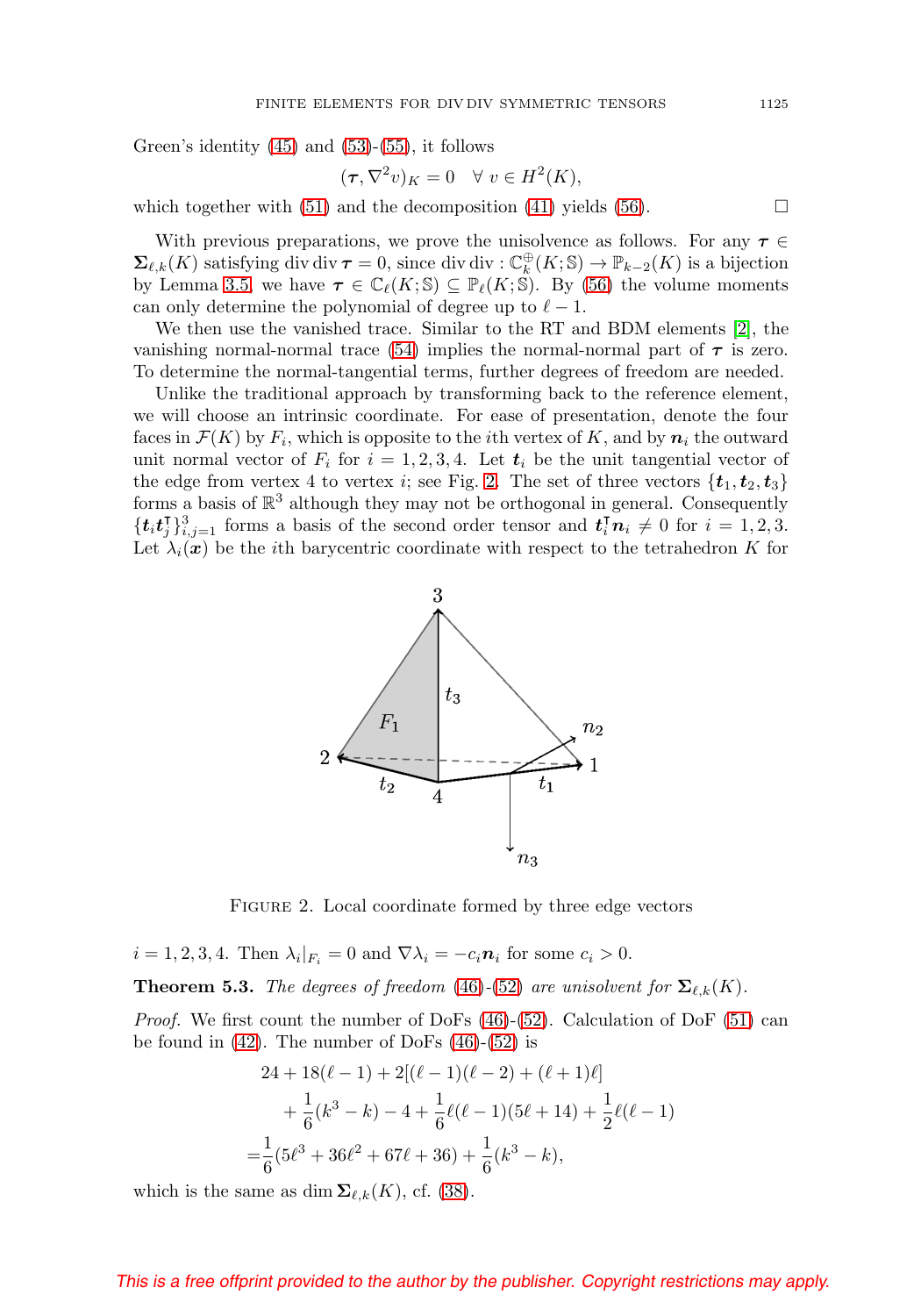Green's identity (45) and (53)-(55), it follows

$$(\boldsymbol{\tau}, \nabla^2 v)_K = 0 \quad \forall\, v \in H^2(K),$$

which together with (51) and the decomposition (41) yields (56). $\square$

With previous preparations, we prove the unisolvence as follows. For any $\boldsymbol{\tau} \in \boldsymbol{\Sigma}_{\ell,k}(K)$ satisfying $\operatorname{div}\operatorname{div}\boldsymbol{\tau} = 0$, since $\operatorname{div}\operatorname{div} : \mathbb{C}_k^{\oplus}(K;\mathbb{S}) \to \mathbb{P}_{k-2}(K)$ is a bijection by Lemma 3.5, we have $\boldsymbol{\tau} \in \mathbb{C}_\ell(K;\mathbb{S}) \subseteq \mathbb{P}_\ell(K;\mathbb{S})$. By (56) the volume moments can only determine the polynomial of degree up to $\ell - 1$.

We then use the vanished trace. Similar to the RT and BDM elements [2], the vanishing normal-normal trace (54) implies the normal-normal part of $\boldsymbol{\tau}$ is zero. To determine the normal-tangential terms, further degrees of freedom are needed.

Unlike the traditional approach by transforming back to the reference element, we will choose an intrinsic coordinate. For ease of presentation, denote the four faces in $\mathcal{F}(K)$ by $F_i$, which is opposite to the $i$th vertex of $K$, and by $\boldsymbol{n}_i$ the outward unit normal vector of $F_i$ for $i = 1, 2, 3, 4$. Let $\boldsymbol{t}_i$ be the unit tangential vector of the edge from vertex 4 to vertex $i$; see Fig. 2. The set of three vectors $\{\boldsymbol{t}_1, \boldsymbol{t}_2, \boldsymbol{t}_3\}$ forms a basis of $\mathbb{R}^3$ although they may not be orthogonal in general. Consequently $\{\boldsymbol{t}_i\boldsymbol{t}_j^{\intercal}\}_{i,j=1}^3$ forms a basis of the second order tensor and $\boldsymbol{t}_i^{\intercal}\boldsymbol{n}_i \neq 0$ for $i = 1, 2, 3$. Let $\lambda_i(\boldsymbol{x})$ be the $i$th barycentric coordinate with respect to the tetrahedron $K$ for

FIGURE 2. Local coordinate formed by three edge vectors

$i = 1, 2, 3, 4$. Then $\lambda_i|_{F_i} = 0$ and $\nabla\lambda_i = -c_i\boldsymbol{n}_i$ for some $c_i > 0$.

**Theorem 5.3.** *The degrees of freedom (46)-(52) are unisolvent for $\boldsymbol{\Sigma}_{\ell,k}(K)$.*

*Proof.* We first count the number of DoFs (46)-(52). Calculation of DoF (51) can be found in (42). The number of DoFs (46)-(52) is

$$\begin{aligned}
&24 + 18(\ell-1) + 2[(\ell-1)(\ell-2) + (\ell+1)\ell] \\
&\quad + \frac{1}{6}(k^3 - k) - 4 + \frac{1}{6}\ell(\ell-1)(5\ell+14) + \frac{1}{2}\ell(\ell-1) \\
=&\frac{1}{6}(5\ell^3 + 36\ell^2 + 67\ell + 36) + \frac{1}{6}(k^3 - k),
\end{aligned}$$

which is the same as $\dim \boldsymbol{\Sigma}_{\ell,k}(K)$, cf. (38).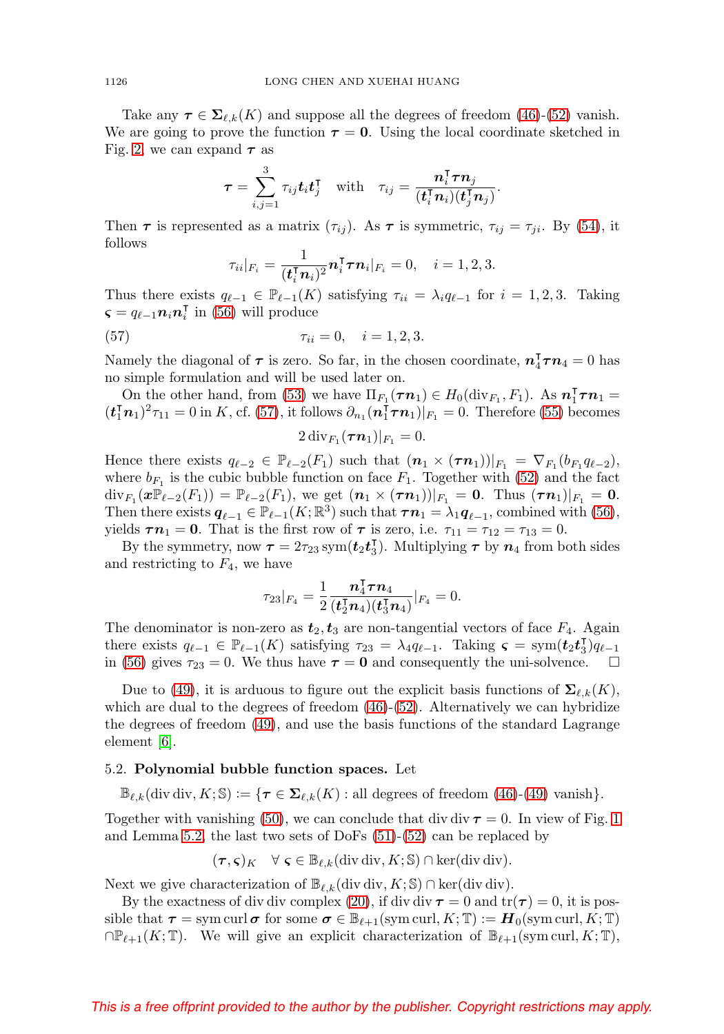Take any $\boldsymbol{\tau} \in \boldsymbol{\Sigma}_{\ell,k}(K)$ and suppose all the degrees of freedom (46)-(52) vanish. We are going to prove the function $\boldsymbol{\tau} = \boldsymbol{0}$. Using the local coordinate sketched in Fig. 2, we can expand $\boldsymbol{\tau}$ as

$$\boldsymbol{\tau} = \sum_{i,j=1}^{3} \tau_{ij} \boldsymbol{t}_i \boldsymbol{t}_j^{\intercal} \quad \text{with} \quad \tau_{ij} = \frac{\boldsymbol{n}_i^{\intercal} \boldsymbol{\tau} \boldsymbol{n}_j}{(\boldsymbol{t}_i^{\intercal} \boldsymbol{n}_i)(\boldsymbol{t}_j^{\intercal} \boldsymbol{n}_j)}.$$

Then $\boldsymbol{\tau}$ is represented as a matrix $(\tau_{ij})$. As $\boldsymbol{\tau}$ is symmetric, $\tau_{ij} = \tau_{ji}$. By (54), it follows

$$\tau_{ii}|_{F_i} = \frac{1}{(\boldsymbol{t}_i^{\intercal} \boldsymbol{n}_i)^2} \boldsymbol{n}_i^{\intercal} \boldsymbol{\tau} \boldsymbol{n}_i|_{F_i} = 0, \quad i = 1, 2, 3.$$

Thus there exists $q_{\ell-1} \in \mathbb{P}_{\ell-1}(K)$ satisfying $\tau_{ii} = \lambda_i q_{\ell-1}$ for $i = 1, 2, 3$. Taking $\boldsymbol{\varsigma} = q_{\ell-1} \boldsymbol{n}_i \boldsymbol{n}_i^{\intercal}$ in (56) will produce

$$\tau_{ii} = 0, \quad i = 1, 2, 3. \tag{57}$$

Namely the diagonal of $\boldsymbol{\tau}$ is zero. So far, in the chosen coordinate, $\boldsymbol{n}_4^{\intercal} \boldsymbol{\tau} \boldsymbol{n}_4 = 0$ has no simple formulation and will be used later on.

On the other hand, from (53) we have $\Pi_{F_1}(\boldsymbol{\tau} \boldsymbol{n}_1) \in H_0(\operatorname{div}_{F_1}, F_1)$. As $\boldsymbol{n}_1^{\intercal} \boldsymbol{\tau} \boldsymbol{n}_1 = (\boldsymbol{t}_1^{\intercal} \boldsymbol{n}_1)^2 \tau_{11} = 0$ in $K$, cf. (57), it follows $\partial_{n_1}(\boldsymbol{n}_1^{\intercal} \boldsymbol{\tau} \boldsymbol{n}_1)|_{F_1} = 0$. Therefore (55) becomes

$$2 \operatorname{div}_{F_1}(\boldsymbol{\tau} \boldsymbol{n}_1)|_{F_1} = 0.$$

Hence there exists $q_{\ell-2} \in \mathbb{P}_{\ell-2}(F_1)$ such that $(\boldsymbol{n}_1 \times (\boldsymbol{\tau} \boldsymbol{n}_1))|_{F_1} = \nabla_{F_1}(b_{F_1} q_{\ell-2})$, where $b_{F_1}$ is the cubic bubble function on face $F_1$. Together with (52) and the fact $\operatorname{div}_{F_1}(\boldsymbol{x} \mathbb{P}_{\ell-2}(F_1)) = \mathbb{P}_{\ell-2}(F_1)$, we get $(\boldsymbol{n}_1 \times (\boldsymbol{\tau} \boldsymbol{n}_1))|_{F_1} = \boldsymbol{0}$. Thus $(\boldsymbol{\tau} \boldsymbol{n}_1)|_{F_1} = \boldsymbol{0}$. Then there exists $\boldsymbol{q}_{\ell-1} \in \mathbb{P}_{\ell-1}(K; \mathbb{R}^3)$ such that $\boldsymbol{\tau} \boldsymbol{n}_1 = \lambda_1 \boldsymbol{q}_{\ell-1}$, combined with (56), yields $\boldsymbol{\tau} \boldsymbol{n}_1 = \boldsymbol{0}$. That is the first row of $\boldsymbol{\tau}$ is zero, i.e. $\tau_{11} = \tau_{12} = \tau_{13} = 0$.

By the symmetry, now $\boldsymbol{\tau} = 2\tau_{23} \operatorname{sym}(\boldsymbol{t}_2 \boldsymbol{t}_3^{\intercal})$. Multiplying $\boldsymbol{\tau}$ by $\boldsymbol{n}_4$ from both sides and restricting to $F_4$, we have

$$\tau_{23}|_{F_4} = \frac{1}{2} \frac{\boldsymbol{n}_4^{\intercal} \boldsymbol{\tau} \boldsymbol{n}_4}{(\boldsymbol{t}_2^{\intercal} \boldsymbol{n}_4)(\boldsymbol{t}_3^{\intercal} \boldsymbol{n}_4)}|_{F_4} = 0.$$

The denominator is non-zero as $\boldsymbol{t}_2, \boldsymbol{t}_3$ are non-tangential vectors of face $F_4$. Again there exists $q_{\ell-1} \in \mathbb{P}_{\ell-1}(K)$ satisfying $\tau_{23} = \lambda_4 q_{\ell-1}$. Taking $\boldsymbol{\varsigma} = \operatorname{sym}(\boldsymbol{t}_2 \boldsymbol{t}_3^{\intercal}) q_{\ell-1}$ in (56) gives $\tau_{23} = 0$. We thus have $\boldsymbol{\tau} = \boldsymbol{0}$ and consequently the uni-solvence. $\square$

Due to (49), it is arduous to figure out the explicit basis functions of $\boldsymbol{\Sigma}_{\ell,k}(K)$, which are dual to the degrees of freedom (46)-(52). Alternatively we can hybridize the degrees of freedom (49), and use the basis functions of the standard Lagrange element [6].

### 5.2. Polynomial bubble function spaces.

Let

$$\mathbb{B}_{\ell,k}(\operatorname{div}\operatorname{div}, K; \mathbb{S}) := \{\boldsymbol{\tau} \in \boldsymbol{\Sigma}_{\ell,k}(K) : \text{all degrees of freedom (46)-(49) vanish}\}.$$

Together with vanishing (50), we can conclude that $\operatorname{div}\operatorname{div} \boldsymbol{\tau} = 0$. In view of Fig. 1 and Lemma 5.2, the last two sets of DoFs (51)-(52) can be replaced by

$$(\boldsymbol{\tau}, \boldsymbol{\varsigma})_K \quad \forall\, \boldsymbol{\varsigma} \in \mathbb{B}_{\ell,k}(\operatorname{div}\operatorname{div}, K; \mathbb{S}) \cap \ker(\operatorname{div}\operatorname{div}).$$

Next we give characterization of $\mathbb{B}_{\ell,k}(\operatorname{div}\operatorname{div}, K; \mathbb{S}) \cap \ker(\operatorname{div}\operatorname{div})$.

By the exactness of div div complex (20), if $\operatorname{div}\operatorname{div} \boldsymbol{\tau} = 0$ and $\operatorname{tr}(\boldsymbol{\tau}) = 0$, it is possible that $\boldsymbol{\tau} = \operatorname{sym}\operatorname{curl} \boldsymbol{\sigma}$ for some $\boldsymbol{\sigma} \in \mathbb{B}_{\ell+1}(\operatorname{sym}\operatorname{curl}, K; \mathbb{T}) := \boldsymbol{H}_0(\operatorname{sym}\operatorname{curl}, K; \mathbb{T}) \cap \mathbb{P}_{\ell+1}(K; \mathbb{T})$. We will give an explicit characterization of $\mathbb{B}_{\ell+1}(\operatorname{sym}\operatorname{curl}, K; \mathbb{T})$,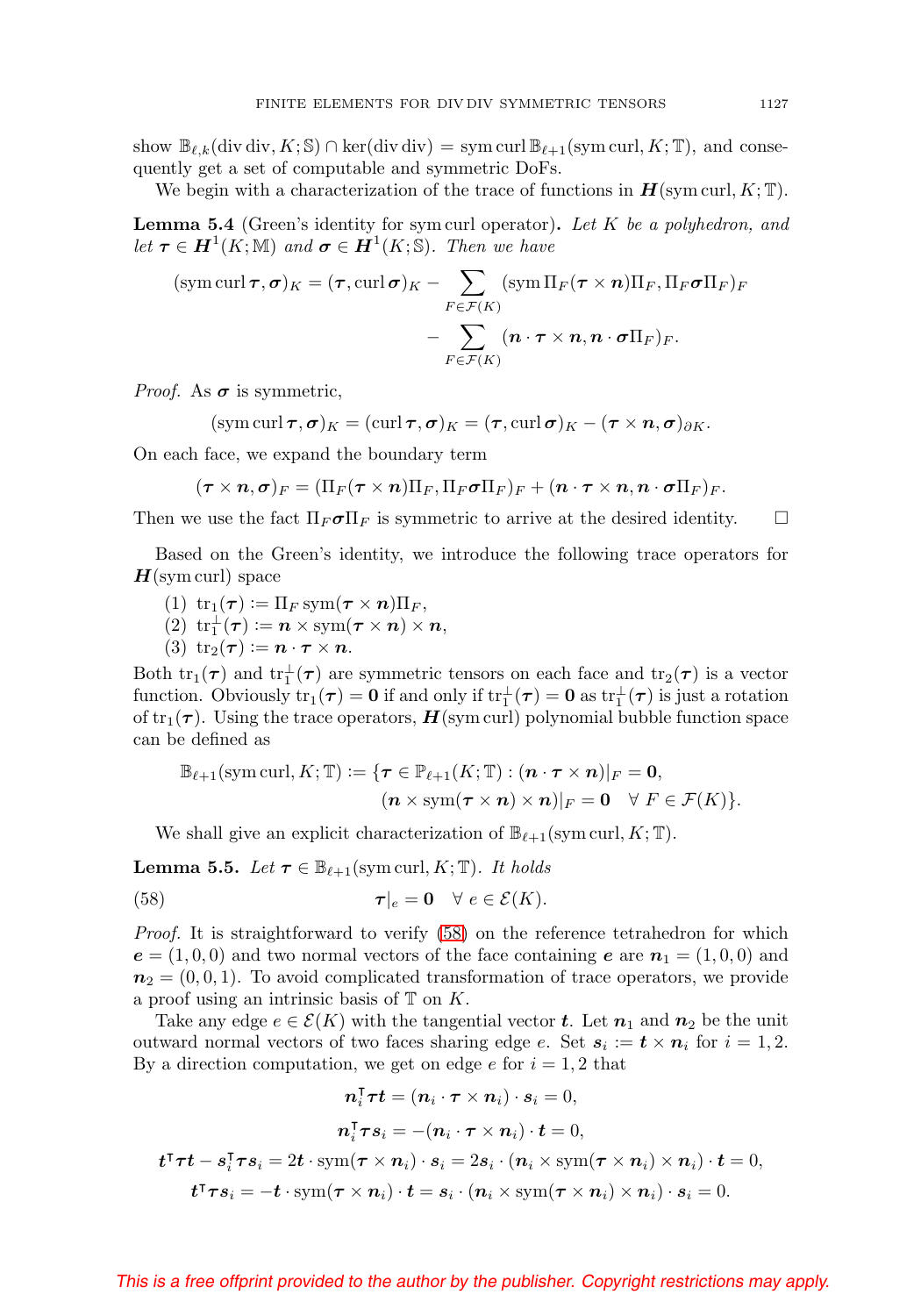show $\mathbb{B}_{\ell,k}(\operatorname{div}\operatorname{div}, K; \mathbb{S}) \cap \ker(\operatorname{div}\operatorname{div}) = \operatorname{sym}\operatorname{curl}\mathbb{B}_{\ell+1}(\operatorname{sym}\operatorname{curl}, K; \mathbb{T})$, and consequently get a set of computable and symmetric DoFs.

We begin with a characterization of the trace of functions in $\boldsymbol{H}(\operatorname{sym}\operatorname{curl}, K; \mathbb{T})$.

**Lemma 5.4** (Green's identity for sym curl operator)**.** *Let $K$ be a polyhedron, and let $\boldsymbol{\tau} \in \boldsymbol{H}^1(K; \mathbb{M})$ and $\boldsymbol{\sigma} \in \boldsymbol{H}^1(K; \mathbb{S})$. Then we have*

$$
\begin{aligned}
(\operatorname{sym}\operatorname{curl}\boldsymbol{\tau}, \boldsymbol{\sigma})_K = (\boldsymbol{\tau}, \operatorname{curl}\boldsymbol{\sigma})_K - \sum_{F\in\mathcal{F}(K)} (\operatorname{sym}\Pi_F(\boldsymbol{\tau}\times\boldsymbol{n})\Pi_F, \Pi_F\boldsymbol{\sigma}\Pi_F)_F \\
- \sum_{F\in\mathcal{F}(K)} (\boldsymbol{n}\cdot\boldsymbol{\tau}\times\boldsymbol{n}, \boldsymbol{n}\cdot\boldsymbol{\sigma}\Pi_F)_F.
\end{aligned}
$$

*Proof.* As $\boldsymbol{\sigma}$ is symmetric,

$$
(\operatorname{sym}\operatorname{curl}\boldsymbol{\tau}, \boldsymbol{\sigma})_K = (\operatorname{curl}\boldsymbol{\tau}, \boldsymbol{\sigma})_K = (\boldsymbol{\tau}, \operatorname{curl}\boldsymbol{\sigma})_K - (\boldsymbol{\tau}\times\boldsymbol{n}, \boldsymbol{\sigma})_{\partial K}.
$$

On each face, we expand the boundary term

$$
(\boldsymbol{\tau}\times\boldsymbol{n}, \boldsymbol{\sigma})_F = (\Pi_F(\boldsymbol{\tau}\times\boldsymbol{n})\Pi_F, \Pi_F\boldsymbol{\sigma}\Pi_F)_F + (\boldsymbol{n}\cdot\boldsymbol{\tau}\times\boldsymbol{n}, \boldsymbol{n}\cdot\boldsymbol{\sigma}\Pi_F)_F.
$$

Then we use the fact $\Pi_F\boldsymbol{\sigma}\Pi_F$ is symmetric to arrive at the desired identity. $\square$

Based on the Green's identity, we introduce the following trace operators for $\boldsymbol{H}(\operatorname{sym}\operatorname{curl})$ space

(1) $\operatorname{tr}_1(\boldsymbol{\tau}) := \Pi_F \operatorname{sym}(\boldsymbol{\tau}\times\boldsymbol{n})\Pi_F$,
(2) $\operatorname{tr}_1^{\perp}(\boldsymbol{\tau}) := \boldsymbol{n}\times\operatorname{sym}(\boldsymbol{\tau}\times\boldsymbol{n})\times\boldsymbol{n}$,
(3) $\operatorname{tr}_2(\boldsymbol{\tau}) := \boldsymbol{n}\cdot\boldsymbol{\tau}\times\boldsymbol{n}$.

Both $\operatorname{tr}_1(\boldsymbol{\tau})$ and $\operatorname{tr}_1^{\perp}(\boldsymbol{\tau})$ are symmetric tensors on each face and $\operatorname{tr}_2(\boldsymbol{\tau})$ is a vector function. Obviously $\operatorname{tr}_1(\boldsymbol{\tau}) = \boldsymbol{0}$ if and only if $\operatorname{tr}_1^{\perp}(\boldsymbol{\tau}) = \boldsymbol{0}$ as $\operatorname{tr}_1^{\perp}(\boldsymbol{\tau})$ is just a rotation of $\operatorname{tr}_1(\boldsymbol{\tau})$. Using the trace operators, $\boldsymbol{H}(\operatorname{sym}\operatorname{curl})$ polynomial bubble function space can be defined as

$$
\begin{aligned}
\mathbb{B}_{\ell+1}(\operatorname{sym}\operatorname{curl}, K; \mathbb{T}) := \{\boldsymbol{\tau}\in\mathbb{P}_{\ell+1}(K;\mathbb{T}) : (\boldsymbol{n}\cdot\boldsymbol{\tau}\times\boldsymbol{n})|_F = \boldsymbol{0}, \\
(\boldsymbol{n}\times\operatorname{sym}(\boldsymbol{\tau}\times\boldsymbol{n})\times\boldsymbol{n})|_F = \boldsymbol{0} \quad \forall\, F\in\mathcal{F}(K)\}.
\end{aligned}
$$

We shall give an explicit characterization of $\mathbb{B}_{\ell+1}(\operatorname{sym}\operatorname{curl}, K; \mathbb{T})$.

**Lemma 5.5.** *Let $\boldsymbol{\tau}\in\mathbb{B}_{\ell+1}(\operatorname{sym}\operatorname{curl}, K; \mathbb{T})$. It holds*

$$
\boldsymbol{\tau}|_e = \boldsymbol{0} \quad \forall\, e\in\mathcal{E}(K). \tag{58}
$$

*Proof.* It is straightforward to verify (58) on the reference tetrahedron for which $\boldsymbol{e} = (1,0,0)$ and two normal vectors of the face containing $\boldsymbol{e}$ are $\boldsymbol{n}_1 = (1,0,0)$ and $\boldsymbol{n}_2 = (0,0,1)$. To avoid complicated transformation of trace operators, we provide a proof using an intrinsic basis of $\mathbb{T}$ on $K$.

Take any edge $e\in\mathcal{E}(K)$ with the tangential vector $\boldsymbol{t}$. Let $\boldsymbol{n}_1$ and $\boldsymbol{n}_2$ be the unit outward normal vectors of two faces sharing edge $e$. Set $\boldsymbol{s}_i := \boldsymbol{t}\times\boldsymbol{n}_i$ for $i = 1,2$. By a direction computation, we get on edge $e$ for $i = 1,2$ that

$$
\begin{aligned}
\boldsymbol{n}_i^{\intercal}\boldsymbol{\tau}\boldsymbol{t} &= (\boldsymbol{n}_i\cdot\boldsymbol{\tau}\times\boldsymbol{n}_i)\cdot\boldsymbol{s}_i = 0, \\
\boldsymbol{n}_i^{\intercal}\boldsymbol{\tau}\boldsymbol{s}_i &= -(\boldsymbol{n}_i\cdot\boldsymbol{\tau}\times\boldsymbol{n}_i)\cdot\boldsymbol{t} = 0, \\
\boldsymbol{t}^{\intercal}\boldsymbol{\tau}\boldsymbol{t} - \boldsymbol{s}_i^{\intercal}\boldsymbol{\tau}\boldsymbol{s}_i &= 2\boldsymbol{t}\cdot\operatorname{sym}(\boldsymbol{\tau}\times\boldsymbol{n}_i)\cdot\boldsymbol{s}_i = 2\boldsymbol{s}_i\cdot(\boldsymbol{n}_i\times\operatorname{sym}(\boldsymbol{\tau}\times\boldsymbol{n}_i)\times\boldsymbol{n}_i)\cdot\boldsymbol{t} = 0, \\
\boldsymbol{t}^{\intercal}\boldsymbol{\tau}\boldsymbol{s}_i &= -\boldsymbol{t}\cdot\operatorname{sym}(\boldsymbol{\tau}\times\boldsymbol{n}_i)\cdot\boldsymbol{t} = \boldsymbol{s}_i\cdot(\boldsymbol{n}_i\times\operatorname{sym}(\boldsymbol{\tau}\times\boldsymbol{n}_i)\times\boldsymbol{n}_i)\cdot\boldsymbol{s}_i = 0.
\end{aligned}
$$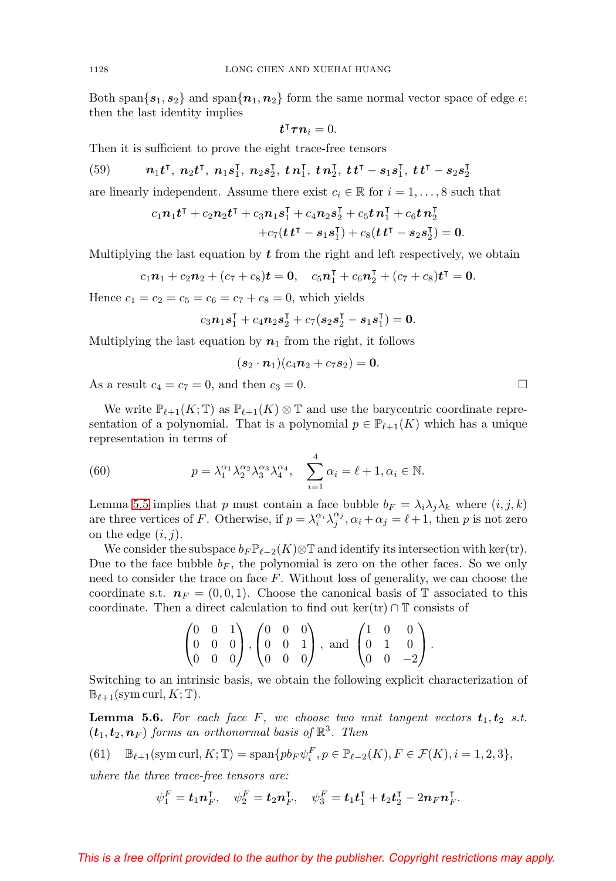Both $\mathrm{span}\{\boldsymbol{s}_1, \boldsymbol{s}_2\}$ and $\mathrm{span}\{\boldsymbol{n}_1, \boldsymbol{n}_2\}$ form the same normal vector space of edge $e$; then the last identity implies

$$\boldsymbol{t}^{\intercal}\boldsymbol{\tau}\boldsymbol{n}_i = 0.$$

Then it is sufficient to prove the eight trace-free tensors

$$\boldsymbol{n}_1\boldsymbol{t}^{\intercal},\ \boldsymbol{n}_2\boldsymbol{t}^{\intercal},\ \boldsymbol{n}_1\boldsymbol{s}_1^{\intercal},\ \boldsymbol{n}_2\boldsymbol{s}_2^{\intercal},\ \boldsymbol{t}\,\boldsymbol{n}_1^{\intercal},\ \boldsymbol{t}\,\boldsymbol{n}_2^{\intercal},\ \boldsymbol{t}\,\boldsymbol{t}^{\intercal}-\boldsymbol{s}_1\boldsymbol{s}_1^{\intercal},\ \boldsymbol{t}\,\boldsymbol{t}^{\intercal}-\boldsymbol{s}_2\boldsymbol{s}_2^{\intercal} \tag{59}$$

are linearly independent. Assume there exist $c_i \in \mathbb{R}$ for $i = 1, \ldots, 8$ such that

$$c_1\boldsymbol{n}_1\boldsymbol{t}^{\intercal} + c_2\boldsymbol{n}_2\boldsymbol{t}^{\intercal} + c_3\boldsymbol{n}_1\boldsymbol{s}_1^{\intercal} + c_4\boldsymbol{n}_2\boldsymbol{s}_2^{\intercal} + c_5\boldsymbol{t}\,\boldsymbol{n}_1^{\intercal} + c_6\boldsymbol{t}\,\boldsymbol{n}_2^{\intercal} + c_7(\boldsymbol{t}\,\boldsymbol{t}^{\intercal} - \boldsymbol{s}_1\boldsymbol{s}_1^{\intercal}) + c_8(\boldsymbol{t}\,\boldsymbol{t}^{\intercal} - \boldsymbol{s}_2\boldsymbol{s}_2^{\intercal}) = \boldsymbol{0}.$$

Multiplying the last equation by $\boldsymbol{t}$ from the right and left respectively, we obtain

$$c_1\boldsymbol{n}_1 + c_2\boldsymbol{n}_2 + (c_7+c_8)\boldsymbol{t} = \boldsymbol{0}, \quad c_5\boldsymbol{n}_1^{\intercal} + c_6\boldsymbol{n}_2^{\intercal} + (c_7+c_8)\boldsymbol{t}^{\intercal} = \boldsymbol{0}.$$

Hence $c_1 = c_2 = c_5 = c_6 = c_7 + c_8 = 0$, which yields

$$c_3\boldsymbol{n}_1\boldsymbol{s}_1^{\intercal} + c_4\boldsymbol{n}_2\boldsymbol{s}_2^{\intercal} + c_7(\boldsymbol{s}_2\boldsymbol{s}_2^{\intercal} - \boldsymbol{s}_1\boldsymbol{s}_1^{\intercal}) = \boldsymbol{0}.$$

Multiplying the last equation by $\boldsymbol{n}_1$ from the right, it follows

$$(\boldsymbol{s}_2 \cdot \boldsymbol{n}_1)(c_4\boldsymbol{n}_2 + c_7\boldsymbol{s}_2) = \boldsymbol{0}.$$

As a result $c_4 = c_7 = 0$, and then $c_3 = 0$. $\square$

We write $\mathbb{P}_{\ell+1}(K;\mathbb{T})$ as $\mathbb{P}_{\ell+1}(K)\otimes\mathbb{T}$ and use the barycentric coordinate representation of a polynomial. That is a polynomial $p \in \mathbb{P}_{\ell+1}(K)$ which has a unique representation in terms of

$$p = \lambda_1^{\alpha_1}\lambda_2^{\alpha_2}\lambda_3^{\alpha_3}\lambda_4^{\alpha_4}, \quad \sum_{i=1}^{4}\alpha_i = \ell+1, \alpha_i \in \mathbb{N}. \tag{60}$$

Lemma 5.5 implies that $p$ must contain a face bubble $b_F = \lambda_i\lambda_j\lambda_k$ where $(i,j,k)$ are three vertices of $F$. Otherwise, if $p = \lambda_i^{\alpha_i}\lambda_j^{\alpha_j}, \alpha_i + \alpha_j = \ell+1$, then $p$ is not zero on the edge $(i,j)$.

We consider the subspace $b_F\mathbb{P}_{\ell-2}(K)\otimes\mathbb{T}$ and identify its intersection with $\ker(\mathrm{tr})$. Due to the face bubble $b_F$, the polynomial is zero on the other faces. So we only need to consider the trace on face $F$. Without loss of generality, we can choose the coordinate s.t. $\boldsymbol{n}_F = (0,0,1)$. Choose the canonical basis of $\mathbb{T}$ associated to this coordinate. Then a direct calculation to find out $\ker(\mathrm{tr})\cap\mathbb{T}$ consists of

$$\begin{pmatrix}0 & 0 & 1\\ 0 & 0 & 0\\ 0 & 0 & 0\end{pmatrix}, \begin{pmatrix}0 & 0 & 0\\ 0 & 0 & 1\\ 0 & 0 & 0\end{pmatrix}, \text{ and } \begin{pmatrix}1 & 0 & 0\\ 0 & 1 & 0\\ 0 & 0 & -2\end{pmatrix}.$$

Switching to an intrinsic basis, we obtain the following explicit characterization of $\mathbb{B}_{\ell+1}(\mathrm{sym\,curl}, K;\mathbb{T})$.

**Lemma 5.6.** *For each face $F$, we choose two unit tangent vectors $\boldsymbol{t}_1, \boldsymbol{t}_2$ s.t. $(\boldsymbol{t}_1, \boldsymbol{t}_2, \boldsymbol{n}_F)$ forms an orthonormal basis of $\mathbb{R}^3$. Then*

$$\mathbb{B}_{\ell+1}(\mathrm{sym\,curl}, K;\mathbb{T}) = \mathrm{span}\{p b_F \psi_i^F, p \in \mathbb{P}_{\ell-2}(K), F \in \mathcal{F}(K), i = 1,2,3\}, \tag{61}$$

*where the three trace-free tensors are:*

$$\psi_1^F = \boldsymbol{t}_1\boldsymbol{n}_F^{\intercal}, \quad \psi_2^F = \boldsymbol{t}_2\boldsymbol{n}_F^{\intercal}, \quad \psi_3^F = \boldsymbol{t}_1\boldsymbol{t}_1^{\intercal} + \boldsymbol{t}_2\boldsymbol{t}_2^{\intercal} - 2\boldsymbol{n}_F\boldsymbol{n}_F^{\intercal}.$$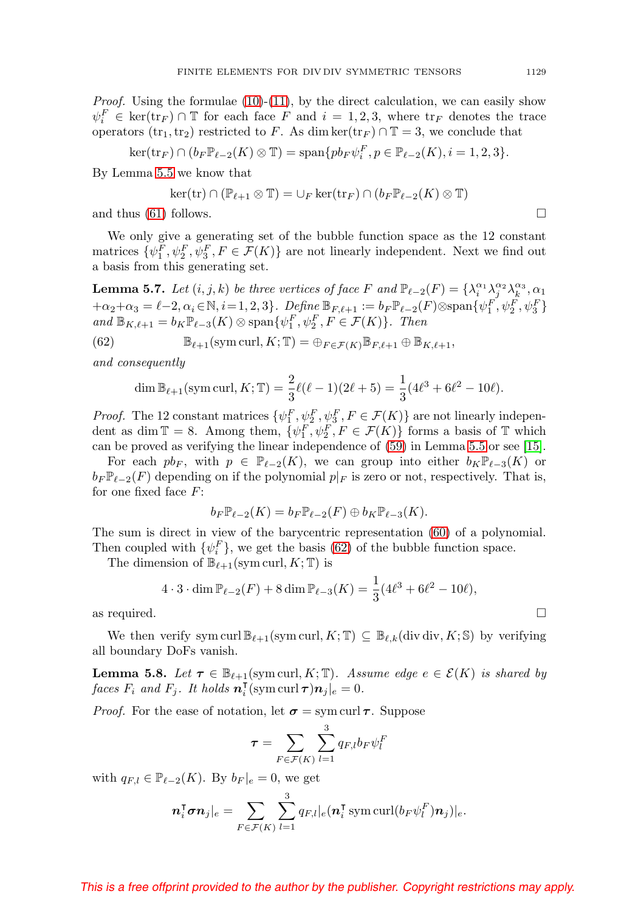*Proof.* Using the formulae (10)-(11), by the direct calculation, we can easily show $\psi_i^F \in \ker(\operatorname{tr}_F) \cap \mathbb{T}$ for each face $F$ and $i = 1, 2, 3$, where $\operatorname{tr}_F$ denotes the trace operators $(\operatorname{tr}_1, \operatorname{tr}_2)$ restricted to $F$. As $\dim \ker(\operatorname{tr}_F) \cap \mathbb{T} = 3$, we conclude that

$$\ker(\operatorname{tr}_F) \cap (b_F \mathbb{P}_{\ell-2}(K) \otimes \mathbb{T}) = \operatorname{span}\{p b_F \psi_i^F, p \in \mathbb{P}_{\ell-2}(K), i = 1, 2, 3\}.$$

By Lemma 5.5 we know that

$$\ker(\operatorname{tr}) \cap (\mathbb{P}_{\ell+1} \otimes \mathbb{T}) = \cup_F \ker(\operatorname{tr}_F) \cap (b_F \mathbb{P}_{\ell-2}(K) \otimes \mathbb{T})$$

and thus (61) follows. $\square$

We only give a generating set of the bubble function space as the 12 constant matrices $\{\psi_1^F, \psi_2^F, \psi_3^F, F \in \mathcal{F}(K)\}$ are not linearly independent. Next we find out a basis from this generating set.

**Lemma 5.7.** *Let $(i, j, k)$ be three vertices of face $F$ and $\mathbb{P}_{\ell-2}(F) = \{\lambda_i^{\alpha_1}\lambda_j^{\alpha_2}\lambda_k^{\alpha_3}, \alpha_1 + \alpha_2 + \alpha_3 = \ell-2, \alpha_i \in \mathbb{N}, i = 1, 2, 3\}$. Define $\mathbb{B}_{F,\ell+1} := b_F \mathbb{P}_{\ell-2}(F) \otimes \operatorname{span}\{\psi_1^F, \psi_2^F, \psi_3^F\}$ and $\mathbb{B}_{K,\ell+1} = b_K \mathbb{P}_{\ell-3}(K) \otimes \operatorname{span}\{\psi_1^F, \psi_2^F, F \in \mathcal{F}(K)\}$. Then*

$$\mathbb{B}_{\ell+1}(\operatorname{sym}\operatorname{curl}, K; \mathbb{T}) = \oplus_{F \in \mathcal{F}(K)} \mathbb{B}_{F,\ell+1} \oplus \mathbb{B}_{K,\ell+1}, \tag{62}$$

*and consequently*

$$\dim \mathbb{B}_{\ell+1}(\operatorname{sym}\operatorname{curl}, K; \mathbb{T}) = \frac{2}{3}\ell(\ell-1)(2\ell+5) = \frac{1}{3}(4\ell^3 + 6\ell^2 - 10\ell).$$

*Proof.* The 12 constant matrices $\{\psi_1^F, \psi_2^F, \psi_3^F, F \in \mathcal{F}(K)\}$ are not linearly independent as $\dim \mathbb{T} = 8$. Among them, $\{\psi_1^F, \psi_2^F, F \in \mathcal{F}(K)\}$ forms a basis of $\mathbb{T}$ which can be proved as verifying the linear independence of (59) in Lemma 5.5 or see [15].

For each $p b_F$, with $p \in \mathbb{P}_{\ell-2}(K)$, we can group into either $b_K \mathbb{P}_{\ell-3}(K)$ or $b_F \mathbb{P}_{\ell-2}(F)$ depending on if the polynomial $p|_F$ is zero or not, respectively. That is, for one fixed face $F$:

$$b_F \mathbb{P}_{\ell-2}(K) = b_F \mathbb{P}_{\ell-2}(F) \oplus b_K \mathbb{P}_{\ell-3}(K).$$

The sum is direct in view of the barycentric representation (60) of a polynomial. Then coupled with $\{\psi_i^F\}$, we get the basis (62) of the bubble function space.

The dimension of $\mathbb{B}_{\ell+1}(\operatorname{sym}\operatorname{curl}, K; \mathbb{T})$ is

$$4 \cdot 3 \cdot \dim \mathbb{P}_{\ell-2}(F) + 8 \dim \mathbb{P}_{\ell-3}(K) = \frac{1}{3}(4\ell^3 + 6\ell^2 - 10\ell),$$

as required. $\square$

We then verify $\operatorname{sym}\operatorname{curl} \mathbb{B}_{\ell+1}(\operatorname{sym}\operatorname{curl}, K; \mathbb{T}) \subseteq \mathbb{B}_{\ell,k}(\operatorname{div}\operatorname{div}, K; \mathbb{S})$ by verifying all boundary DoFs vanish.

**Lemma 5.8.** *Let $\boldsymbol{\tau} \in \mathbb{B}_{\ell+1}(\operatorname{sym}\operatorname{curl}, K; \mathbb{T})$. Assume edge $e \in \mathcal{E}(K)$ is shared by faces $F_i$ and $F_j$. It holds $\boldsymbol{n}_i^{\intercal}(\operatorname{sym}\operatorname{curl}\boldsymbol{\tau})\boldsymbol{n}_j|_e = 0$.*

*Proof.* For the ease of notation, let $\boldsymbol{\sigma} = \operatorname{sym}\operatorname{curl}\boldsymbol{\tau}$. Suppose

$$\boldsymbol{\tau} = \sum_{F \in \mathcal{F}(K)} \sum_{l=1}^{3} q_{F,l} b_F \psi_l^F$$

with $q_{F,l} \in \mathbb{P}_{\ell-2}(K)$. By $b_F|_e = 0$, we get

$$\boldsymbol{n}_i^{\intercal}\boldsymbol{\sigma}\boldsymbol{n}_j|_e = \sum_{F \in \mathcal{F}(K)} \sum_{l=1}^{3} q_{F,l}|_e (\boldsymbol{n}_i^{\intercal} \operatorname{sym}\operatorname{curl}(b_F \psi_l^F)\boldsymbol{n}_j)|_e.$$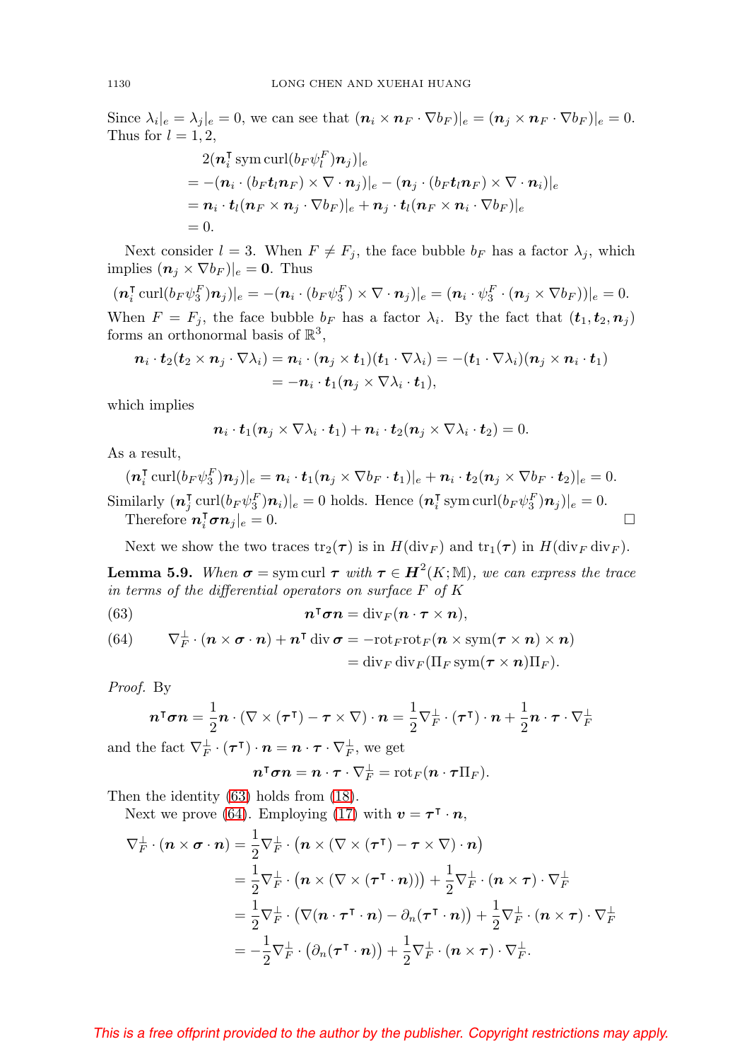Since $\lambda_i|_e = \lambda_j|_e = 0$, we can see that $(\boldsymbol{n}_i \times \boldsymbol{n}_F \cdot \nabla b_F)|_e = (\boldsymbol{n}_j \times \boldsymbol{n}_F \cdot \nabla b_F)|_e = 0$. Thus for $l = 1, 2$,

$$
\begin{aligned}
&2(\boldsymbol{n}_i^{\intercal} \operatorname{sym} \operatorname{curl}(b_F \psi_l^F) \boldsymbol{n}_j)|_e \\
&= -(\boldsymbol{n}_i \cdot (b_F \boldsymbol{t}_l \boldsymbol{n}_F) \times \nabla \cdot \boldsymbol{n}_j)|_e - (\boldsymbol{n}_j \cdot (b_F \boldsymbol{t}_l \boldsymbol{n}_F) \times \nabla \cdot \boldsymbol{n}_i)|_e \\
&= \boldsymbol{n}_i \cdot \boldsymbol{t}_l (\boldsymbol{n}_F \times \boldsymbol{n}_j \cdot \nabla b_F)|_e + \boldsymbol{n}_j \cdot \boldsymbol{t}_l (\boldsymbol{n}_F \times \boldsymbol{n}_i \cdot \nabla b_F)|_e \\
&= 0.
\end{aligned}
$$

Next consider $l = 3$. When $F \neq F_j$, the face bubble $b_F$ has a factor $\lambda_j$, which implies $(\boldsymbol{n}_j \times \nabla b_F)|_e = \boldsymbol{0}$. Thus

$$
(\boldsymbol{n}_i^{\intercal} \operatorname{curl}(b_F \psi_3^F) \boldsymbol{n}_j)|_e = -(\boldsymbol{n}_i \cdot (b_F \psi_3^F) \times \nabla \cdot \boldsymbol{n}_j)|_e = (\boldsymbol{n}_i \cdot \psi_3^F \cdot (\boldsymbol{n}_j \times \nabla b_F))|_e = 0.
$$

When $F = F_j$, the face bubble $b_F$ has a factor $\lambda_i$. By the fact that $(\boldsymbol{t}_1, \boldsymbol{t}_2, \boldsymbol{n}_j)$ forms an orthonormal basis of $\mathbb{R}^3$,

$$
\begin{aligned}
\boldsymbol{n}_i \cdot \boldsymbol{t}_2 (\boldsymbol{t}_2 \times \boldsymbol{n}_j \cdot \nabla \lambda_i) = \boldsymbol{n}_i \cdot (\boldsymbol{n}_j \times \boldsymbol{t}_1)(\boldsymbol{t}_1 \cdot \nabla \lambda_i) &= -(\boldsymbol{t}_1 \cdot \nabla \lambda_i)(\boldsymbol{n}_j \times \boldsymbol{n}_i \cdot \boldsymbol{t}_1) \\
&= -\boldsymbol{n}_i \cdot \boldsymbol{t}_1 (\boldsymbol{n}_j \times \nabla \lambda_i \cdot \boldsymbol{t}_1),
\end{aligned}
$$

which implies

$$
\boldsymbol{n}_i \cdot \boldsymbol{t}_1 (\boldsymbol{n}_j \times \nabla \lambda_i \cdot \boldsymbol{t}_1) + \boldsymbol{n}_i \cdot \boldsymbol{t}_2 (\boldsymbol{n}_j \times \nabla \lambda_i \cdot \boldsymbol{t}_2) = 0.
$$

As a result,

$$
(\boldsymbol{n}_i^{\intercal} \operatorname{curl}(b_F \psi_3^F) \boldsymbol{n}_j)|_e = \boldsymbol{n}_i \cdot \boldsymbol{t}_1 (\boldsymbol{n}_j \times \nabla b_F \cdot \boldsymbol{t}_1)|_e + \boldsymbol{n}_i \cdot \boldsymbol{t}_2 (\boldsymbol{n}_j \times \nabla b_F \cdot \boldsymbol{t}_2)|_e = 0.
$$

Similarly $(\boldsymbol{n}_j^{\intercal} \operatorname{curl}(b_F \psi_3^F) \boldsymbol{n}_i)|_e = 0$ holds. Hence $(\boldsymbol{n}_i^{\intercal} \operatorname{sym} \operatorname{curl}(b_F \psi_3^F) \boldsymbol{n}_j)|_e = 0$.

Therefore $\boldsymbol{n}_i^{\intercal} \boldsymbol{\sigma} \boldsymbol{n}_j|_e = 0$. $\square$

Next we show the two traces $\operatorname{tr}_2(\boldsymbol{\tau})$ is in $H(\operatorname{div}_F)$ and $\operatorname{tr}_1(\boldsymbol{\tau})$ in $H(\operatorname{div}_F \operatorname{div}_F)$.

**Lemma 5.9.** *When $\boldsymbol{\sigma} = \operatorname{sym} \operatorname{curl} \boldsymbol{\tau}$ with $\boldsymbol{\tau} \in \boldsymbol{H}^2(K; \mathbb{M})$, we can express the trace in terms of the differential operators on surface $F$ of $K$*

$$
\boldsymbol{n}^{\intercal} \boldsymbol{\sigma} \boldsymbol{n} = \operatorname{div}_F (\boldsymbol{n} \cdot \boldsymbol{\tau} \times \boldsymbol{n}), \tag{63}
$$

$$
\begin{aligned}
\nabla_F^{\perp} \cdot (\boldsymbol{n} \times \boldsymbol{\sigma} \cdot \boldsymbol{n}) + \boldsymbol{n}^{\intercal} \operatorname{div} \boldsymbol{\sigma} &= -\operatorname{rot}_F \operatorname{rot}_F (\boldsymbol{n} \times \operatorname{sym}(\boldsymbol{\tau} \times \boldsymbol{n}) \times \boldsymbol{n}) \\
&= \operatorname{div}_F \operatorname{div}_F (\Pi_F \operatorname{sym}(\boldsymbol{\tau} \times \boldsymbol{n}) \Pi_F).
\end{aligned} \tag{64}
$$

*Proof.* By

$$
\boldsymbol{n}^{\intercal} \boldsymbol{\sigma} \boldsymbol{n} = \frac{1}{2} \boldsymbol{n} \cdot (\nabla \times (\boldsymbol{\tau}^{\intercal}) - \boldsymbol{\tau} \times \nabla) \cdot \boldsymbol{n} = \frac{1}{2} \nabla_F^{\perp} \cdot (\boldsymbol{\tau}^{\intercal}) \cdot \boldsymbol{n} + \frac{1}{2} \boldsymbol{n} \cdot \boldsymbol{\tau} \cdot \nabla_F^{\perp}
$$

and the fact $\nabla_F^{\perp} \cdot (\boldsymbol{\tau}^{\intercal}) \cdot \boldsymbol{n} = \boldsymbol{n} \cdot \boldsymbol{\tau} \cdot \nabla_F^{\perp}$, we get

$$
\boldsymbol{n}^{\intercal} \boldsymbol{\sigma} \boldsymbol{n} = \boldsymbol{n} \cdot \boldsymbol{\tau} \cdot \nabla_F^{\perp} = \operatorname{rot}_F (\boldsymbol{n} \cdot \boldsymbol{\tau} \Pi_F).
$$

Then the identity (63) holds from (18).

Next we prove (64). Employing (17) with $\boldsymbol{v} = \boldsymbol{\tau}^{\intercal} \cdot \boldsymbol{n}$,

$$
\begin{aligned}
\nabla_F^{\perp} \cdot (\boldsymbol{n} \times \boldsymbol{\sigma} \cdot \boldsymbol{n}) &= \frac{1}{2} \nabla_F^{\perp} \cdot \big( \boldsymbol{n} \times (\nabla \times (\boldsymbol{\tau}^{\intercal}) - \boldsymbol{\tau} \times \nabla) \cdot \boldsymbol{n} \big) \\
&= \frac{1}{2} \nabla_F^{\perp} \cdot \big( \boldsymbol{n} \times (\nabla \times (\boldsymbol{\tau}^{\intercal} \cdot \boldsymbol{n})) \big) + \frac{1}{2} \nabla_F^{\perp} \cdot (\boldsymbol{n} \times \boldsymbol{\tau}) \cdot \nabla_F^{\perp} \\
&= \frac{1}{2} \nabla_F^{\perp} \cdot \big( \nabla(\boldsymbol{n} \cdot \boldsymbol{\tau}^{\intercal} \cdot \boldsymbol{n}) - \partial_n (\boldsymbol{\tau}^{\intercal} \cdot \boldsymbol{n}) \big) + \frac{1}{2} \nabla_F^{\perp} \cdot (\boldsymbol{n} \times \boldsymbol{\tau}) \cdot \nabla_F^{\perp} \\
&= -\frac{1}{2} \nabla_F^{\perp} \cdot \big( \partial_n (\boldsymbol{\tau}^{\intercal} \cdot \boldsymbol{n}) \big) + \frac{1}{2} \nabla_F^{\perp} \cdot (\boldsymbol{n} \times \boldsymbol{\tau}) \cdot \nabla_F^{\perp}.
\end{aligned}
$$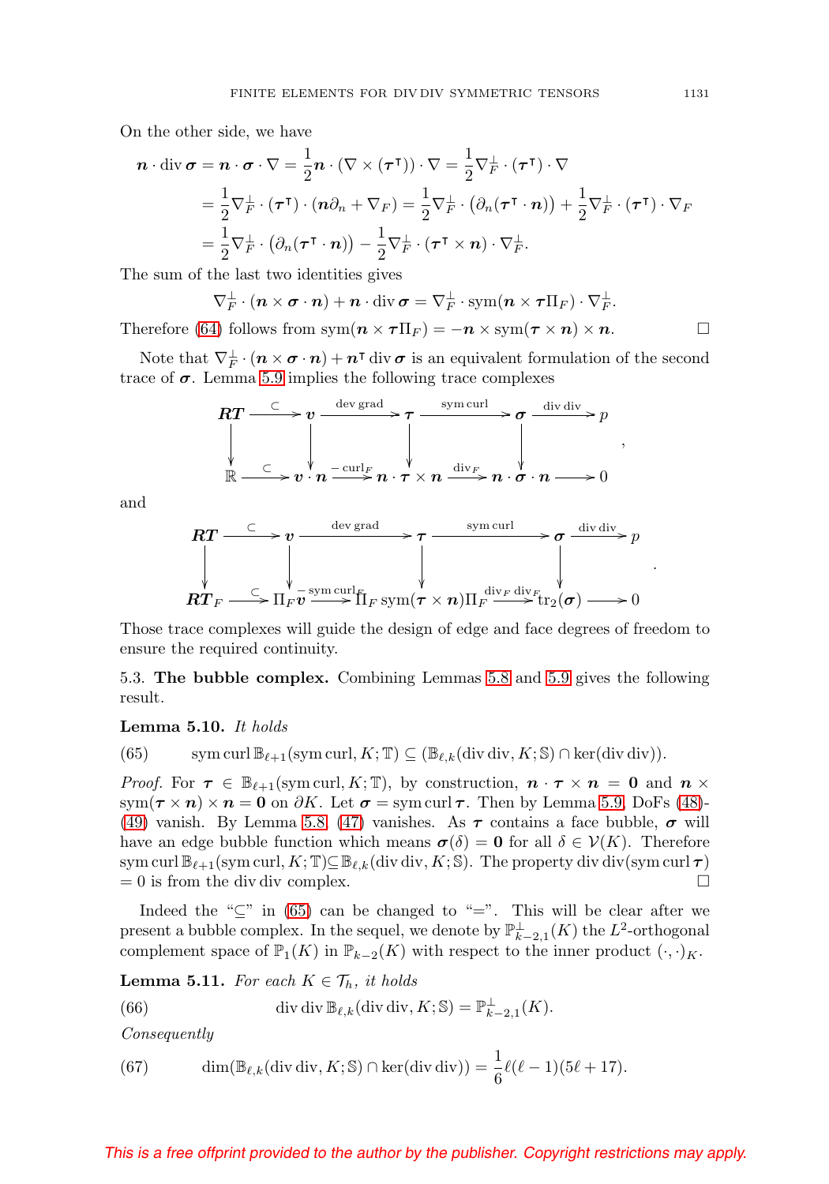On the other side, we have

$$
\begin{aligned}
\boldsymbol{n}\cdot\operatorname{div}\boldsymbol{\sigma} &= \boldsymbol{n}\cdot\boldsymbol{\sigma}\cdot\nabla = \frac{1}{2}\boldsymbol{n}\cdot(\nabla\times(\boldsymbol{\tau}^{\intercal}))\cdot\nabla = \frac{1}{2}\nabla_F^{\perp}\cdot(\boldsymbol{\tau}^{\intercal})\cdot\nabla \\
&= \frac{1}{2}\nabla_F^{\perp}\cdot(\boldsymbol{\tau}^{\intercal})\cdot(\boldsymbol{n}\partial_n+\nabla_F) = \frac{1}{2}\nabla_F^{\perp}\cdot\big(\partial_n(\boldsymbol{\tau}^{\intercal}\cdot\boldsymbol{n})\big)+\frac{1}{2}\nabla_F^{\perp}\cdot(\boldsymbol{\tau}^{\intercal})\cdot\nabla_F \\
&= \frac{1}{2}\nabla_F^{\perp}\cdot\big(\partial_n(\boldsymbol{\tau}^{\intercal}\cdot\boldsymbol{n})\big)-\frac{1}{2}\nabla_F^{\perp}\cdot(\boldsymbol{\tau}^{\intercal}\times\boldsymbol{n})\cdot\nabla_F^{\perp}.
\end{aligned}
$$

The sum of the last two identities gives

$$
\nabla_F^{\perp}\cdot(\boldsymbol{n}\times\boldsymbol{\sigma}\cdot\boldsymbol{n})+\boldsymbol{n}\cdot\operatorname{div}\boldsymbol{\sigma} = \nabla_F^{\perp}\cdot\operatorname{sym}(\boldsymbol{n}\times\boldsymbol{\tau}\Pi_F)\cdot\nabla_F^{\perp}.
$$

Therefore (64) follows from $\operatorname{sym}(\boldsymbol{n}\times\boldsymbol{\tau}\Pi_F) = -\boldsymbol{n}\times\operatorname{sym}(\boldsymbol{\tau}\times\boldsymbol{n})\times\boldsymbol{n}$. □

Note that $\nabla_F^{\perp}\cdot(\boldsymbol{n}\times\boldsymbol{\sigma}\cdot\boldsymbol{n})+\boldsymbol{n}^{\intercal}\operatorname{div}\boldsymbol{\sigma}$ is an equivalent formulation of the second trace of $\boldsymbol{\sigma}$. Lemma 5.9 implies the following trace complexes

$$
\begin{array}{ccccccccc}
\boldsymbol{RT} & \xrightarrow{\subset} & \boldsymbol{v} & \xrightarrow{\operatorname{dev}\operatorname{grad}} & \boldsymbol{\tau} & \xrightarrow{\operatorname{sym}\operatorname{curl}} & \boldsymbol{\sigma} & \xrightarrow{\operatorname{div}\operatorname{div}} & p \\
\downarrow & & \downarrow & & \downarrow & & \downarrow & & \\
\mathbb{R} & \xrightarrow{\subset} & \boldsymbol{v}\cdot\boldsymbol{n} & \xrightarrow{-\operatorname{curl}_F} & \boldsymbol{n}\cdot\boldsymbol{\tau}\times\boldsymbol{n} & \xrightarrow{\operatorname{div}_F} & \boldsymbol{n}\cdot\boldsymbol{\sigma}\cdot\boldsymbol{n} & \longrightarrow & 0
\end{array},
$$

and

$$
\begin{array}{ccccccccc}
\boldsymbol{RT} & \xrightarrow{\subset} & \boldsymbol{v} & \xrightarrow{\operatorname{dev}\operatorname{grad}} & \boldsymbol{\tau} & \xrightarrow{\operatorname{sym}\operatorname{curl}} & \boldsymbol{\sigma} & \xrightarrow{\operatorname{div}\operatorname{div}} & p \\
\downarrow & & \downarrow & & \downarrow & & \downarrow & & \\
\boldsymbol{RT}_F & \xrightarrow{\subset} & \Pi_F\boldsymbol{v} & \xrightarrow{-\operatorname{sym}\operatorname{curl}_F} & \Pi_F\operatorname{sym}(\boldsymbol{\tau}\times\boldsymbol{n})\Pi_F & \xrightarrow{\operatorname{div}_F\operatorname{div}_F} & \operatorname{tr}_2(\boldsymbol{\sigma}) & \longrightarrow & 0
\end{array}.
$$

Those trace complexes will guide the design of edge and face degrees of freedom to ensure the required continuity.

**5.3. The bubble complex.** Combining Lemmas 5.8 and 5.9 gives the following result.

**Lemma 5.10.** *It holds*

$$
\operatorname{sym}\operatorname{curl}\mathbb{B}_{\ell+1}(\operatorname{sym}\operatorname{curl},K;\mathbb{T}) \subseteq (\mathbb{B}_{\ell,k}(\operatorname{div}\operatorname{div},K;\mathbb{S})\cap\ker(\operatorname{div}\operatorname{div})). \tag{65}
$$

*Proof.* For $\boldsymbol{\tau}\in\mathbb{B}_{\ell+1}(\operatorname{sym}\operatorname{curl},K;\mathbb{T})$, by construction, $\boldsymbol{n}\cdot\boldsymbol{\tau}\times\boldsymbol{n}=\boldsymbol{0}$ and $\boldsymbol{n}\times\operatorname{sym}(\boldsymbol{\tau}\times\boldsymbol{n})\times\boldsymbol{n}=\boldsymbol{0}$ on $\partial K$. Let $\boldsymbol{\sigma}=\operatorname{sym}\operatorname{curl}\boldsymbol{\tau}$. Then by Lemma 5.9, DoFs (48)-(49) vanish. By Lemma 5.8, (47) vanishes. As $\boldsymbol{\tau}$ contains a face bubble, $\boldsymbol{\sigma}$ will have an edge bubble function which means $\boldsymbol{\sigma}(\delta)=\boldsymbol{0}$ for all $\delta\in\mathcal{V}(K)$. Therefore $\operatorname{sym}\operatorname{curl}\mathbb{B}_{\ell+1}(\operatorname{sym}\operatorname{curl},K;\mathbb{T})\subseteq\mathbb{B}_{\ell,k}(\operatorname{div}\operatorname{div},K;\mathbb{S})$. The property $\operatorname{div}\operatorname{div}(\operatorname{sym}\operatorname{curl}\boldsymbol{\tau})=0$ is from the $\operatorname{div}\operatorname{div}$ complex. □

Indeed the "$\subseteq$" in (65) can be changed to "$=$". This will be clear after we present a bubble complex. In the sequel, we denote by $\mathbb{P}_{k-2,1}^{\perp}(K)$ the $L^2$-orthogonal complement space of $\mathbb{P}_1(K)$ in $\mathbb{P}_{k-2}(K)$ with respect to the inner product $(\cdot,\cdot)_K$.

**Lemma 5.11.** *For each $K\in\mathcal{T}_h$, it holds*

$$
\operatorname{div}\operatorname{div}\mathbb{B}_{\ell,k}(\operatorname{div}\operatorname{div},K;\mathbb{S}) = \mathbb{P}_{k-2,1}^{\perp}(K). \tag{66}
$$

*Consequently*

$$
\dim(\mathbb{B}_{\ell,k}(\operatorname{div}\operatorname{div},K;\mathbb{S})\cap\ker(\operatorname{div}\operatorname{div})) = \frac{1}{6}\ell(\ell-1)(5\ell+17). \tag{67}
$$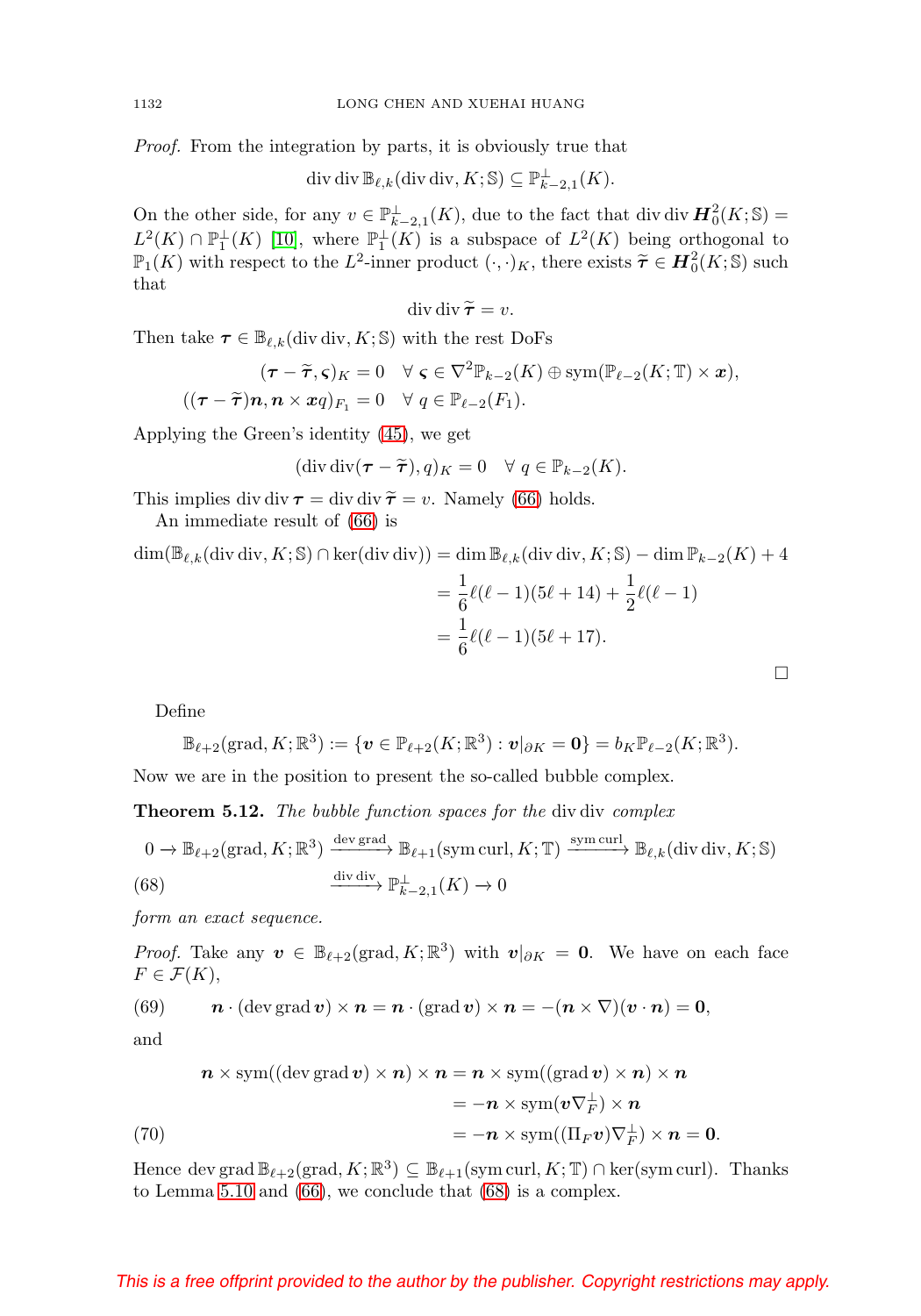*Proof.* From the integration by parts, it is obviously true that

$$\operatorname{div}\operatorname{div}\mathbb{B}_{\ell,k}(\operatorname{div}\operatorname{div},K;\mathbb{S})\subseteq\mathbb{P}_{k-2,1}^{\perp}(K).$$

On the other side, for any $v\in\mathbb{P}_{k-2,1}^{\perp}(K)$, due to the fact that $\operatorname{div}\operatorname{div}\boldsymbol{H}_0^2(K;\mathbb{S})=L^2(K)\cap\mathbb{P}_1^{\perp}(K)$ [10], where $\mathbb{P}_1^{\perp}(K)$ is a subspace of $L^2(K)$ being orthogonal to $\mathbb{P}_1(K)$ with respect to the $L^2$-inner product $(\cdot,\cdot)_K$, there exists $\widetilde{\boldsymbol{\tau}}\in\boldsymbol{H}_0^2(K;\mathbb{S})$ such that

$$\operatorname{div}\operatorname{div}\widetilde{\boldsymbol{\tau}}=v.$$

Then take $\boldsymbol{\tau}\in\mathbb{B}_{\ell,k}(\operatorname{div}\operatorname{div},K;\mathbb{S})$ with the rest DoFs

$$(\boldsymbol{\tau}-\widetilde{\boldsymbol{\tau}},\boldsymbol{\varsigma})_K=0\quad\forall\,\boldsymbol{\varsigma}\in\nabla^2\mathbb{P}_{k-2}(K)\oplus\operatorname{sym}(\mathbb{P}_{\ell-2}(K;\mathbb{T})\times\boldsymbol{x}),$$

$$((\boldsymbol{\tau}-\widetilde{\boldsymbol{\tau}})\boldsymbol{n},\boldsymbol{n}\times\boldsymbol{x}q)_{F_1}=0\quad\forall\,q\in\mathbb{P}_{\ell-2}(F_1).$$

Applying the Green's identity (45), we get

$$(\operatorname{div}\operatorname{div}(\boldsymbol{\tau}-\widetilde{\boldsymbol{\tau}}),q)_K=0\quad\forall\,q\in\mathbb{P}_{k-2}(K).$$

This implies $\operatorname{div}\operatorname{div}\boldsymbol{\tau}=\operatorname{div}\operatorname{div}\widetilde{\boldsymbol{\tau}}=v$. Namely (66) holds.

An immediate result of (66) is

$$\begin{aligned}\dim(\mathbb{B}_{\ell,k}(\operatorname{div}\operatorname{div},K;\mathbb{S})\cap\ker(\operatorname{div}\operatorname{div}))&=\dim\mathbb{B}_{\ell,k}(\operatorname{div}\operatorname{div},K;\mathbb{S})-\dim\mathbb{P}_{k-2}(K)+4\\&=\frac{1}{6}\ell(\ell-1)(5\ell+14)+\frac{1}{2}\ell(\ell-1)\\&=\frac{1}{6}\ell(\ell-1)(5\ell+17).\end{aligned}$$

$\square$

Define

$$\mathbb{B}_{\ell+2}(\operatorname{grad},K;\mathbb{R}^3):=\{\boldsymbol{v}\in\mathbb{P}_{\ell+2}(K;\mathbb{R}^3):\boldsymbol{v}|_{\partial K}=\boldsymbol{0}\}=b_K\mathbb{P}_{\ell-2}(K;\mathbb{R}^3).$$

Now we are in the position to present the so-called bubble complex.

**Theorem 5.12.** *The bubble function spaces for the* div div *complex*

$$0\to\mathbb{B}_{\ell+2}(\operatorname{grad},K;\mathbb{R}^3)\xrightarrow{\operatorname{dev}\operatorname{grad}}\mathbb{B}_{\ell+1}(\operatorname{sym}\operatorname{curl},K;\mathbb{T})\xrightarrow{\operatorname{sym}\operatorname{curl}}\mathbb{B}_{\ell,k}(\operatorname{div}\operatorname{div},K;\mathbb{S})\xrightarrow{\operatorname{div}\operatorname{div}}\mathbb{P}_{k-2,1}^{\perp}(K)\to 0\tag{68}$$

*form an exact sequence.*

*Proof.* Take any $\boldsymbol{v}\in\mathbb{B}_{\ell+2}(\operatorname{grad},K;\mathbb{R}^3)$ with $\boldsymbol{v}|_{\partial K}=\boldsymbol{0}$. We have on each face $F\in\mathcal{F}(K)$,

$$\boldsymbol{n}\cdot(\operatorname{dev}\operatorname{grad}\boldsymbol{v})\times\boldsymbol{n}=\boldsymbol{n}\cdot(\operatorname{grad}\boldsymbol{v})\times\boldsymbol{n}=-(\boldsymbol{n}\times\nabla)(\boldsymbol{v}\cdot\boldsymbol{n})=\boldsymbol{0},\tag{69}$$

and

$$\begin{aligned}\boldsymbol{n}\times\operatorname{sym}((\operatorname{dev}\operatorname{grad}\boldsymbol{v})\times\boldsymbol{n})\times\boldsymbol{n}&=\boldsymbol{n}\times\operatorname{sym}((\operatorname{grad}\boldsymbol{v})\times\boldsymbol{n})\times\boldsymbol{n}\\&=-\boldsymbol{n}\times\operatorname{sym}(\boldsymbol{v}\nabla_F^{\perp})\times\boldsymbol{n}\\&=-\boldsymbol{n}\times\operatorname{sym}((\Pi_F\boldsymbol{v})\nabla_F^{\perp})\times\boldsymbol{n}=\boldsymbol{0}.\end{aligned}\tag{70}$$

Hence $\operatorname{dev}\operatorname{grad}\mathbb{B}_{\ell+2}(\operatorname{grad},K;\mathbb{R}^3)\subseteq\mathbb{B}_{\ell+1}(\operatorname{sym}\operatorname{curl},K;\mathbb{T})\cap\ker(\operatorname{sym}\operatorname{curl})$. Thanks to Lemma 5.10 and (66), we conclude that (68) is a complex.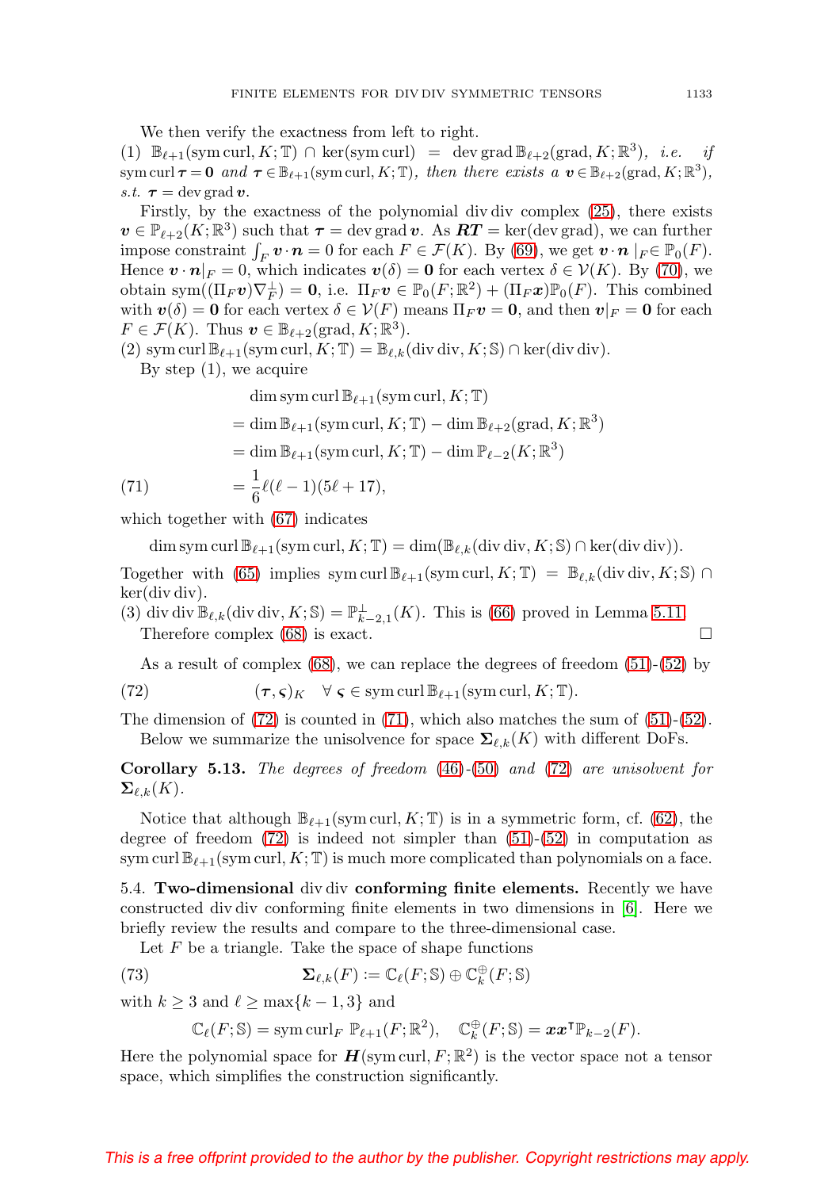We then verify the exactness from left to right.

(1) $\mathbb{B}_{\ell+1}(\operatorname{sym}\operatorname{curl}, K;\mathbb{T}) \cap \ker(\operatorname{sym}\operatorname{curl}) = \operatorname{dev}\operatorname{grad}\mathbb{B}_{\ell+2}(\operatorname{grad}, K;\mathbb{R}^3)$, *i.e. if* $\operatorname{sym}\operatorname{curl}\boldsymbol{\tau} = \mathbf{0}$ *and* $\boldsymbol{\tau} \in \mathbb{B}_{\ell+1}(\operatorname{sym}\operatorname{curl}, K;\mathbb{T})$, *then there exists a* $\boldsymbol{v} \in \mathbb{B}_{\ell+2}(\operatorname{grad}, K;\mathbb{R}^3)$, *s.t.* $\boldsymbol{\tau} = \operatorname{dev}\operatorname{grad}\boldsymbol{v}$.

Firstly, by the exactness of the polynomial $\operatorname{div}\operatorname{div}$ complex (25), there exists $\boldsymbol{v} \in \mathbb{P}_{\ell+2}(K;\mathbb{R}^3)$ such that $\boldsymbol{\tau} = \operatorname{dev}\operatorname{grad}\boldsymbol{v}$. As $\boldsymbol{RT} = \ker(\operatorname{dev}\operatorname{grad})$, we can further impose constraint $\int_F \boldsymbol{v}\cdot\boldsymbol{n} = 0$ for each $F \in \mathcal{F}(K)$. By (69), we get $\boldsymbol{v}\cdot\boldsymbol{n}\,|_F \in \mathbb{P}_0(F)$. Hence $\boldsymbol{v}\cdot\boldsymbol{n}|_F = 0$, which indicates $\boldsymbol{v}(\delta) = \mathbf{0}$ for each vertex $\delta \in \mathcal{V}(K)$. By (70), we obtain $\operatorname{sym}((\Pi_F\boldsymbol{v})\nabla_F^{\perp}) = \mathbf{0}$, i.e. $\Pi_F\boldsymbol{v} \in \mathbb{P}_0(F;\mathbb{R}^2) + (\Pi_F\boldsymbol{x})\mathbb{P}_0(F)$. This combined with $\boldsymbol{v}(\delta) = \mathbf{0}$ for each vertex $\delta \in \mathcal{V}(F)$ means $\Pi_F\boldsymbol{v} = \mathbf{0}$, and then $\boldsymbol{v}|_F = \mathbf{0}$ for each $F \in \mathcal{F}(K)$. Thus $\boldsymbol{v} \in \mathbb{B}_{\ell+2}(\operatorname{grad}, K;\mathbb{R}^3)$.

(2) $\operatorname{sym}\operatorname{curl}\mathbb{B}_{\ell+1}(\operatorname{sym}\operatorname{curl}, K;\mathbb{T}) = \mathbb{B}_{\ell,k}(\operatorname{div}\operatorname{div}, K;\mathbb{S}) \cap \ker(\operatorname{div}\operatorname{div})$.

By step (1), we acquire

$$
\begin{aligned}
&\dim\operatorname{sym}\operatorname{curl}\mathbb{B}_{\ell+1}(\operatorname{sym}\operatorname{curl}, K;\mathbb{T})\\
&= \dim\mathbb{B}_{\ell+1}(\operatorname{sym}\operatorname{curl}, K;\mathbb{T}) - \dim\mathbb{B}_{\ell+2}(\operatorname{grad}, K;\mathbb{R}^3)\\
&= \dim\mathbb{B}_{\ell+1}(\operatorname{sym}\operatorname{curl}, K;\mathbb{T}) - \dim\mathbb{P}_{\ell-2}(K;\mathbb{R}^3)\\
&= \frac{1}{6}\ell(\ell-1)(5\ell+17), \qquad (71)
\end{aligned}
$$

which together with (67) indicates

$$
\dim\operatorname{sym}\operatorname{curl}\mathbb{B}_{\ell+1}(\operatorname{sym}\operatorname{curl}, K;\mathbb{T}) = \dim(\mathbb{B}_{\ell,k}(\operatorname{div}\operatorname{div}, K;\mathbb{S}) \cap \ker(\operatorname{div}\operatorname{div})).
$$

Together with (65) implies $\operatorname{sym}\operatorname{curl}\mathbb{B}_{\ell+1}(\operatorname{sym}\operatorname{curl}, K;\mathbb{T}) = \mathbb{B}_{\ell,k}(\operatorname{div}\operatorname{div}, K;\mathbb{S}) \cap \ker(\operatorname{div}\operatorname{div})$.

(3) $\operatorname{div}\operatorname{div}\mathbb{B}_{\ell,k}(\operatorname{div}\operatorname{div}, K;\mathbb{S}) = \mathbb{P}_{k-2,1}^{\perp}(K)$. This is (66) proved in Lemma 5.11.

Therefore complex (68) is exact. $\square$

As a result of complex (68), we can replace the degrees of freedom (51)-(52) by

$$
(\boldsymbol{\tau}, \boldsymbol{\varsigma})_K \quad \forall\, \boldsymbol{\varsigma} \in \operatorname{sym}\operatorname{curl}\mathbb{B}_{\ell+1}(\operatorname{sym}\operatorname{curl}, K;\mathbb{T}). \qquad (72)
$$

The dimension of (72) is counted in (71), which also matches the sum of (51)-(52).

Below we summarize the unisolvence for space $\boldsymbol{\Sigma}_{\ell,k}(K)$ with different DoFs.

**Corollary 5.13.** *The degrees of freedom* (46)-(50) *and* (72) *are unisolvent for* $\boldsymbol{\Sigma}_{\ell,k}(K)$.

Notice that although $\mathbb{B}_{\ell+1}(\operatorname{sym}\operatorname{curl}, K;\mathbb{T})$ is in a symmetric form, cf. (62), the degree of freedom (72) is indeed not simpler than (51)-(52) in computation as $\operatorname{sym}\operatorname{curl}\mathbb{B}_{\ell+1}(\operatorname{sym}\operatorname{curl}, K;\mathbb{T})$ is much more complicated than polynomials on a face.

### 5.4. Two-dimensional $\operatorname{div}\operatorname{div}$ conforming finite elements.

Recently we have constructed $\operatorname{div}\operatorname{div}$ conforming finite elements in two dimensions in [6]. Here we briefly review the results and compare to the three-dimensional case.

Let $F$ be a triangle. Take the space of shape functions

$$
\boldsymbol{\Sigma}_{\ell,k}(F) := \mathbb{C}_{\ell}(F;\mathbb{S}) \oplus \mathbb{C}_k^{\oplus}(F;\mathbb{S}) \qquad (73)
$$

with $k \geq 3$ and $\ell \geq \max\{k-1, 3\}$ and

$$
\mathbb{C}_{\ell}(F;\mathbb{S}) = \operatorname{sym}\operatorname{curl}_F\,\mathbb{P}_{\ell+1}(F;\mathbb{R}^2), \quad \mathbb{C}_k^{\oplus}(F;\mathbb{S}) = \boldsymbol{x}\boldsymbol{x}^{\intercal}\mathbb{P}_{k-2}(F).
$$

Here the polynomial space for $\boldsymbol{H}(\operatorname{sym}\operatorname{curl}, F;\mathbb{R}^2)$ is the vector space not a tensor space, which simplifies the construction significantly.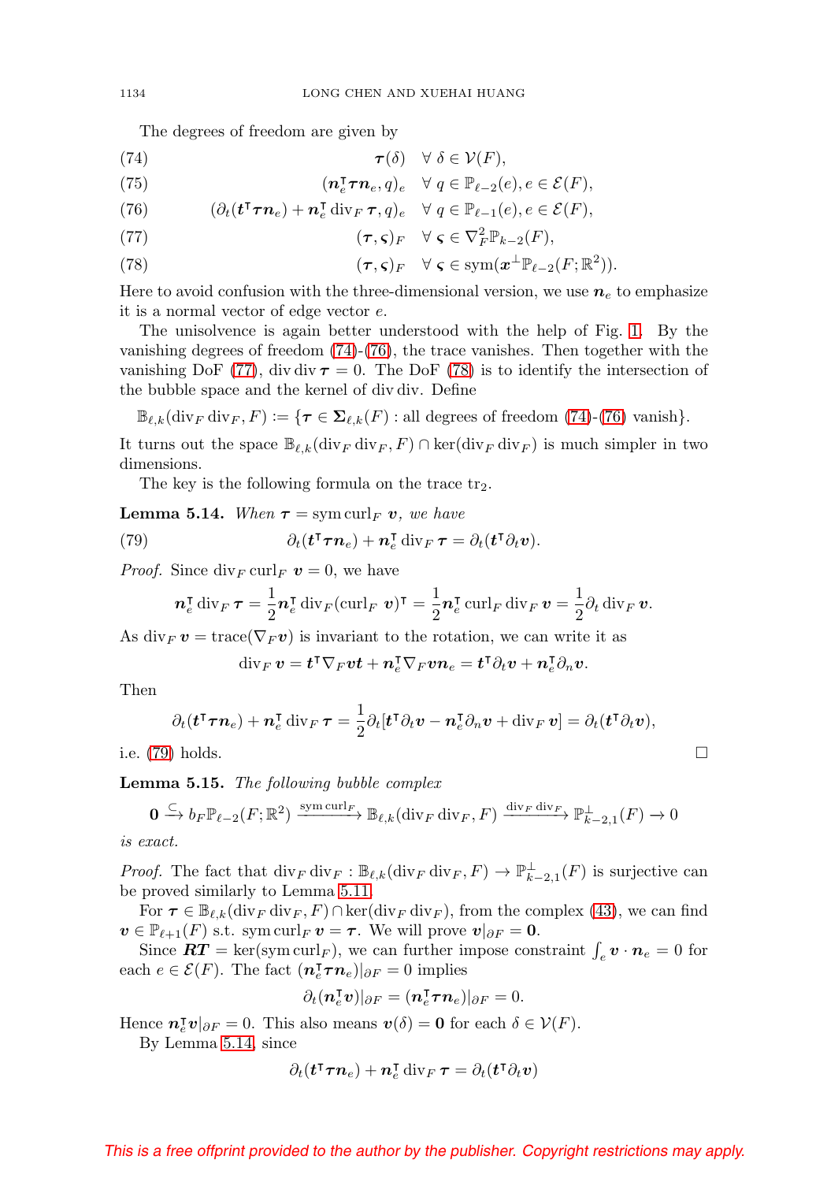The degrees of freedom are given by

$$\boldsymbol{\tau}(\delta) \quad \forall\, \delta \in \mathcal{V}(F), \tag{74}$$

$$(\boldsymbol{n}_e^{\intercal}\boldsymbol{\tau}\boldsymbol{n}_e, q)_e \quad \forall\, q \in \mathbb{P}_{\ell-2}(e), e \in \mathcal{E}(F), \tag{75}$$

$$(\partial_t(\boldsymbol{t}^{\intercal}\boldsymbol{\tau}\boldsymbol{n}_e) + \boldsymbol{n}_e^{\intercal}\operatorname{div}_F \boldsymbol{\tau}, q)_e \quad \forall\, q \in \mathbb{P}_{\ell-1}(e), e \in \mathcal{E}(F), \tag{76}$$

$$(\boldsymbol{\tau}, \boldsymbol{\varsigma})_F \quad \forall\, \boldsymbol{\varsigma} \in \nabla_F^2 \mathbb{P}_{k-2}(F), \tag{77}$$

$$(\boldsymbol{\tau}, \boldsymbol{\varsigma})_F \quad \forall\, \boldsymbol{\varsigma} \in \operatorname{sym}(\boldsymbol{x}^{\perp}\mathbb{P}_{\ell-2}(F;\mathbb{R}^2)). \tag{78}$$

Here to avoid confusion with the three-dimensional version, we use $\boldsymbol{n}_e$ to emphasize it is a normal vector of edge vector $e$.

The unisolvence is again better understood with the help of Fig. 1. By the vanishing degrees of freedom (74)-(76), the trace vanishes. Then together with the vanishing DoF (77), $\operatorname{div}\operatorname{div}\boldsymbol{\tau} = 0$. The DoF (78) is to identify the intersection of the bubble space and the kernel of $\operatorname{div}\operatorname{div}$. Define

$$\mathbb{B}_{\ell,k}(\operatorname{div}_F\operatorname{div}_F, F) := \{\boldsymbol{\tau} \in \boldsymbol{\Sigma}_{\ell,k}(F) : \text{all degrees of freedom (74)-(76) vanish}\}.$$

It turns out the space $\mathbb{B}_{\ell,k}(\operatorname{div}_F\operatorname{div}_F, F) \cap \ker(\operatorname{div}_F\operatorname{div}_F)$ is much simpler in two dimensions.

The key is the following formula on the trace $\operatorname{tr}_2$.

**Lemma 5.14.** *When $\boldsymbol{\tau} = \operatorname{sym}\operatorname{curl}_F \boldsymbol{v}$, we have*

$$\partial_t(\boldsymbol{t}^{\intercal}\boldsymbol{\tau}\boldsymbol{n}_e) + \boldsymbol{n}_e^{\intercal}\operatorname{div}_F \boldsymbol{\tau} = \partial_t(\boldsymbol{t}^{\intercal}\partial_t \boldsymbol{v}). \tag{79}$$

*Proof.* Since $\operatorname{div}_F \operatorname{curl}_F \boldsymbol{v} = 0$, we have

$$\boldsymbol{n}_e^{\intercal}\operatorname{div}_F \boldsymbol{\tau} = \frac{1}{2}\boldsymbol{n}_e^{\intercal}\operatorname{div}_F(\operatorname{curl}_F \boldsymbol{v})^{\intercal} = \frac{1}{2}\boldsymbol{n}_e^{\intercal}\operatorname{curl}_F \operatorname{div}_F \boldsymbol{v} = \frac{1}{2}\partial_t \operatorname{div}_F \boldsymbol{v}.$$

As $\operatorname{div}_F \boldsymbol{v} = \operatorname{trace}(\nabla_F \boldsymbol{v})$ is invariant to the rotation, we can write it as

$$\operatorname{div}_F \boldsymbol{v} = \boldsymbol{t}^{\intercal}\nabla_F \boldsymbol{v}\boldsymbol{t} + \boldsymbol{n}_e^{\intercal}\nabla_F \boldsymbol{v}\boldsymbol{n}_e = \boldsymbol{t}^{\intercal}\partial_t \boldsymbol{v} + \boldsymbol{n}_e^{\intercal}\partial_n \boldsymbol{v}.$$

Then

$$\partial_t(\boldsymbol{t}^{\intercal}\boldsymbol{\tau}\boldsymbol{n}_e) + \boldsymbol{n}_e^{\intercal}\operatorname{div}_F \boldsymbol{\tau} = \frac{1}{2}\partial_t[\boldsymbol{t}^{\intercal}\partial_t \boldsymbol{v} - \boldsymbol{n}_e^{\intercal}\partial_n \boldsymbol{v} + \operatorname{div}_F \boldsymbol{v}] = \partial_t(\boldsymbol{t}^{\intercal}\partial_t \boldsymbol{v}),$$

i.e. (79) holds. $\square$

**Lemma 5.15.** *The following bubble complex*

$$\boldsymbol{0} \xrightarrow{\subset} b_F\mathbb{P}_{\ell-2}(F;\mathbb{R}^2) \xrightarrow{\operatorname{sym}\operatorname{curl}_F} \mathbb{B}_{\ell,k}(\operatorname{div}_F\operatorname{div}_F, F) \xrightarrow{\operatorname{div}_F\operatorname{div}_F} \mathbb{P}_{k-2,1}^{\perp}(F) \to 0$$

*is exact.*

*Proof.* The fact that $\operatorname{div}_F\operatorname{div}_F : \mathbb{B}_{\ell,k}(\operatorname{div}_F\operatorname{div}_F, F) \to \mathbb{P}_{k-2,1}^{\perp}(F)$ is surjective can be proved similarly to Lemma 5.11.

For $\boldsymbol{\tau} \in \mathbb{B}_{\ell,k}(\operatorname{div}_F\operatorname{div}_F, F) \cap \ker(\operatorname{div}_F\operatorname{div}_F)$, from the complex (43), we can find $\boldsymbol{v} \in \mathbb{P}_{\ell+1}(F)$ s.t. $\operatorname{sym}\operatorname{curl}_F \boldsymbol{v} = \boldsymbol{\tau}$. We will prove $\boldsymbol{v}|_{\partial F} = \boldsymbol{0}$.

Since $\boldsymbol{RT} = \ker(\operatorname{sym}\operatorname{curl}_F)$, we can further impose constraint $\int_e \boldsymbol{v}\cdot\boldsymbol{n}_e = 0$ for each $e \in \mathcal{E}(F)$. The fact $(\boldsymbol{n}_e^{\intercal}\boldsymbol{\tau}\boldsymbol{n}_e)|_{\partial F} = 0$ implies

$$\partial_t(\boldsymbol{n}_e^{\intercal}\boldsymbol{v})|_{\partial F} = (\boldsymbol{n}_e^{\intercal}\boldsymbol{\tau}\boldsymbol{n}_e)|_{\partial F} = 0.$$

Hence $\boldsymbol{n}_e^{\intercal}\boldsymbol{v}|_{\partial F} = 0$. This also means $\boldsymbol{v}(\delta) = \boldsymbol{0}$ for each $\delta \in \mathcal{V}(F)$.

By Lemma 5.14, since

$$\partial_t(\boldsymbol{t}^{\intercal}\boldsymbol{\tau}\boldsymbol{n}_e) + \boldsymbol{n}_e^{\intercal}\operatorname{div}_F \boldsymbol{\tau} = \partial_t(\boldsymbol{t}^{\intercal}\partial_t \boldsymbol{v})$$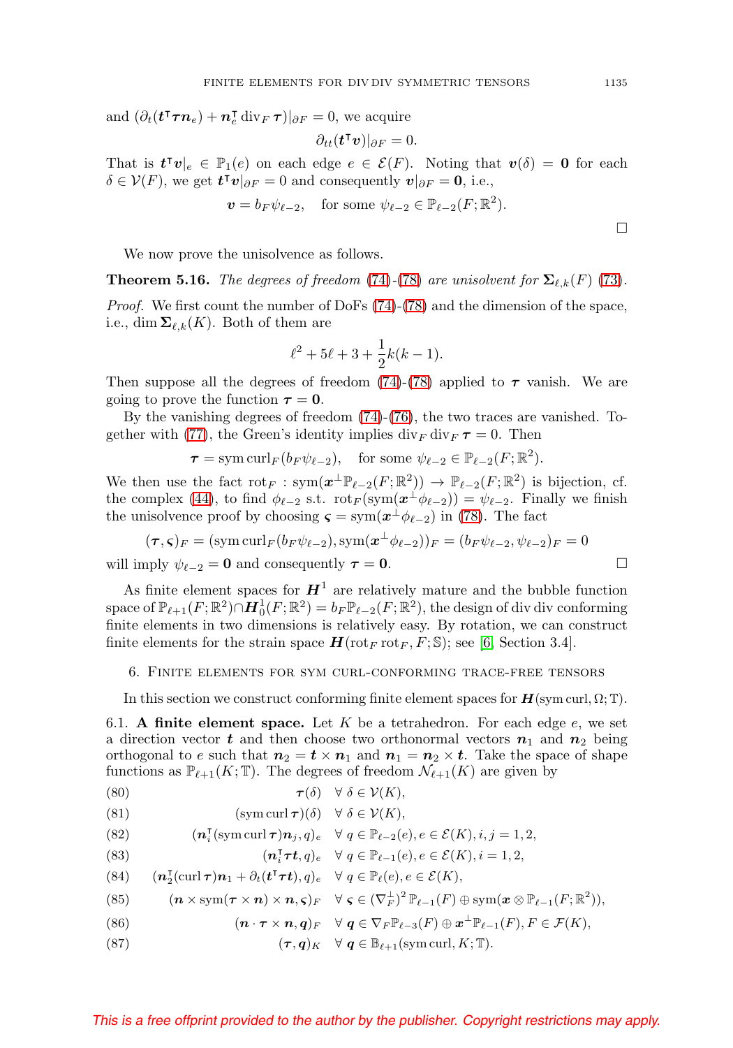and $(\partial_t(\boldsymbol{t}^\intercal \boldsymbol{\tau} \boldsymbol{n}_e) + \boldsymbol{n}_e^\intercal \operatorname{div}_F \boldsymbol{\tau})|_{\partial F} = 0$, we acquire

$$\partial_{tt}(\boldsymbol{t}^\intercal \boldsymbol{v})|_{\partial F} = 0.$$

That is $\boldsymbol{t}^\intercal \boldsymbol{v}|_e \in \mathbb{P}_1(e)$ on each edge $e \in \mathcal{E}(F)$. Noting that $\boldsymbol{v}(\delta) = \boldsymbol{0}$ for each $\delta \in \mathcal{V}(F)$, we get $\boldsymbol{t}^\intercal \boldsymbol{v}|_{\partial F} = 0$ and consequently $\boldsymbol{v}|_{\partial F} = \boldsymbol{0}$, i.e.,

$$\boldsymbol{v} = b_F \psi_{\ell-2}, \quad \text{for some } \psi_{\ell-2} \in \mathbb{P}_{\ell-2}(F;\mathbb{R}^2).$$

□

We now prove the unisolvence as follows.

**Theorem 5.16.** *The degrees of freedom (74)-(78) are unisolvent for $\boldsymbol{\Sigma}_{\ell,k}(F)$ (73).*

*Proof.* We first count the number of DoFs (74)-(78) and the dimension of the space, i.e., $\dim \boldsymbol{\Sigma}_{\ell,k}(K)$. Both of them are

$$\ell^2 + 5\ell + 3 + \frac{1}{2}k(k-1).$$

Then suppose all the degrees of freedom (74)-(78) applied to $\boldsymbol{\tau}$ vanish. We are going to prove the function $\boldsymbol{\tau} = \boldsymbol{0}$.

By the vanishing degrees of freedom (74)-(76), the two traces are vanished. Together with (77), the Green's identity implies $\operatorname{div}_F \operatorname{div}_F \boldsymbol{\tau} = 0$. Then

$$\boldsymbol{\tau} = \operatorname{sym}\operatorname{curl}_F(b_F\psi_{\ell-2}), \quad \text{for some } \psi_{\ell-2} \in \mathbb{P}_{\ell-2}(F;\mathbb{R}^2).$$

We then use the fact $\operatorname{rot}_F : \operatorname{sym}(\boldsymbol{x}^\perp \mathbb{P}_{\ell-2}(F;\mathbb{R}^2)) \to \mathbb{P}_{\ell-2}(F;\mathbb{R}^2)$ is bijection, cf. the complex (44), to find $\phi_{\ell-2}$ s.t. $\operatorname{rot}_F(\operatorname{sym}(\boldsymbol{x}^\perp \phi_{\ell-2})) = \psi_{\ell-2}$. Finally we finish the unisolvence proof by choosing $\boldsymbol{\varsigma} = \operatorname{sym}(\boldsymbol{x}^\perp \phi_{\ell-2})$ in (78). The fact

$$(\boldsymbol{\tau}, \boldsymbol{\varsigma})_F = (\operatorname{sym}\operatorname{curl}_F(b_F\psi_{\ell-2}), \operatorname{sym}(\boldsymbol{x}^\perp \phi_{\ell-2}))_F = (b_F\psi_{\ell-2}, \psi_{\ell-2})_F = 0$$

will imply $\psi_{\ell-2} = \boldsymbol{0}$ and consequently $\boldsymbol{\tau} = \boldsymbol{0}$. □

As finite element spaces for $\boldsymbol{H}^1$ are relatively mature and the bubble function space of $\mathbb{P}_{\ell+1}(F;\mathbb{R}^2) \cap \boldsymbol{H}_0^1(F;\mathbb{R}^2) = b_F \mathbb{P}_{\ell-2}(F;\mathbb{R}^2)$, the design of div div conforming finite elements in two dimensions is relatively easy. By rotation, we can construct finite elements for the strain space $\boldsymbol{H}(\operatorname{rot}_F \operatorname{rot}_F, F; \mathbb{S})$; see [6, Section 3.4].

## 6. Finite elements for sym curl-conforming trace-free tensors

In this section we construct conforming finite element spaces for $\boldsymbol{H}(\operatorname{sym}\operatorname{curl}, \Omega; \mathbb{T})$.

### 6.1. A finite element space.

Let $K$ be a tetrahedron. For each edge $e$, we set a direction vector $\boldsymbol{t}$ and then choose two orthonormal vectors $\boldsymbol{n}_1$ and $\boldsymbol{n}_2$ being orthogonal to $e$ such that $\boldsymbol{n}_2 = \boldsymbol{t} \times \boldsymbol{n}_1$ and $\boldsymbol{n}_1 = \boldsymbol{n}_2 \times \boldsymbol{t}$. Take the space of shape functions as $\mathbb{P}_{\ell+1}(K;\mathbb{T})$. The degrees of freedom $\mathcal{N}_{\ell+1}(K)$ are given by

$$\boldsymbol{\tau}(\delta) \quad \forall\, \delta \in \mathcal{V}(K), \tag{80}$$

$$(\operatorname{sym}\operatorname{curl}\boldsymbol{\tau})(\delta) \quad \forall\, \delta \in \mathcal{V}(K), \tag{81}$$

$$(\boldsymbol{n}_i^\intercal(\operatorname{sym}\operatorname{curl}\boldsymbol{\tau})\boldsymbol{n}_j, q)_e \quad \forall\, q \in \mathbb{P}_{\ell-2}(e), e \in \mathcal{E}(K), i,j = 1,2, \tag{82}$$

$$(\boldsymbol{n}_i^\intercal \boldsymbol{\tau} \boldsymbol{t}, q)_e \quad \forall\, q \in \mathbb{P}_{\ell-1}(e), e \in \mathcal{E}(K), i = 1,2, \tag{83}$$

$$(\boldsymbol{n}_2^\intercal(\operatorname{curl}\boldsymbol{\tau})\boldsymbol{n}_1 + \partial_t(\boldsymbol{t}^\intercal \boldsymbol{\tau} \boldsymbol{t}), q)_e \quad \forall\, q \in \mathbb{P}_{\ell}(e), e \in \mathcal{E}(K), \tag{84}$$

$$(\boldsymbol{n} \times \operatorname{sym}(\boldsymbol{\tau} \times \boldsymbol{n}) \times \boldsymbol{n}, \boldsymbol{\varsigma})_F \quad \forall\, \boldsymbol{\varsigma} \in (\nabla_F^\perp)^2 \mathbb{P}_{\ell-1}(F) \oplus \operatorname{sym}(\boldsymbol{x} \otimes \mathbb{P}_{\ell-1}(F;\mathbb{R}^2)), \tag{85}$$

$$(\boldsymbol{n} \cdot \boldsymbol{\tau} \times \boldsymbol{n}, \boldsymbol{q})_F \quad \forall\, \boldsymbol{q} \in \nabla_F \mathbb{P}_{\ell-3}(F) \oplus \boldsymbol{x}^\perp \mathbb{P}_{\ell-1}(F), F \in \mathcal{F}(K), \tag{86}$$

$$(\boldsymbol{\tau}, \boldsymbol{q})_K \quad \forall\, \boldsymbol{q} \in \mathbb{B}_{\ell+1}(\operatorname{sym}\operatorname{curl}, K; \mathbb{T}). \tag{87}$$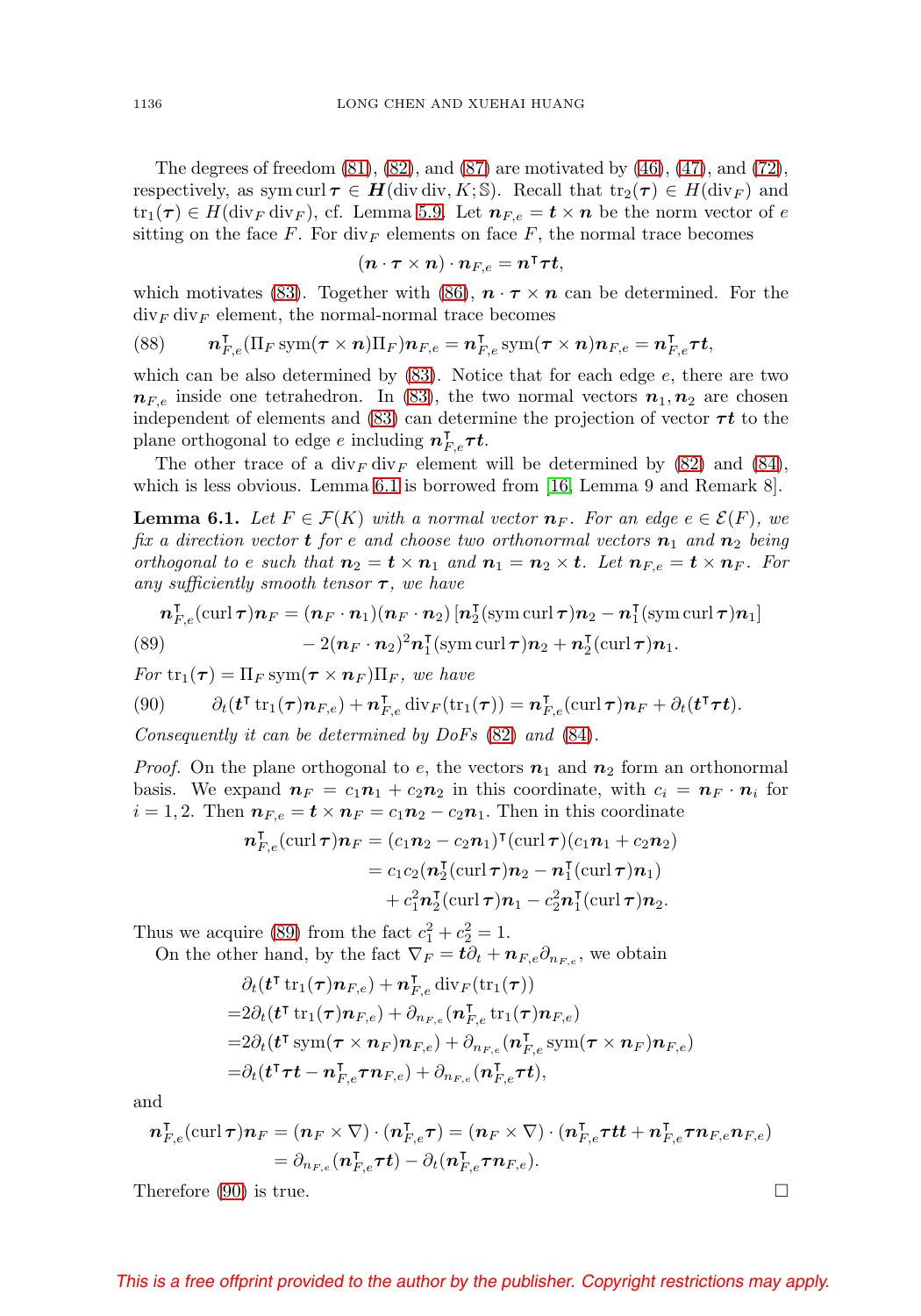The degrees of freedom (81), (82), and (87) are motivated by (46), (47), and (72), respectively, as $\operatorname{sym}\operatorname{curl}\boldsymbol{\tau} \in \boldsymbol{H}(\operatorname{div}\operatorname{div}, K; \mathbb{S})$. Recall that $\operatorname{tr}_2(\boldsymbol{\tau}) \in H(\operatorname{div}_F)$ and $\operatorname{tr}_1(\boldsymbol{\tau}) \in H(\operatorname{div}_F \operatorname{div}_F)$, cf. Lemma 5.9. Let $\boldsymbol{n}_{F,e} = \boldsymbol{t} \times \boldsymbol{n}$ be the norm vector of $e$ sitting on the face $F$. For $\operatorname{div}_F$ elements on face $F$, the normal trace becomes

$$(\boldsymbol{n} \cdot \boldsymbol{\tau} \times \boldsymbol{n}) \cdot \boldsymbol{n}_{F,e} = \boldsymbol{n}^{\intercal}\boldsymbol{\tau}\boldsymbol{t},$$

which motivates (83). Together with (86), $\boldsymbol{n} \cdot \boldsymbol{\tau} \times \boldsymbol{n}$ can be determined. For the $\operatorname{div}_F \operatorname{div}_F$ element, the normal-normal trace becomes

$$\boldsymbol{n}_{F,e}^{\intercal}(\Pi_F \operatorname{sym}(\boldsymbol{\tau} \times \boldsymbol{n})\Pi_F)\boldsymbol{n}_{F,e} = \boldsymbol{n}_{F,e}^{\intercal} \operatorname{sym}(\boldsymbol{\tau} \times \boldsymbol{n})\boldsymbol{n}_{F,e} = \boldsymbol{n}_{F,e}^{\intercal}\boldsymbol{\tau}\boldsymbol{t}, \tag{88}$$

which can be also determined by (83). Notice that for each edge $e$, there are two $\boldsymbol{n}_{F,e}$ inside one tetrahedron. In (83), the two normal vectors $\boldsymbol{n}_1, \boldsymbol{n}_2$ are chosen independent of elements and (83) can determine the projection of vector $\boldsymbol{\tau}\boldsymbol{t}$ to the plane orthogonal to edge $e$ including $\boldsymbol{n}_{F,e}^{\intercal}\boldsymbol{\tau}\boldsymbol{t}$.

The other trace of a $\operatorname{div}_F \operatorname{div}_F$ element will be determined by (82) and (84), which is less obvious. Lemma 6.1 is borrowed from [16, Lemma 9 and Remark 8].

**Lemma 6.1.** *Let $F \in \mathcal{F}(K)$ with a normal vector $\boldsymbol{n}_F$. For an edge $e \in \mathcal{E}(F)$, we fix a direction vector $\boldsymbol{t}$ for $e$ and choose two orthonormal vectors $\boldsymbol{n}_1$ and $\boldsymbol{n}_2$ being orthogonal to $e$ such that $\boldsymbol{n}_2 = \boldsymbol{t} \times \boldsymbol{n}_1$ and $\boldsymbol{n}_1 = \boldsymbol{n}_2 \times \boldsymbol{t}$. Let $\boldsymbol{n}_{F,e} = \boldsymbol{t} \times \boldsymbol{n}_F$. For any sufficiently smooth tensor $\boldsymbol{\tau}$, we have*

$$\begin{aligned}\boldsymbol{n}_{F,e}^{\intercal}(\operatorname{curl}\boldsymbol{\tau})\boldsymbol{n}_F &= (\boldsymbol{n}_F \cdot \boldsymbol{n}_1)(\boldsymbol{n}_F \cdot \boldsymbol{n}_2)\left[\boldsymbol{n}_2^{\intercal}(\operatorname{sym}\operatorname{curl}\boldsymbol{\tau})\boldsymbol{n}_2 - \boldsymbol{n}_1^{\intercal}(\operatorname{sym}\operatorname{curl}\boldsymbol{\tau})\boldsymbol{n}_1\right] \\ &\quad - 2(\boldsymbol{n}_F \cdot \boldsymbol{n}_2)^2\boldsymbol{n}_1^{\intercal}(\operatorname{sym}\operatorname{curl}\boldsymbol{\tau})\boldsymbol{n}_2 + \boldsymbol{n}_2^{\intercal}(\operatorname{curl}\boldsymbol{\tau})\boldsymbol{n}_1.\end{aligned} \tag{89}$$

*For $\operatorname{tr}_1(\boldsymbol{\tau}) = \Pi_F \operatorname{sym}(\boldsymbol{\tau} \times \boldsymbol{n}_F)\Pi_F$, we have*

$$\partial_t(\boldsymbol{t}^{\intercal}\operatorname{tr}_1(\boldsymbol{\tau})\boldsymbol{n}_{F,e}) + \boldsymbol{n}_{F,e}^{\intercal}\operatorname{div}_F(\operatorname{tr}_1(\boldsymbol{\tau})) = \boldsymbol{n}_{F,e}^{\intercal}(\operatorname{curl}\boldsymbol{\tau})\boldsymbol{n}_F + \partial_t(\boldsymbol{t}^{\intercal}\boldsymbol{\tau}\boldsymbol{t}). \tag{90}$$

*Consequently it can be determined by DoFs (82) and (84).*

*Proof.* On the plane orthogonal to $e$, the vectors $\boldsymbol{n}_1$ and $\boldsymbol{n}_2$ form an orthonormal basis. We expand $\boldsymbol{n}_F = c_1\boldsymbol{n}_1 + c_2\boldsymbol{n}_2$ in this coordinate, with $c_i = \boldsymbol{n}_F \cdot \boldsymbol{n}_i$ for $i = 1, 2$. Then $\boldsymbol{n}_{F,e} = \boldsymbol{t} \times \boldsymbol{n}_F = c_1\boldsymbol{n}_2 - c_2\boldsymbol{n}_1$. Then in this coordinate

$$\begin{aligned}\boldsymbol{n}_{F,e}^{\intercal}(\operatorname{curl}\boldsymbol{\tau})\boldsymbol{n}_F &= (c_1\boldsymbol{n}_2 - c_2\boldsymbol{n}_1)^{\intercal}(\operatorname{curl}\boldsymbol{\tau})(c_1\boldsymbol{n}_1 + c_2\boldsymbol{n}_2) \\ &= c_1c_2(\boldsymbol{n}_2^{\intercal}(\operatorname{curl}\boldsymbol{\tau})\boldsymbol{n}_2 - \boldsymbol{n}_1^{\intercal}(\operatorname{curl}\boldsymbol{\tau})\boldsymbol{n}_1) \\ &\quad + c_1^2\boldsymbol{n}_2^{\intercal}(\operatorname{curl}\boldsymbol{\tau})\boldsymbol{n}_1 - c_2^2\boldsymbol{n}_1^{\intercal}(\operatorname{curl}\boldsymbol{\tau})\boldsymbol{n}_2.\end{aligned}$$

Thus we acquire (89) from the fact $c_1^2 + c_2^2 = 1$.

On the other hand, by the fact $\nabla_F = \boldsymbol{t}\partial_t + \boldsymbol{n}_{F,e}\partial_{n_{F,e}}$, we obtain

$$\begin{aligned}&\partial_t(\boldsymbol{t}^{\intercal}\operatorname{tr}_1(\boldsymbol{\tau})\boldsymbol{n}_{F,e}) + \boldsymbol{n}_{F,e}^{\intercal}\operatorname{div}_F(\operatorname{tr}_1(\boldsymbol{\tau})) \\ =&2\partial_t(\boldsymbol{t}^{\intercal}\operatorname{tr}_1(\boldsymbol{\tau})\boldsymbol{n}_{F,e}) + \partial_{n_{F,e}}(\boldsymbol{n}_{F,e}^{\intercal}\operatorname{tr}_1(\boldsymbol{\tau})\boldsymbol{n}_{F,e}) \\ =&2\partial_t(\boldsymbol{t}^{\intercal}\operatorname{sym}(\boldsymbol{\tau} \times \boldsymbol{n}_F)\boldsymbol{n}_{F,e}) + \partial_{n_{F,e}}(\boldsymbol{n}_{F,e}^{\intercal}\operatorname{sym}(\boldsymbol{\tau} \times \boldsymbol{n}_F)\boldsymbol{n}_{F,e}) \\ =&\partial_t(\boldsymbol{t}^{\intercal}\boldsymbol{\tau}\boldsymbol{t} - \boldsymbol{n}_{F,e}^{\intercal}\boldsymbol{\tau}\boldsymbol{n}_{F,e}) + \partial_{n_{F,e}}(\boldsymbol{n}_{F,e}^{\intercal}\boldsymbol{\tau}\boldsymbol{t}),\end{aligned}$$

and

$$\begin{aligned}\boldsymbol{n}_{F,e}^{\intercal}(\operatorname{curl}\boldsymbol{\tau})\boldsymbol{n}_F &= (\boldsymbol{n}_F \times \nabla) \cdot (\boldsymbol{n}_{F,e}^{\intercal}\boldsymbol{\tau}) = (\boldsymbol{n}_F \times \nabla) \cdot (\boldsymbol{n}_{F,e}^{\intercal}\boldsymbol{\tau}\boldsymbol{t}\boldsymbol{t} + \boldsymbol{n}_{F,e}^{\intercal}\boldsymbol{\tau}\boldsymbol{n}_{F,e}\boldsymbol{n}_{F,e}) \\ &= \partial_{n_{F,e}}(\boldsymbol{n}_{F,e}^{\intercal}\boldsymbol{\tau}\boldsymbol{t}) - \partial_t(\boldsymbol{n}_{F,e}^{\intercal}\boldsymbol{\tau}\boldsymbol{n}_{F,e}).\end{aligned}$$

Therefore (90) is true. ∎

This is a free offprint provided to the author by the publisher. Copyright restrictions may apply.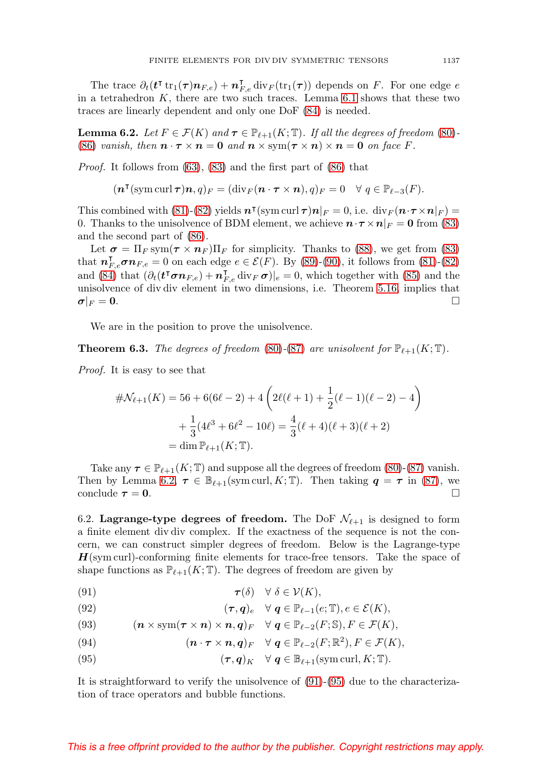The trace $\partial_t(\boldsymbol{t}^\intercal \operatorname{tr}_1(\boldsymbol{\tau})\boldsymbol{n}_{F,e}) + \boldsymbol{n}_{F,e}^\intercal \operatorname{div}_F(\operatorname{tr}_1(\boldsymbol{\tau}))$ depends on $F$. For one edge $e$ in a tetrahedron $K$, there are two such traces. Lemma 6.1 shows that these two traces are linearly dependent and only one DoF (84) is needed.

**Lemma 6.2.** *Let $F \in \mathcal{F}(K)$ and $\boldsymbol{\tau} \in \mathbb{P}_{\ell+1}(K;\mathbb{T})$. If all the degrees of freedom (80)-(86) vanish, then $\boldsymbol{n}\cdot\boldsymbol{\tau}\times\boldsymbol{n} = \boldsymbol{0}$ and $\boldsymbol{n}\times\operatorname{sym}(\boldsymbol{\tau}\times\boldsymbol{n})\times\boldsymbol{n} = \boldsymbol{0}$ on face $F$.*

*Proof.* It follows from (63), (83) and the first part of (86) that

$$(\boldsymbol{n}^\intercal(\operatorname{sym}\operatorname{curl}\boldsymbol{\tau})\boldsymbol{n}, q)_F = (\operatorname{div}_F(\boldsymbol{n}\cdot\boldsymbol{\tau}\times\boldsymbol{n}), q)_F = 0 \quad \forall\, q \in \mathbb{P}_{\ell-3}(F).$$

This combined with (81)-(82) yields $\boldsymbol{n}^\intercal(\operatorname{sym}\operatorname{curl}\boldsymbol{\tau})\boldsymbol{n}|_F = 0$, i.e. $\operatorname{div}_F(\boldsymbol{n}\cdot\boldsymbol{\tau}\times\boldsymbol{n}|_F) = 0$. Thanks to the unisolvence of BDM element, we achieve $\boldsymbol{n}\cdot\boldsymbol{\tau}\times\boldsymbol{n}|_F = \boldsymbol{0}$ from (83) and the second part of (86).

Let $\boldsymbol{\sigma} = \Pi_F \operatorname{sym}(\boldsymbol{\tau}\times\boldsymbol{n}_F)\Pi_F$ for simplicity. Thanks to (88), we get from (83) that $\boldsymbol{n}_{F,e}^\intercal\boldsymbol{\sigma}\boldsymbol{n}_{F,e} = 0$ on each edge $e \in \mathcal{E}(F)$. By (89)-(90), it follows from (81)-(82) and (84) that $(\partial_t(\boldsymbol{t}^\intercal\boldsymbol{\sigma}\boldsymbol{n}_{F,e}) + \boldsymbol{n}_{F,e}^\intercal \operatorname{div}_F\boldsymbol{\sigma})|_e = 0$, which together with (85) and the unisolvence of div div element in two dimensions, i.e. Theorem 5.16, implies that $\boldsymbol{\sigma}|_F = \boldsymbol{0}$. $\square$

We are in the position to prove the unisolvence.

**Theorem 6.3.** *The degrees of freedom (80)-(87) are unisolvent for $\mathbb{P}_{\ell+1}(K;\mathbb{T})$.*

*Proof.* It is easy to see that

$$\begin{aligned}
\#\mathcal{N}_{\ell+1}(K) &= 56 + 6(6\ell-2) + 4\left(2\ell(\ell+1) + \frac{1}{2}(\ell-1)(\ell-2) - 4\right)\\
&\quad + \frac{1}{3}(4\ell^3 + 6\ell^2 - 10\ell) = \frac{4}{3}(\ell+4)(\ell+3)(\ell+2)\\
&= \dim \mathbb{P}_{\ell+1}(K;\mathbb{T}).
\end{aligned}$$

Take any $\boldsymbol{\tau} \in \mathbb{P}_{\ell+1}(K;\mathbb{T})$ and suppose all the degrees of freedom (80)-(87) vanish. Then by Lemma 6.2, $\boldsymbol{\tau} \in \mathbb{B}_{\ell+1}(\operatorname{sym}\operatorname{curl}, K;\mathbb{T})$. Then taking $\boldsymbol{q} = \boldsymbol{\tau}$ in (87), we conclude $\boldsymbol{\tau} = \boldsymbol{0}$. $\square$

6.2. **Lagrange-type degrees of freedom.** The DoF $\mathcal{N}_{\ell+1}$ is designed to form a finite element div div complex. If the exactness of the sequence is not the concern, we can construct simpler degrees of freedom. Below is the Lagrange-type $\boldsymbol{H}(\operatorname{sym}\operatorname{curl})$-conforming finite elements for trace-free tensors. Take the space of shape functions as $\mathbb{P}_{\ell+1}(K;\mathbb{T})$. The degrees of freedom are given by

$$\boldsymbol{\tau}(\delta) \quad \forall\, \delta \in \mathcal{V}(K), \tag{91}$$

$$(\boldsymbol{\tau}, \boldsymbol{q})_e \quad \forall\, \boldsymbol{q} \in \mathbb{P}_{\ell-1}(e;\mathbb{T}), e \in \mathcal{E}(K), \tag{92}$$

$$(\boldsymbol{n}\times\operatorname{sym}(\boldsymbol{\tau}\times\boldsymbol{n})\times\boldsymbol{n}, \boldsymbol{q})_F \quad \forall\, \boldsymbol{q} \in \mathbb{P}_{\ell-2}(F;\mathbb{S}), F \in \mathcal{F}(K), \tag{93}$$

$$(\boldsymbol{n}\cdot\boldsymbol{\tau}\times\boldsymbol{n}, \boldsymbol{q})_F \quad \forall\, \boldsymbol{q} \in \mathbb{P}_{\ell-2}(F;\mathbb{R}^2), F \in \mathcal{F}(K), \tag{94}$$

$$(\boldsymbol{\tau}, \boldsymbol{q})_K \quad \forall\, \boldsymbol{q} \in \mathbb{B}_{\ell+1}(\operatorname{sym}\operatorname{curl}, K;\mathbb{T}). \tag{95}$$

It is straightforward to verify the unisolvence of (91)-(95) due to the characterization of trace operators and bubble functions.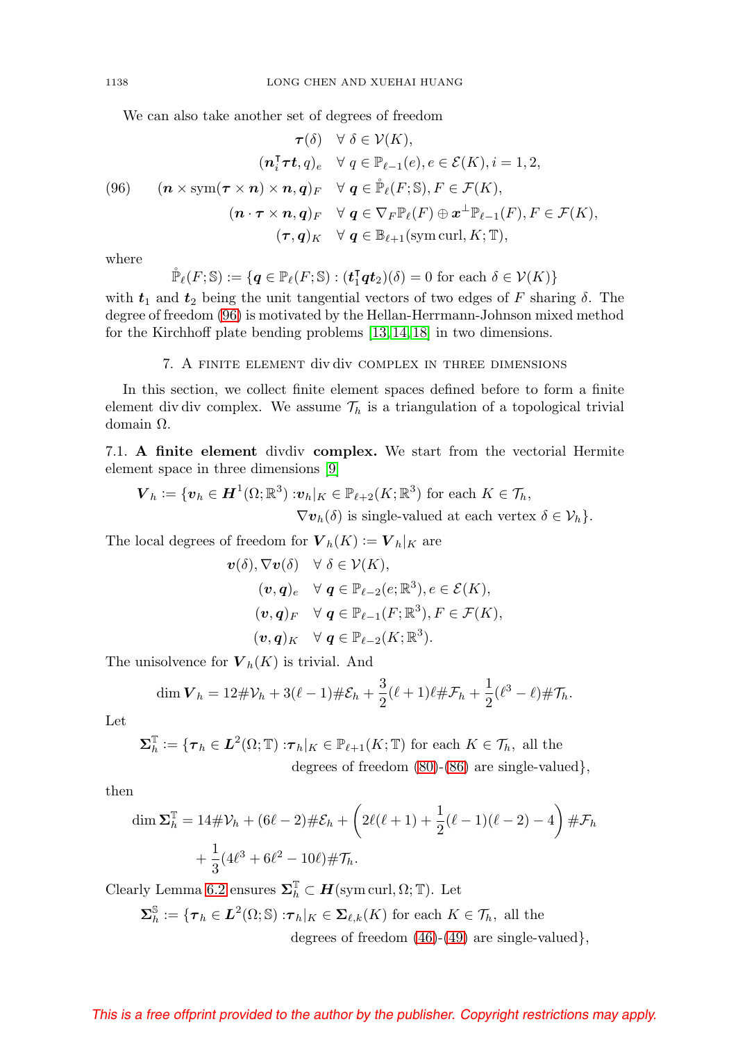We can also take another set of degrees of freedom

$$
\begin{aligned}
\boldsymbol{\tau}(\delta) &\quad \forall\, \delta \in \mathcal{V}(K), \\
(\boldsymbol{n}_i^{\intercal}\boldsymbol{\tau}\boldsymbol{t}, q)_e &\quad \forall\, q \in \mathbb{P}_{\ell-1}(e), e \in \mathcal{E}(K), i = 1, 2, \\
(\boldsymbol{n} \times \operatorname{sym}(\boldsymbol{\tau} \times \boldsymbol{n}) \times \boldsymbol{n}, \boldsymbol{q})_F &\quad \forall\, \boldsymbol{q} \in \mathring{\mathbb{P}}_{\ell}(F; \mathbb{S}), F \in \mathcal{F}(K), \\
(\boldsymbol{n} \cdot \boldsymbol{\tau} \times \boldsymbol{n}, \boldsymbol{q})_F &\quad \forall\, \boldsymbol{q} \in \nabla_F \mathbb{P}_{\ell}(F) \oplus \boldsymbol{x}^{\perp}\mathbb{P}_{\ell-1}(F), F \in \mathcal{F}(K), \\
(\boldsymbol{\tau}, \boldsymbol{q})_K &\quad \forall\, \boldsymbol{q} \in \mathbb{B}_{\ell+1}(\operatorname{sym}\operatorname{curl}, K; \mathbb{T}),
\end{aligned}
\tag{96}
$$

where

$$
\mathring{\mathbb{P}}_{\ell}(F; \mathbb{S}) := \{\boldsymbol{q} \in \mathbb{P}_{\ell}(F; \mathbb{S}) : (\boldsymbol{t}_1^{\intercal}\boldsymbol{q}\boldsymbol{t}_2)(\delta) = 0 \text{ for each } \delta \in \mathcal{V}(K)\}
$$

with $\boldsymbol{t}_1$ and $\boldsymbol{t}_2$ being the unit tangential vectors of two edges of $F$ sharing $\delta$. The degree of freedom (96) is motivated by the Hellan-Herrmann-Johnson mixed method for the Kirchhoff plate bending problems [13, 14, 18] in two dimensions.

## 7. A finite element div div complex in three dimensions

In this section, we collect finite element spaces defined before to form a finite element div div complex. We assume $\mathcal{T}_h$ is a triangulation of a topological trivial domain $\Omega$.

### 7.1. A finite element divdiv complex.

We start from the vectorial Hermite element space in three dimensions [9]

$$
\begin{aligned}
\boldsymbol{V}_h := \{\boldsymbol{v}_h \in \boldsymbol{H}^1(\Omega; \mathbb{R}^3) : \boldsymbol{v}_h|_K \in \mathbb{P}_{\ell+2}(K; \mathbb{R}^3) &\text{ for each } K \in \mathcal{T}_h, \\
\nabla \boldsymbol{v}_h(\delta) &\text{ is single-valued at each vertex } \delta \in \mathcal{V}_h\}.
\end{aligned}
$$

The local degrees of freedom for $\boldsymbol{V}_h(K) := \boldsymbol{V}_h|_K$ are

$$
\begin{aligned}
\boldsymbol{v}(\delta), \nabla \boldsymbol{v}(\delta) &\quad \forall\, \delta \in \mathcal{V}(K), \\
(\boldsymbol{v}, \boldsymbol{q})_e &\quad \forall\, \boldsymbol{q} \in \mathbb{P}_{\ell-2}(e; \mathbb{R}^3), e \in \mathcal{E}(K), \\
(\boldsymbol{v}, \boldsymbol{q})_F &\quad \forall\, \boldsymbol{q} \in \mathbb{P}_{\ell-1}(F; \mathbb{R}^3), F \in \mathcal{F}(K), \\
(\boldsymbol{v}, \boldsymbol{q})_K &\quad \forall\, \boldsymbol{q} \in \mathbb{P}_{\ell-2}(K; \mathbb{R}^3).
\end{aligned}
$$

The unisolvence for $\boldsymbol{V}_h(K)$ is trivial. And

$$
\dim \boldsymbol{V}_h = 12\#\mathcal{V}_h + 3(\ell - 1)\#\mathcal{E}_h + \frac{3}{2}(\ell + 1)\ell\#\mathcal{F}_h + \frac{1}{2}(\ell^3 - \ell)\#\mathcal{T}_h.
$$

Let

$$
\begin{aligned}
\boldsymbol{\Sigma}_h^{\mathbb{T}} := \{\boldsymbol{\tau}_h \in \boldsymbol{L}^2(\Omega; \mathbb{T}) : \boldsymbol{\tau}_h|_K \in \mathbb{P}_{\ell+1}(K; \mathbb{T}) &\text{ for each } K \in \mathcal{T}_h, \text{ all the} \\
&\text{degrees of freedom (80)-(86) are single-valued}\},
\end{aligned}
$$

then

$$
\begin{aligned}
\dim \boldsymbol{\Sigma}_h^{\mathbb{T}} = 14\#\mathcal{V}_h + (6\ell - 2)\#\mathcal{E}_h + \left(2\ell(\ell + 1) + \frac{1}{2}(\ell - 1)(\ell - 2) - 4\right)\#\mathcal{F}_h \\
+ \frac{1}{3}(4\ell^3 + 6\ell^2 - 10\ell)\#\mathcal{T}_h.
\end{aligned}
$$

Clearly Lemma 6.2 ensures $\boldsymbol{\Sigma}_h^{\mathbb{T}} \subset \boldsymbol{H}(\operatorname{sym}\operatorname{curl}, \Omega; \mathbb{T})$. Let

$$
\begin{aligned}
\boldsymbol{\Sigma}_h^{\mathbb{S}} := \{\boldsymbol{\tau}_h \in \boldsymbol{L}^2(\Omega; \mathbb{S}) : \boldsymbol{\tau}_h|_K \in \boldsymbol{\Sigma}_{\ell,k}(K) &\text{ for each } K \in \mathcal{T}_h, \text{ all the} \\
&\text{degrees of freedom (46)-(49) are single-valued}\},
\end{aligned}
$$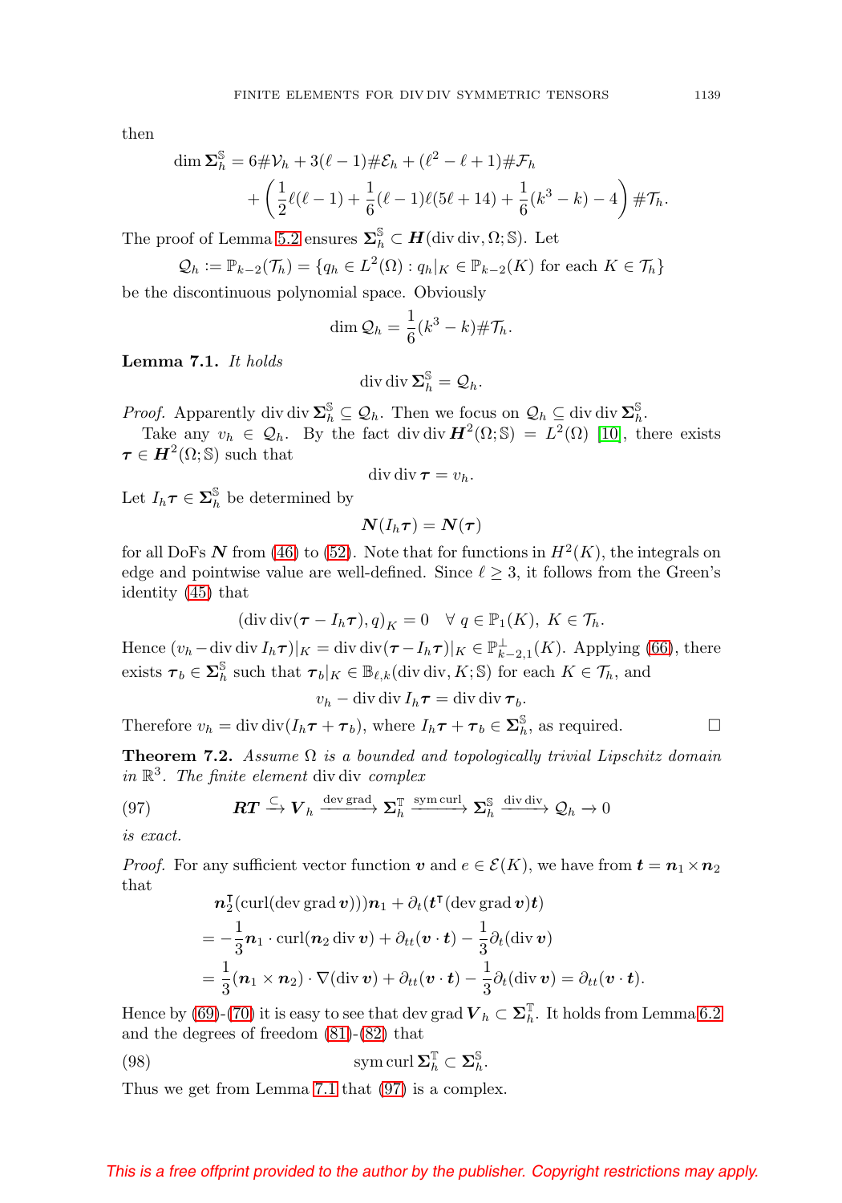then

$$\dim \boldsymbol{\Sigma}_h^{\mathbb{S}} = 6\#\mathcal{V}_h + 3(\ell-1)\#\mathcal{E}_h + (\ell^2-\ell+1)\#\mathcal{F}_h + \left(\frac{1}{2}\ell(\ell-1) + \frac{1}{6}(\ell-1)\ell(5\ell+14) + \frac{1}{6}(k^3-k) - 4\right)\#\mathcal{T}_h.$$

The proof of Lemma 5.2 ensures $\boldsymbol{\Sigma}_h^{\mathbb{S}} \subset \boldsymbol{H}(\operatorname{div}\operatorname{div}, \Omega; \mathbb{S})$. Let

$$\mathcal{Q}_h := \mathbb{P}_{k-2}(\mathcal{T}_h) = \{q_h \in L^2(\Omega) : q_h|_K \in \mathbb{P}_{k-2}(K) \text{ for each } K \in \mathcal{T}_h\}$$

be the discontinuous polynomial space. Obviously

$$\dim \mathcal{Q}_h = \frac{1}{6}(k^3-k)\#\mathcal{T}_h.$$

**Lemma 7.1.** *It holds*

$$\operatorname{div}\operatorname{div} \boldsymbol{\Sigma}_h^{\mathbb{S}} = \mathcal{Q}_h.$$

*Proof.* Apparently $\operatorname{div}\operatorname{div} \boldsymbol{\Sigma}_h^{\mathbb{S}} \subseteq \mathcal{Q}_h$. Then we focus on $\mathcal{Q}_h \subseteq \operatorname{div}\operatorname{div} \boldsymbol{\Sigma}_h^{\mathbb{S}}$.

Take any $v_h \in \mathcal{Q}_h$. By the fact $\operatorname{div}\operatorname{div} \boldsymbol{H}^2(\Omega;\mathbb{S}) = L^2(\Omega)$ [10], there exists $\boldsymbol{\tau} \in \boldsymbol{H}^2(\Omega;\mathbb{S})$ such that

$$\operatorname{div}\operatorname{div} \boldsymbol{\tau} = v_h.$$

Let $I_h\boldsymbol{\tau} \in \boldsymbol{\Sigma}_h^{\mathbb{S}}$ be determined by

$$\boldsymbol{N}(I_h\boldsymbol{\tau}) = \boldsymbol{N}(\boldsymbol{\tau})$$

for all DoFs $\boldsymbol{N}$ from (46) to (52). Note that for functions in $H^2(K)$, the integrals on edge and pointwise value are well-defined. Since $\ell \geq 3$, it follows from the Green's identity (45) that

$$(\operatorname{div}\operatorname{div}(\boldsymbol{\tau} - I_h\boldsymbol{\tau}), q)_K = 0 \quad \forall\, q \in \mathbb{P}_1(K),\ K \in \mathcal{T}_h.$$

Hence $(v_h - \operatorname{div}\operatorname{div} I_h\boldsymbol{\tau})|_K = \operatorname{div}\operatorname{div}(\boldsymbol{\tau} - I_h\boldsymbol{\tau})|_K \in \mathbb{P}_{k-2,1}^{\perp}(K)$. Applying (66), there exists $\boldsymbol{\tau}_b \in \boldsymbol{\Sigma}_h^{\mathbb{S}}$ such that $\boldsymbol{\tau}_b|_K \in \mathbb{B}_{\ell,k}(\operatorname{div}\operatorname{div}, K;\mathbb{S})$ for each $K \in \mathcal{T}_h$, and

$$v_h - \operatorname{div}\operatorname{div} I_h\boldsymbol{\tau} = \operatorname{div}\operatorname{div} \boldsymbol{\tau}_b.$$

Therefore $v_h = \operatorname{div}\operatorname{div}(I_h\boldsymbol{\tau} + \boldsymbol{\tau}_b)$, where $I_h\boldsymbol{\tau} + \boldsymbol{\tau}_b \in \boldsymbol{\Sigma}_h^{\mathbb{S}}$, as required. ∎

**Theorem 7.2.** *Assume $\Omega$ is a bounded and topologically trivial Lipschitz domain in $\mathbb{R}^3$. The finite element* $\operatorname{div}\operatorname{div}$ *complex*

$$\boldsymbol{RT} \xrightarrow{\subset} \boldsymbol{V}_h \xrightarrow{\operatorname{dev}\operatorname{grad}} \boldsymbol{\Sigma}_h^{\mathbb{T}} \xrightarrow{\operatorname{sym}\operatorname{curl}} \boldsymbol{\Sigma}_h^{\mathbb{S}} \xrightarrow{\operatorname{div}\operatorname{div}} \mathcal{Q}_h \to 0 \tag{97}$$

*is exact.*

*Proof.* For any sufficient vector function $\boldsymbol{v}$ and $e \in \mathcal{E}(K)$, we have from $\boldsymbol{t} = \boldsymbol{n}_1 \times \boldsymbol{n}_2$ that

$$\begin{aligned}
&\boldsymbol{n}_2^{\intercal}(\operatorname{curl}(\operatorname{dev}\operatorname{grad}\boldsymbol{v}))\boldsymbol{n}_1 + \partial_t(\boldsymbol{t}^{\intercal}(\operatorname{dev}\operatorname{grad}\boldsymbol{v})\boldsymbol{t}) \\
&= -\frac{1}{3}\boldsymbol{n}_1 \cdot \operatorname{curl}(\boldsymbol{n}_2 \operatorname{div}\boldsymbol{v}) + \partial_{tt}(\boldsymbol{v}\cdot\boldsymbol{t}) - \frac{1}{3}\partial_t(\operatorname{div}\boldsymbol{v}) \\
&= \frac{1}{3}(\boldsymbol{n}_1 \times \boldsymbol{n}_2)\cdot\nabla(\operatorname{div}\boldsymbol{v}) + \partial_{tt}(\boldsymbol{v}\cdot\boldsymbol{t}) - \frac{1}{3}\partial_t(\operatorname{div}\boldsymbol{v}) = \partial_{tt}(\boldsymbol{v}\cdot\boldsymbol{t}).
\end{aligned}$$

Hence by (69)-(70) it is easy to see that $\operatorname{dev}\operatorname{grad}\boldsymbol{V}_h \subset \boldsymbol{\Sigma}_h^{\mathbb{T}}$. It holds from Lemma 6.2 and the degrees of freedom (81)-(82) that

$$\operatorname{sym}\operatorname{curl} \boldsymbol{\Sigma}_h^{\mathbb{T}} \subset \boldsymbol{\Sigma}_h^{\mathbb{S}}. \tag{98}$$

Thus we get from Lemma 7.1 that (97) is a complex.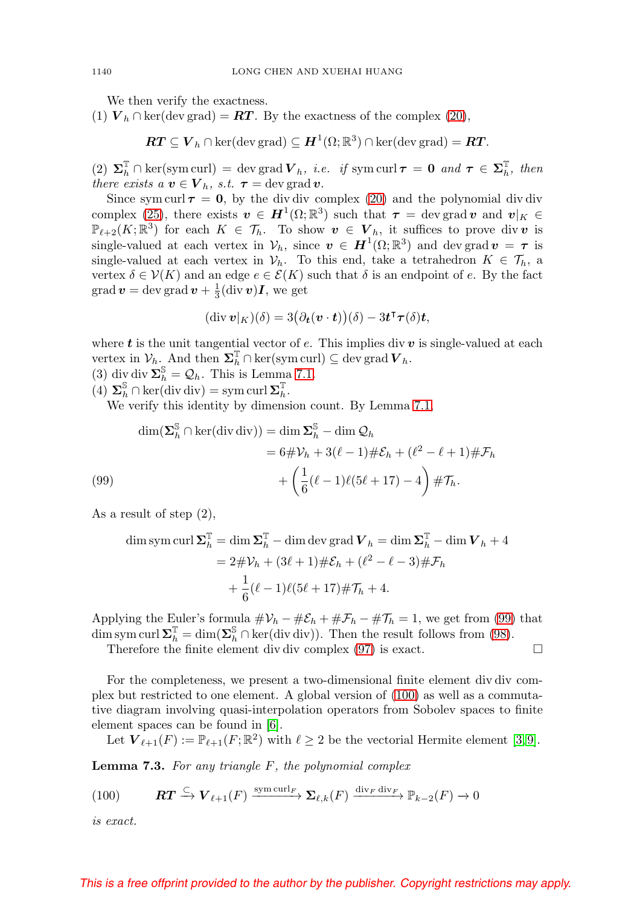We then verify the exactness.

(1) $\boldsymbol{V}_h \cap \ker(\operatorname{dev}\operatorname{grad}) = \boldsymbol{RT}$. By the exactness of the complex (20),

$$\boldsymbol{RT} \subseteq \boldsymbol{V}_h \cap \ker(\operatorname{dev}\operatorname{grad}) \subseteq \boldsymbol{H}^1(\Omega;\mathbb{R}^3) \cap \ker(\operatorname{dev}\operatorname{grad}) = \boldsymbol{RT}.$$

(2) $\boldsymbol{\Sigma}_h^{\mathbb{T}} \cap \ker(\operatorname{sym}\operatorname{curl}) = \operatorname{dev}\operatorname{grad}\boldsymbol{V}_h$, *i.e. if* $\operatorname{sym}\operatorname{curl}\boldsymbol{\tau} = \boldsymbol{0}$ *and* $\boldsymbol{\tau} \in \boldsymbol{\Sigma}_h^{\mathbb{T}}$, *then there exists a* $\boldsymbol{v} \in \boldsymbol{V}_h$, *s.t.* $\boldsymbol{\tau} = \operatorname{dev}\operatorname{grad}\boldsymbol{v}$.

Since $\operatorname{sym}\operatorname{curl}\boldsymbol{\tau} = \boldsymbol{0}$, by the div div complex (20) and the polynomial div div complex (25), there exists $\boldsymbol{v} \in \boldsymbol{H}^1(\Omega;\mathbb{R}^3)$ such that $\boldsymbol{\tau} = \operatorname{dev}\operatorname{grad}\boldsymbol{v}$ and $\boldsymbol{v}|_K \in \mathbb{P}_{\ell+2}(K;\mathbb{R}^3)$ for each $K \in \mathcal{T}_h$. To show $\boldsymbol{v} \in \boldsymbol{V}_h$, it suffices to prove $\operatorname{div}\boldsymbol{v}$ is single-valued at each vertex in $\mathcal{V}_h$, since $\boldsymbol{v} \in \boldsymbol{H}^1(\Omega;\mathbb{R}^3)$ and $\operatorname{dev}\operatorname{grad}\boldsymbol{v} = \boldsymbol{\tau}$ is single-valued at each vertex in $\mathcal{V}_h$. To this end, take a tetrahedron $K \in \mathcal{T}_h$, a vertex $\delta \in \mathcal{V}(K)$ and an edge $e \in \mathcal{E}(K)$ such that $\delta$ is an endpoint of $e$. By the fact $\operatorname{grad}\boldsymbol{v} = \operatorname{dev}\operatorname{grad}\boldsymbol{v} + \frac{1}{3}(\operatorname{div}\boldsymbol{v})\boldsymbol{I}$, we get

$$(\operatorname{div}\boldsymbol{v}|_K)(\delta) = 3\big(\partial_{\boldsymbol{t}}(\boldsymbol{v}\cdot\boldsymbol{t})\big)(\delta) - 3\boldsymbol{t}^{\intercal}\boldsymbol{\tau}(\delta)\boldsymbol{t},$$

where $\boldsymbol{t}$ is the unit tangential vector of $e$. This implies $\operatorname{div}\boldsymbol{v}$ is single-valued at each vertex in $\mathcal{V}_h$. And then $\boldsymbol{\Sigma}_h^{\mathbb{T}} \cap \ker(\operatorname{sym}\operatorname{curl}) \subseteq \operatorname{dev}\operatorname{grad}\boldsymbol{V}_h$.

(3) $\operatorname{div}\operatorname{div}\boldsymbol{\Sigma}_h^{\mathbb{S}} = \mathcal{Q}_h$. This is Lemma 7.1.

(4) $\boldsymbol{\Sigma}_h^{\mathbb{S}} \cap \ker(\operatorname{div}\operatorname{div}) = \operatorname{sym}\operatorname{curl}\boldsymbol{\Sigma}_h^{\mathbb{T}}$.

We verify this identity by dimension count. By Lemma 7.1,

$$\begin{aligned}
\dim(\boldsymbol{\Sigma}_h^{\mathbb{S}} \cap \ker(\operatorname{div}\operatorname{div})) &= \dim\boldsymbol{\Sigma}_h^{\mathbb{S}} - \dim\mathcal{Q}_h \\
&= 6\#\mathcal{V}_h + 3(\ell-1)\#\mathcal{E}_h + (\ell^2-\ell+1)\#\mathcal{F}_h \\
&\quad + \left(\frac{1}{6}(\ell-1)\ell(5\ell+17) - 4\right)\#\mathcal{T}_h.
\end{aligned} \tag{99}$$

As a result of step (2),

$$\begin{aligned}
\dim\operatorname{sym}\operatorname{curl}\boldsymbol{\Sigma}_h^{\mathbb{T}} &= \dim\boldsymbol{\Sigma}_h^{\mathbb{T}} - \dim\operatorname{dev}\operatorname{grad}\boldsymbol{V}_h = \dim\boldsymbol{\Sigma}_h^{\mathbb{T}} - \dim\boldsymbol{V}_h + 4 \\
&= 2\#\mathcal{V}_h + (3\ell+1)\#\mathcal{E}_h + (\ell^2-\ell-3)\#\mathcal{F}_h \\
&\quad + \frac{1}{6}(\ell-1)\ell(5\ell+17)\#\mathcal{T}_h + 4.
\end{aligned}$$

Applying the Euler's formula $\#\mathcal{V}_h - \#\mathcal{E}_h + \#\mathcal{F}_h - \#\mathcal{T}_h = 1$, we get from (99) that $\dim\operatorname{sym}\operatorname{curl}\boldsymbol{\Sigma}_h^{\mathbb{T}} = \dim(\boldsymbol{\Sigma}_h^{\mathbb{S}} \cap \ker(\operatorname{div}\operatorname{div}))$. Then the result follows from (98).

Therefore the finite element div div complex (97) is exact. $\square$

For the completeness, we present a two-dimensional finite element div div complex but restricted to one element. A global version of (100) as well as a commutative diagram involving quasi-interpolation operators from Sobolev spaces to finite element spaces can be found in [6].

Let $\boldsymbol{V}_{\ell+1}(F) := \mathbb{P}_{\ell+1}(F;\mathbb{R}^2)$ with $\ell \geq 2$ be the vectorial Hermite element [3,9].

**Lemma 7.3.** *For any triangle $F$, the polynomial complex*

$$\boldsymbol{RT} \xrightarrow{\subset} \boldsymbol{V}_{\ell+1}(F) \xrightarrow{\operatorname{sym}\operatorname{curl}_F} \boldsymbol{\Sigma}_{\ell,k}(F) \xrightarrow{\operatorname{div}_F\operatorname{div}_F} \mathbb{P}_{k-2}(F) \to 0 \tag{100}$$

*is exact.*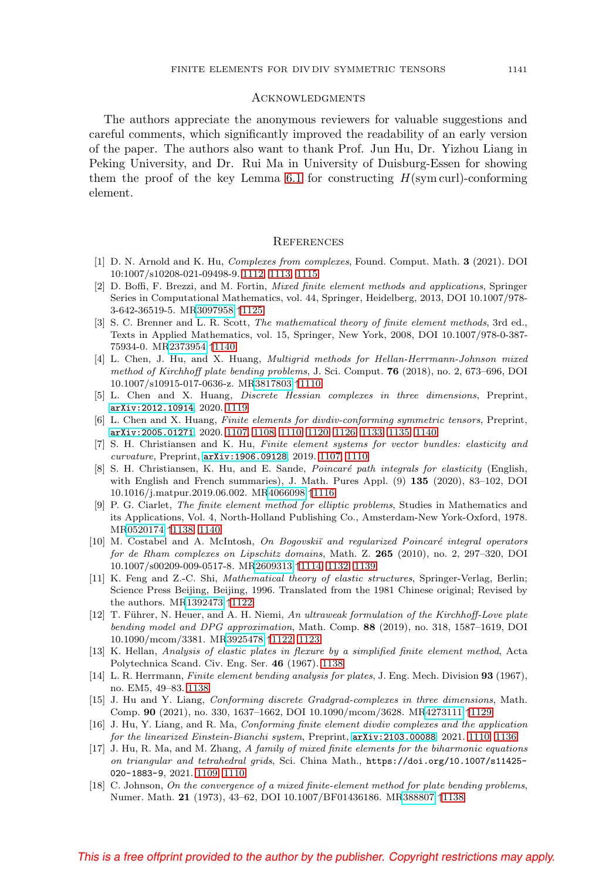## Acknowledgments

The authors appreciate the anonymous reviewers for valuable suggestions and careful comments, which significantly improved the readability of an early version of the paper. The authors also want to thank Prof. Jun Hu, Dr. Yizhou Liang in Peking University, and Dr. Rui Ma in University of Duisburg-Essen for showing them the proof of the key Lemma 6.1 for constructing $H(\operatorname{sym}\operatorname{curl})$-conforming element.

## References

[1] D. N. Arnold and K. Hu, *Complexes from complexes*, Found. Comput. Math. **3** (2021). DOI 10:1007/s10208-021-09498-9. 1112, 1113, 1115

[2] D. Boffi, F. Brezzi, and M. Fortin, *Mixed finite element methods and applications*, Springer Series in Computational Mathematics, vol. 44, Springer, Heidelberg, 2013, DOI 10.1007/978-3-642-36519-5. MR3097958 ↑1125

[3] S. C. Brenner and L. R. Scott, *The mathematical theory of finite element methods*, 3rd ed., Texts in Applied Mathematics, vol. 15, Springer, New York, 2008, DOI 10.1007/978-0-387-75934-0. MR2373954 ↑1140

[4] L. Chen, J. Hu, and X. Huang, *Multigrid methods for Hellan-Herrmann-Johnson mixed method of Kirchhoff plate bending problems*, J. Sci. Comput. **76** (2018), no. 2, 673–696, DOI 10.1007/s10915-017-0636-z. MR3817803 ↑1110

[5] L. Chen and X. Huang, *Discrete Hessian complexes in three dimensions*, Preprint, arXiv:2012.10914, 2020. 1119

[6] L. Chen and X. Huang, *Finite elements for divdiv-conforming symmetric tensors*, Preprint, arXiv:2005.01271, 2020. 1107, 1108, 1110, 1120, 1126, 1133, 1135, 1140

[7] S. H. Christiansen and K. Hu, *Finite element systems for vector bundles: elasticity and curvature*, Preprint, arXiv:1906.09128, 2019. 1107, 1110

[8] S. H. Christiansen, K. Hu, and E. Sande, *Poincaré path integrals for elasticity* (English, with English and French summaries), J. Math. Pures Appl. (9) **135** (2020), 83–102, DOI 10.1016/j.matpur.2019.06.002. MR4066098 ↑1116

[9] P. G. Ciarlet, *The finite element method for elliptic problems*, Studies in Mathematics and its Applications, Vol. 4, North-Holland Publishing Co., Amsterdam-New York-Oxford, 1978. MR0520174 ↑1138, 1140

[10] M. Costabel and A. McIntosh, *On Bogovskiĭ and regularized Poincaré integral operators for de Rham complexes on Lipschitz domains*, Math. Z. **265** (2010), no. 2, 297–320, DOI 10.1007/s00209-009-0517-8. MR2609313 ↑1114, 1132, 1139

[11] K. Feng and Z.-C. Shi, *Mathematical theory of elastic structures*, Springer-Verlag, Berlin; Science Press Beijing, Beijing, 1996. Translated from the 1981 Chinese original; Revised by the authors. MR1392473 ↑1122

[12] T. Führer, N. Heuer, and A. H. Niemi, *An ultraweak formulation of the Kirchhoff-Love plate bending model and DPG approximation*, Math. Comp. **88** (2019), no. 318, 1587–1619, DOI 10.1090/mcom/3381. MR3925478 ↑1122, 1123

[13] K. Hellan, *Analysis of elastic plates in flexure by a simplified finite element method*, Acta Polytechnica Scand. Civ. Eng. Ser. **46** (1967). 1138

[14] L. R. Herrmann, *Finite element bending analysis for plates*, J. Eng. Mech. Division **93** (1967), no. EM5, 49–83. 1138

[15] J. Hu and Y. Liang, *Conforming discrete Gradgrad-complexes in three dimensions*, Math. Comp. **90** (2021), no. 330, 1637–1662, DOI 10.1090/mcom/3628. MR4273111 ↑1129

[16] J. Hu, Y. Liang, and R. Ma, *Conforming finite element divdiv complexes and the application for the linearized Einstein-Bianchi system*, Preprint, arXiv:2103.00088, 2021. 1110, 1136

[17] J. Hu, R. Ma, and M. Zhang, *A family of mixed finite elements for the biharmonic equations on triangular and tetrahedral grids*, Sci. China Math., https://doi.org/10.1007/s11425-020-1883-9, 2021. 1109, 1110

[18] C. Johnson, *On the convergence of a mixed finite-element method for plate bending problems*, Numer. Math. **21** (1973), 43–62, DOI 10.1007/BF01436186. MR388807 ↑1138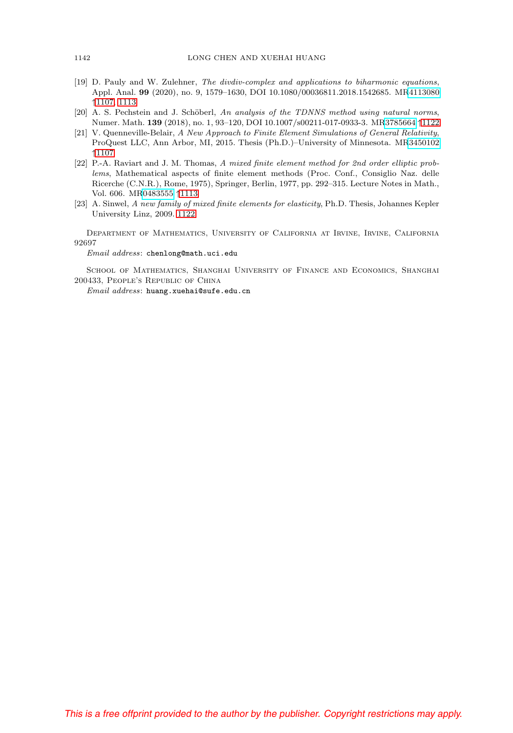[19] D. Pauly and W. Zulehner, *The divdiv-complex and applications to biharmonic equations*, Appl. Anal. **99** (2020), no. 9, 1579–1630, DOI 10.1080/00036811.2018.1542685. MR4113080 ↑1107, 1113

[20] A. S. Pechstein and J. Schöberl, *An analysis of the TDNNS method using natural norms*, Numer. Math. **139** (2018), no. 1, 93–120, DOI 10.1007/s00211-017-0933-3. MR3785664 ↑1122

[21] V. Quenneville-Belair, *A New Approach to Finite Element Simulations of General Relativity*, ProQuest LLC, Ann Arbor, MI, 2015. Thesis (Ph.D.)–University of Minnesota. MR3450102 ↑1107

[22] P.-A. Raviart and J. M. Thomas, *A mixed finite element method for 2nd order elliptic problems*, Mathematical aspects of finite element methods (Proc. Conf., Consiglio Naz. delle Ricerche (C.N.R.), Rome, 1975), Springer, Berlin, 1977, pp. 292–315. Lecture Notes in Math., Vol. 606. MR0483555 ↑1113

[23] A. Sinwel, *A new family of mixed finite elements for elasticity*, Ph.D. Thesis, Johannes Kepler University Linz, 2009. 1122

Department of Mathematics, University of California at Irvine, Irvine, California 92697

*Email address*: chenlong@math.uci.edu

School of Mathematics, Shanghai University of Finance and Economics, Shanghai 200433, People's Republic of China

*Email address*: huang.xuehai@sufe.edu.cn

This is a free offprint provided to the author by the publisher. Copyright restrictions may apply.